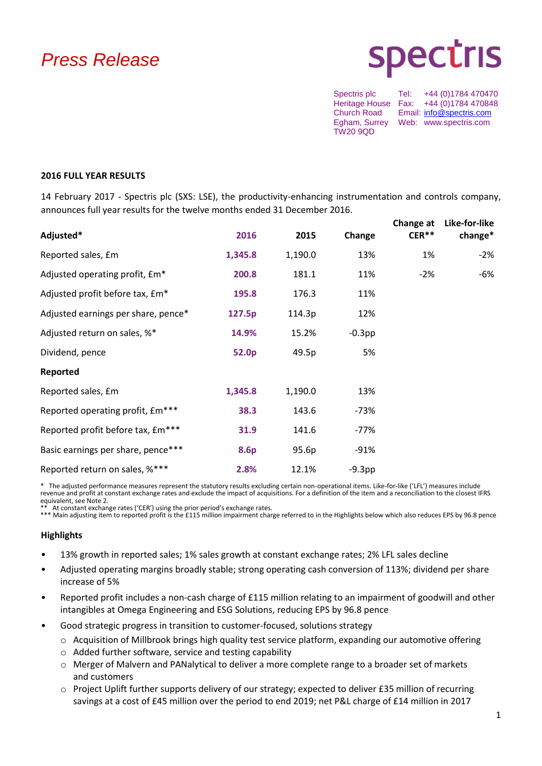Press Release

spectris

Spectris plc
Heritage House
Church Road
Egham, Surrey
TW20 9QD

Tel: +44 (0)1784 470470
Fax: +44 (0)1784 470848
Email: info@spectris.com
Web: www.spectris.com

**2016 FULL YEAR RESULTS**

14 February 2017 - Spectris plc (SXS: LSE), the productivity-enhancing instrumentation and controls company, announces full year results for the twelve months ended 31 December 2016.

| **Adjusted*** | **2016** | **2015** | **Change** | **Change at CER**** | **Like-for-like change*** |
|---|---|---|---|---|---|
| Reported sales, £m | **1,345.8** | 1,190.0 | 13% | 1% | -2% |
| Adjusted operating profit, £m* | **200.8** | 181.1 | 11% | -2% | -6% |
| Adjusted profit before tax, £m* | **195.8** | 176.3 | 11% | | |
| Adjusted earnings per share, pence* | **127.5p** | 114.3p | 12% | | |
| Adjusted return on sales, %* | **14.9%** | 15.2% | -0.3pp | | |
| Dividend, pence | **52.0p** | 49.5p | 5% | | |
| **Reported** | | | | | |
| Reported sales, £m | **1,345.8** | 1,190.0 | 13% | | |
| Reported operating profit, £m*** | **38.3** | 143.6 | -73% | | |
| Reported profit before tax, £m*** | **31.9** | 141.6 | -77% | | |
| Basic earnings per share, pence*** | **8.6p** | 95.6p | -91% | | |
| Reported return on sales, %*** | **2.8%** | 12.1% | -9.3pp | | |

\* The adjusted performance measures represent the statutory results excluding certain non-operational items. Like-for-like ('LFL') measures include revenue and profit at constant exchange rates and exclude the impact of acquisitions. For a definition of the item and a reconciliation to the closest IFRS equivalent, see Note 2.
** At constant exchange rates ('CER') using the prior period's exchange rates.
*** Main adjusting item to reported profit is the £115 million impairment charge referred to in the Highlights below which also reduces EPS by 96.8 pence

**Highlights**

- 13% growth in reported sales; 1% sales growth at constant exchange rates; 2% LFL sales decline
- Adjusted operating margins broadly stable; strong operating cash conversion of 113%; dividend per share increase of 5%
- Reported profit includes a non-cash charge of £115 million relating to an impairment of goodwill and other intangibles at Omega Engineering and ESG Solutions, reducing EPS by 96.8 pence
- Good strategic progress in transition to customer-focused, solutions strategy
    - Acquisition of Millbrook brings high quality test service platform, expanding our automotive offering
    - Added further software, service and testing capability
    - Merger of Malvern and PANalytical to deliver a more complete range to a broader set of markets and customers
    - Project Uplift further supports delivery of our strategy; expected to deliver £35 million of recurring savings at a cost of £45 million over the period to end 2019; net P&L charge of £14 million in 2017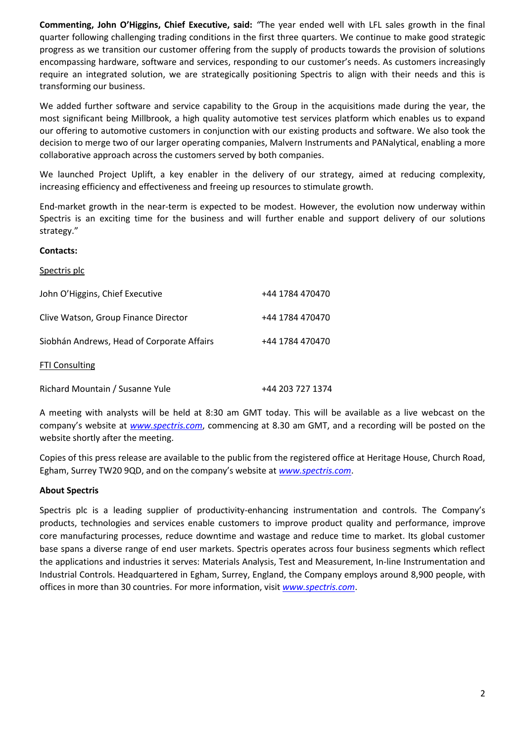**Commenting, John O'Higgins, Chief Executive, said:** *"*The year ended well with LFL sales growth in the final quarter following challenging trading conditions in the first three quarters. We continue to make good strategic progress as we transition our customer offering from the supply of products towards the provision of solutions encompassing hardware, software and services, responding to our customer's needs. As customers increasingly require an integrated solution, we are strategically positioning Spectris to align with their needs and this is transforming our business.

We added further software and service capability to the Group in the acquisitions made during the year, the most significant being Millbrook, a high quality automotive test services platform which enables us to expand our offering to automotive customers in conjunction with our existing products and software. We also took the decision to merge two of our larger operating companies, Malvern Instruments and PANalytical, enabling a more collaborative approach across the customers served by both companies.

We launched Project Uplift, a key enabler in the delivery of our strategy, aimed at reducing complexity, increasing efficiency and effectiveness and freeing up resources to stimulate growth.

End-market growth in the near-term is expected to be modest. However, the evolution now underway within Spectris is an exciting time for the business and will further enable and support delivery of our solutions strategy."

**Contacts:**

Spectris plc

| | |
|---|---|
| John O'Higgins, Chief Executive | +44 1784 470470 |
| Clive Watson, Group Finance Director | +44 1784 470470 |
| Siobhán Andrews, Head of Corporate Affairs | +44 1784 470470 |

FTI Consulting

| | |
|---|---|
| Richard Mountain / Susanne Yule | +44 203 727 1374 |

A meeting with analysts will be held at 8:30 am GMT today. This will be available as a live webcast on the company's website at *www.spectris.com*, commencing at 8.30 am GMT, and a recording will be posted on the website shortly after the meeting.

Copies of this press release are available to the public from the registered office at Heritage House, Church Road, Egham, Surrey TW20 9QD, and on the company's website at *www.spectris.com*.

**About Spectris**

Spectris plc is a leading supplier of productivity-enhancing instrumentation and controls. The Company's products, technologies and services enable customers to improve product quality and performance, improve core manufacturing processes, reduce downtime and wastage and reduce time to market. Its global customer base spans a diverse range of end user markets. Spectris operates across four business segments which reflect the applications and industries it serves: Materials Analysis, Test and Measurement, In-line Instrumentation and Industrial Controls. Headquartered in Egham, Surrey, England, the Company employs around 8,900 people, with offices in more than 30 countries. For more information, visit *www.spectris.com*.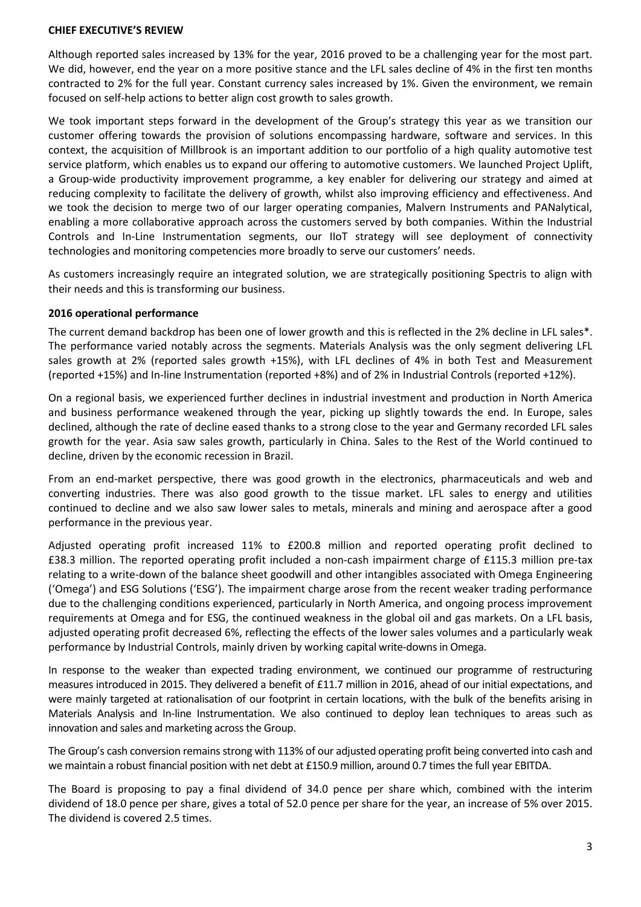## CHIEF EXECUTIVE'S REVIEW

Although reported sales increased by 13% for the year, 2016 proved to be a challenging year for the most part. We did, however, end the year on a more positive stance and the LFL sales decline of 4% in the first ten months contracted to 2% for the full year. Constant currency sales increased by 1%. Given the environment, we remain focused on self-help actions to better align cost growth to sales growth.

We took important steps forward in the development of the Group's strategy this year as we transition our customer offering towards the provision of solutions encompassing hardware, software and services. In this context, the acquisition of Millbrook is an important addition to our portfolio of a high quality automotive test service platform, which enables us to expand our offering to automotive customers. We launched Project Uplift, a Group-wide productivity improvement programme, a key enabler for delivering our strategy and aimed at reducing complexity to facilitate the delivery of growth, whilst also improving efficiency and effectiveness. And we took the decision to merge two of our larger operating companies, Malvern Instruments and PANalytical, enabling a more collaborative approach across the customers served by both companies. Within the Industrial Controls and In-Line Instrumentation segments, our IIoT strategy will see deployment of connectivity technologies and monitoring competencies more broadly to serve our customers' needs.

As customers increasingly require an integrated solution, we are strategically positioning Spectris to align with their needs and this is transforming our business.

### 2016 operational performance

The current demand backdrop has been one of lower growth and this is reflected in the 2% decline in LFL sales*. The performance varied notably across the segments. Materials Analysis was the only segment delivering LFL sales growth at 2% (reported sales growth +15%), with LFL declines of 4% in both Test and Measurement (reported +15%) and In-line Instrumentation (reported +8%) and of 2% in Industrial Controls (reported +12%).

On a regional basis, we experienced further declines in industrial investment and production in North America and business performance weakened through the year, picking up slightly towards the end. In Europe, sales declined, although the rate of decline eased thanks to a strong close to the year and Germany recorded LFL sales growth for the year. Asia saw sales growth, particularly in China. Sales to the Rest of the World continued to decline, driven by the economic recession in Brazil.

From an end-market perspective, there was good growth in the electronics, pharmaceuticals and web and converting industries. There was also good growth to the tissue market. LFL sales to energy and utilities continued to decline and we also saw lower sales to metals, minerals and mining and aerospace after a good performance in the previous year.

Adjusted operating profit increased 11% to £200.8 million and reported operating profit declined to £38.3 million. The reported operating profit included a non-cash impairment charge of £115.3 million pre-tax relating to a write-down of the balance sheet goodwill and other intangibles associated with Omega Engineering ('Omega') and ESG Solutions ('ESG'). The impairment charge arose from the recent weaker trading performance due to the challenging conditions experienced, particularly in North America, and ongoing process improvement requirements at Omega and for ESG, the continued weakness in the global oil and gas markets. On a LFL basis, adjusted operating profit decreased 6%, reflecting the effects of the lower sales volumes and a particularly weak performance by Industrial Controls, mainly driven by working capital write-downs in Omega.

In response to the weaker than expected trading environment, we continued our programme of restructuring measures introduced in 2015. They delivered a benefit of £11.7 million in 2016, ahead of our initial expectations, and were mainly targeted at rationalisation of our footprint in certain locations, with the bulk of the benefits arising in Materials Analysis and In-line Instrumentation. We also continued to deploy lean techniques to areas such as innovation and sales and marketing across the Group.

The Group's cash conversion remains strong with 113% of our adjusted operating profit being converted into cash and we maintain a robust financial position with net debt at £150.9 million, around 0.7 times the full year EBITDA.

The Board is proposing to pay a final dividend of 34.0 pence per share which, combined with the interim dividend of 18.0 pence per share, gives a total of 52.0 pence per share for the year, an increase of 5% over 2015. The dividend is covered 2.5 times.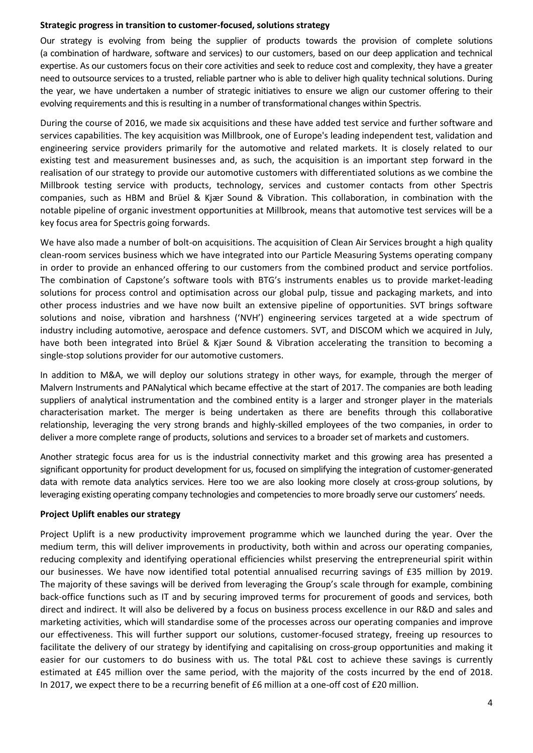**Strategic progress in transition to customer-focused, solutions strategy**

Our strategy is evolving from being the supplier of products towards the provision of complete solutions (a combination of hardware, software and services) to our customers, based on our deep application and technical expertise. As our customers focus on their core activities and seek to reduce cost and complexity, they have a greater need to outsource services to a trusted, reliable partner who is able to deliver high quality technical solutions. During the year, we have undertaken a number of strategic initiatives to ensure we align our customer offering to their evolving requirements and this is resulting in a number of transformational changes within Spectris.

During the course of 2016, we made six acquisitions and these have added test service and further software and services capabilities. The key acquisition was Millbrook, one of Europe's leading independent test, validation and engineering service providers primarily for the automotive and related markets. It is closely related to our existing test and measurement businesses and, as such, the acquisition is an important step forward in the realisation of our strategy to provide our automotive customers with differentiated solutions as we combine the Millbrook testing service with products, technology, services and customer contacts from other Spectris companies, such as HBM and Brüel & Kjær Sound & Vibration. This collaboration, in combination with the notable pipeline of organic investment opportunities at Millbrook, means that automotive test services will be a key focus area for Spectris going forwards.

We have also made a number of bolt-on acquisitions. The acquisition of Clean Air Services brought a high quality clean-room services business which we have integrated into our Particle Measuring Systems operating company in order to provide an enhanced offering to our customers from the combined product and service portfolios. The combination of Capstone's software tools with BTG's instruments enables us to provide market-leading solutions for process control and optimisation across our global pulp, tissue and packaging markets, and into other process industries and we have now built an extensive pipeline of opportunities. SVT brings software solutions and noise, vibration and harshness ('NVH') engineering services targeted at a wide spectrum of industry including automotive, aerospace and defence customers. SVT, and DISCOM which we acquired in July, have both been integrated into Brüel & Kjær Sound & Vibration accelerating the transition to becoming a single-stop solutions provider for our automotive customers.

In addition to M&A, we will deploy our solutions strategy in other ways, for example, through the merger of Malvern Instruments and PANalytical which became effective at the start of 2017. The companies are both leading suppliers of analytical instrumentation and the combined entity is a larger and stronger player in the materials characterisation market. The merger is being undertaken as there are benefits through this collaborative relationship, leveraging the very strong brands and highly-skilled employees of the two companies, in order to deliver a more complete range of products, solutions and services to a broader set of markets and customers.

Another strategic focus area for us is the industrial connectivity market and this growing area has presented a significant opportunity for product development for us, focused on simplifying the integration of customer-generated data with remote data analytics services. Here too we are also looking more closely at cross-group solutions, by leveraging existing operating company technologies and competencies to more broadly serve our customers' needs.

**Project Uplift enables our strategy**

Project Uplift is a new productivity improvement programme which we launched during the year. Over the medium term, this will deliver improvements in productivity, both within and across our operating companies, reducing complexity and identifying operational efficiencies whilst preserving the entrepreneurial spirit within our businesses. We have now identified total potential annualised recurring savings of £35 million by 2019. The majority of these savings will be derived from leveraging the Group's scale through for example, combining back-office functions such as IT and by securing improved terms for procurement of goods and services, both direct and indirect. It will also be delivered by a focus on business process excellence in our R&D and sales and marketing activities, which will standardise some of the processes across our operating companies and improve our effectiveness. This will further support our solutions, customer-focused strategy, freeing up resources to facilitate the delivery of our strategy by identifying and capitalising on cross-group opportunities and making it easier for our customers to do business with us. The total P&L cost to achieve these savings is currently estimated at £45 million over the same period, with the majority of the costs incurred by the end of 2018. In 2017, we expect there to be a recurring benefit of £6 million at a one-off cost of £20 million.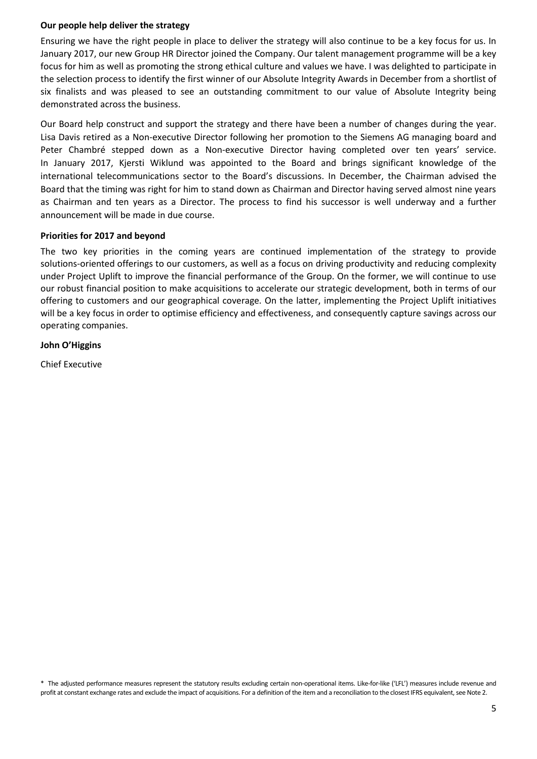**Our people help deliver the strategy**

Ensuring we have the right people in place to deliver the strategy will also continue to be a key focus for us. In January 2017, our new Group HR Director joined the Company. Our talent management programme will be a key focus for him as well as promoting the strong ethical culture and values we have. I was delighted to participate in the selection process to identify the first winner of our Absolute Integrity Awards in December from a shortlist of six finalists and was pleased to see an outstanding commitment to our value of Absolute Integrity being demonstrated across the business.

Our Board help construct and support the strategy and there have been a number of changes during the year. Lisa Davis retired as a Non-executive Director following her promotion to the Siemens AG managing board and Peter Chambré stepped down as a Non-executive Director having completed over ten years' service. In January 2017, Kjersti Wiklund was appointed to the Board and brings significant knowledge of the international telecommunications sector to the Board's discussions. In December, the Chairman advised the Board that the timing was right for him to stand down as Chairman and Director having served almost nine years as Chairman and ten years as a Director. The process to find his successor is well underway and a further announcement will be made in due course.

**Priorities for 2017 and beyond**

The two key priorities in the coming years are continued implementation of the strategy to provide solutions-oriented offerings to our customers, as well as a focus on driving productivity and reducing complexity under Project Uplift to improve the financial performance of the Group. On the former, we will continue to use our robust financial position to make acquisitions to accelerate our strategic development, both in terms of our offering to customers and our geographical coverage. On the latter, implementing the Project Uplift initiatives will be a key focus in order to optimise efficiency and effectiveness, and consequently capture savings across our operating companies.

**John O'Higgins**

Chief Executive

\* The adjusted performance measures represent the statutory results excluding certain non-operational items. Like-for-like ('LFL') measures include revenue and profit at constant exchange rates and exclude the impact of acquisitions. For a definition of the item and a reconciliation to the closest IFRS equivalent, see Note 2.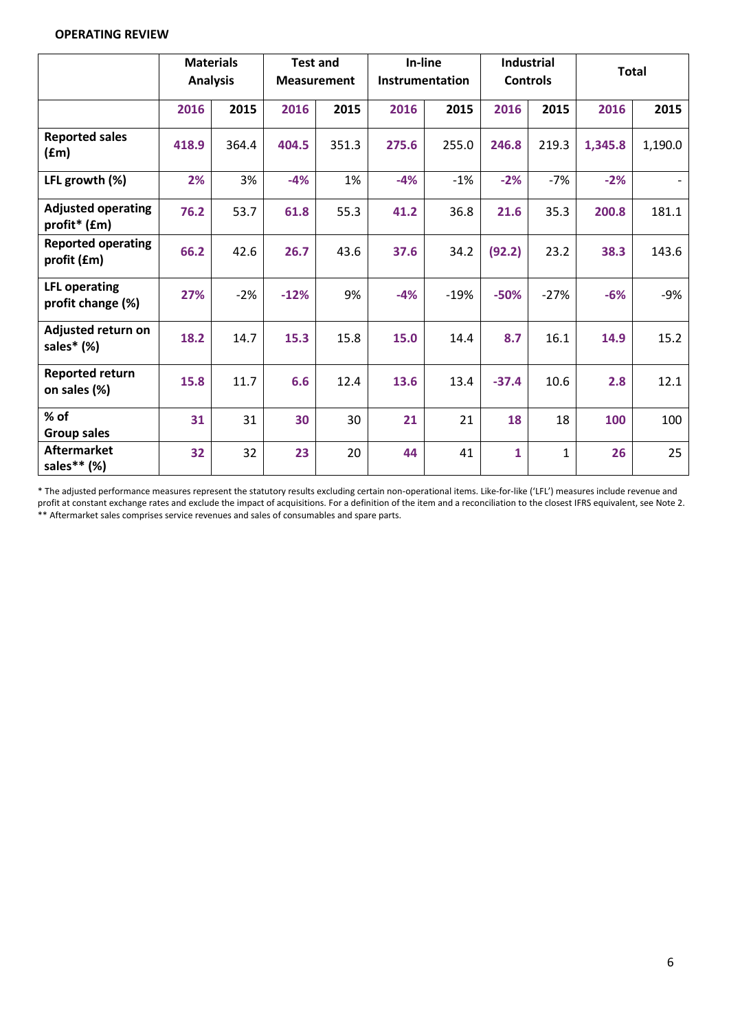**OPERATING REVIEW**

| | Materials Analysis | | Test and Measurement | | In-line Instrumentation | | Industrial Controls | | Total | |
|---|---|---|---|---|---|---|---|---|---|---|
| | **2016** | 2015 | **2016** | 2015 | **2016** | 2015 | **2016** | 2015 | **2016** | 2015 |
| **Reported sales (£m)** | **418.9** | 364.4 | **404.5** | 351.3 | **275.6** | 255.0 | **246.8** | 219.3 | **1,345.8** | 1,190.0 |
| **LFL growth (%)** | **2%** | 3% | **-4%** | 1% | **-4%** | -1% | **-2%** | -7% | **-2%** | - |
| **Adjusted operating profit* (£m)** | **76.2** | 53.7 | **61.8** | 55.3 | **41.2** | 36.8 | **21.6** | 35.3 | **200.8** | 181.1 |
| **Reported operating profit (£m)** | **66.2** | 42.6 | **26.7** | 43.6 | **37.6** | 34.2 | **(92.2)** | 23.2 | **38.3** | 143.6 |
| **LFL operating profit change (%)** | **27%** | -2% | **-12%** | 9% | **-4%** | -19% | **-50%** | -27% | **-6%** | -9% |
| **Adjusted return on sales* (%)** | **18.2** | 14.7 | **15.3** | 15.8 | **15.0** | 14.4 | **8.7** | 16.1 | **14.9** | 15.2 |
| **Reported return on sales (%)** | **15.8** | 11.7 | **6.6** | 12.4 | **13.6** | 13.4 | **-37.4** | 10.6 | **2.8** | 12.1 |
| **% of Group sales** | **31** | 31 | **30** | 30 | **21** | 21 | **18** | 18 | **100** | 100 |
| **Aftermarket sales** (%)** | **32** | 32 | **23** | 20 | **44** | 41 | **1** | 1 | **26** | 25 |

* The adjusted performance measures represent the statutory results excluding certain non-operational items. Like-for-like ('LFL') measures include revenue and profit at constant exchange rates and exclude the impact of acquisitions. For a definition of the item and a reconciliation to the closest IFRS equivalent, see Note 2.
** Aftermarket sales comprises service revenues and sales of consumables and spare parts.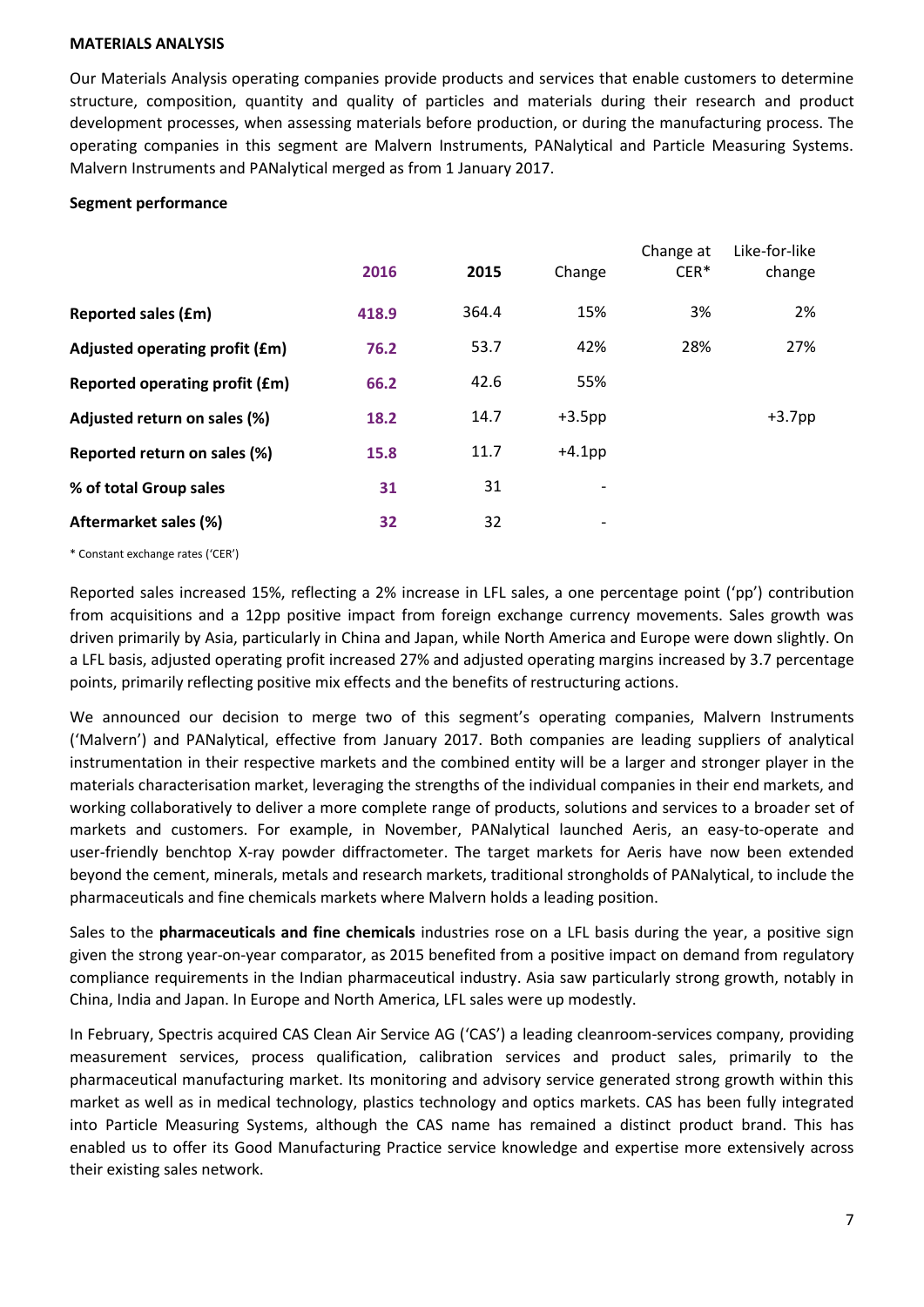**MATERIALS ANALYSIS**

Our Materials Analysis operating companies provide products and services that enable customers to determine structure, composition, quantity and quality of particles and materials during their research and product development processes, when assessing materials before production, or during the manufacturing process. The operating companies in this segment are Malvern Instruments, PANalytical and Particle Measuring Systems. Malvern Instruments and PANalytical merged as from 1 January 2017.

**Segment performance**

| | 2016 | 2015 | Change | Change at CER* | Like-for-like change |
|---|---|---|---|---|---|
| **Reported sales (£m)** | **418.9** | 364.4 | 15% | 3% | 2% |
| **Adjusted operating profit (£m)** | **76.2** | 53.7 | 42% | 28% | 27% |
| **Reported operating profit (£m)** | **66.2** | 42.6 | 55% | | |
| **Adjusted return on sales (%)** | **18.2** | 14.7 | +3.5pp | | +3.7pp |
| **Reported return on sales (%)** | **15.8** | 11.7 | +4.1pp | | |
| **% of total Group sales** | **31** | 31 | - | | |
| **Aftermarket sales (%)** | **32** | 32 | - | | |

\* Constant exchange rates ('CER')

Reported sales increased 15%, reflecting a 2% increase in LFL sales, a one percentage point ('pp') contribution from acquisitions and a 12pp positive impact from foreign exchange currency movements. Sales growth was driven primarily by Asia, particularly in China and Japan, while North America and Europe were down slightly. On a LFL basis, adjusted operating profit increased 27% and adjusted operating margins increased by 3.7 percentage points, primarily reflecting positive mix effects and the benefits of restructuring actions.

We announced our decision to merge two of this segment's operating companies, Malvern Instruments ('Malvern') and PANalytical, effective from January 2017. Both companies are leading suppliers of analytical instrumentation in their respective markets and the combined entity will be a larger and stronger player in the materials characterisation market, leveraging the strengths of the individual companies in their end markets, and working collaboratively to deliver a more complete range of products, solutions and services to a broader set of markets and customers. For example, in November, PANalytical launched Aeris, an easy-to-operate and user-friendly benchtop X-ray powder diffractometer. The target markets for Aeris have now been extended beyond the cement, minerals, metals and research markets, traditional strongholds of PANalytical, to include the pharmaceuticals and fine chemicals markets where Malvern holds a leading position.

Sales to the **pharmaceuticals and fine chemicals** industries rose on a LFL basis during the year, a positive sign given the strong year-on-year comparator, as 2015 benefited from a positive impact on demand from regulatory compliance requirements in the Indian pharmaceutical industry. Asia saw particularly strong growth, notably in China, India and Japan. In Europe and North America, LFL sales were up modestly.

In February, Spectris acquired CAS Clean Air Service AG ('CAS') a leading cleanroom-services company, providing measurement services, process qualification, calibration services and product sales, primarily to the pharmaceutical manufacturing market. Its monitoring and advisory service generated strong growth within this market as well as in medical technology, plastics technology and optics markets. CAS has been fully integrated into Particle Measuring Systems, although the CAS name has remained a distinct product brand. This has enabled us to offer its Good Manufacturing Practice service knowledge and expertise more extensively across their existing sales network.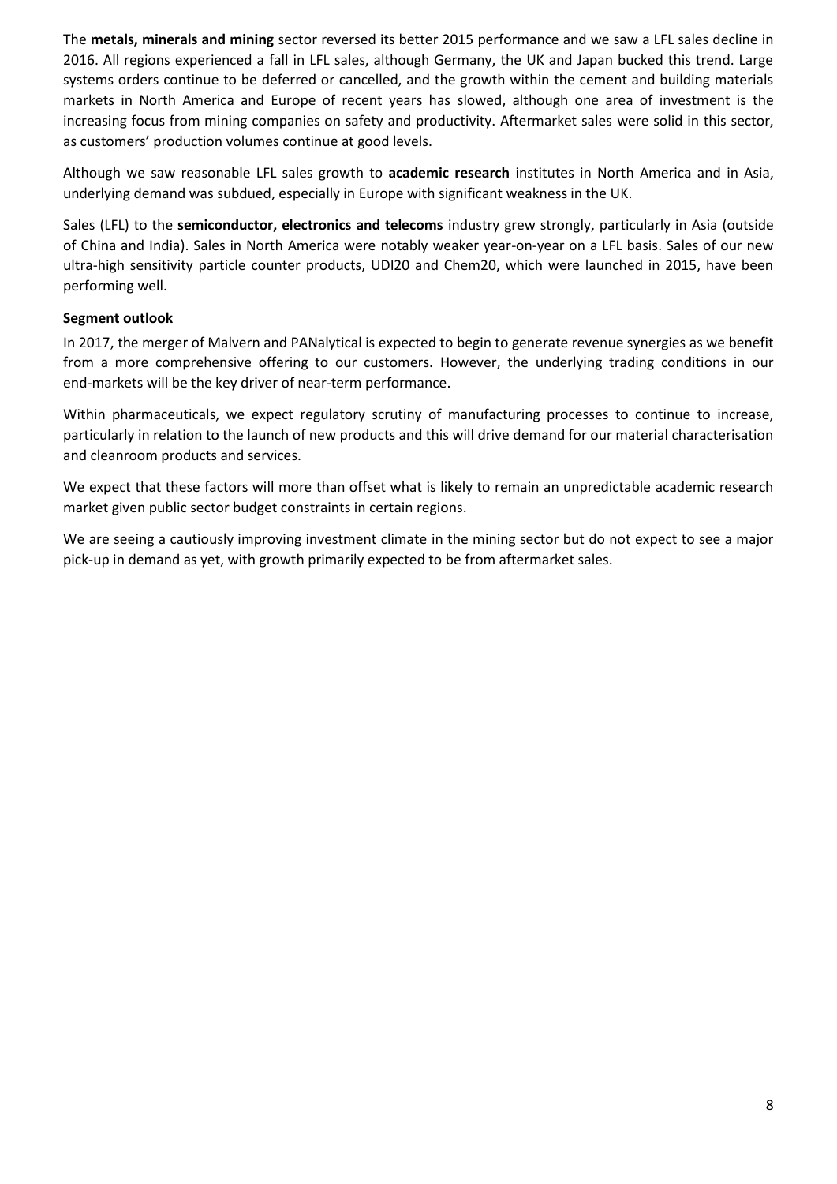The **metals, minerals and mining** sector reversed its better 2015 performance and we saw a LFL sales decline in 2016. All regions experienced a fall in LFL sales, although Germany, the UK and Japan bucked this trend. Large systems orders continue to be deferred or cancelled, and the growth within the cement and building materials markets in North America and Europe of recent years has slowed, although one area of investment is the increasing focus from mining companies on safety and productivity. Aftermarket sales were solid in this sector, as customers' production volumes continue at good levels.

Although we saw reasonable LFL sales growth to **academic research** institutes in North America and in Asia, underlying demand was subdued, especially in Europe with significant weakness in the UK.

Sales (LFL) to the **semiconductor, electronics and telecoms** industry grew strongly, particularly in Asia (outside of China and India). Sales in North America were notably weaker year-on-year on a LFL basis. Sales of our new ultra-high sensitivity particle counter products, UDI20 and Chem20, which were launched in 2015, have been performing well.

**Segment outlook**

In 2017, the merger of Malvern and PANalytical is expected to begin to generate revenue synergies as we benefit from a more comprehensive offering to our customers. However, the underlying trading conditions in our end-markets will be the key driver of near-term performance.

Within pharmaceuticals, we expect regulatory scrutiny of manufacturing processes to continue to increase, particularly in relation to the launch of new products and this will drive demand for our material characterisation and cleanroom products and services.

We expect that these factors will more than offset what is likely to remain an unpredictable academic research market given public sector budget constraints in certain regions.

We are seeing a cautiously improving investment climate in the mining sector but do not expect to see a major pick-up in demand as yet, with growth primarily expected to be from aftermarket sales.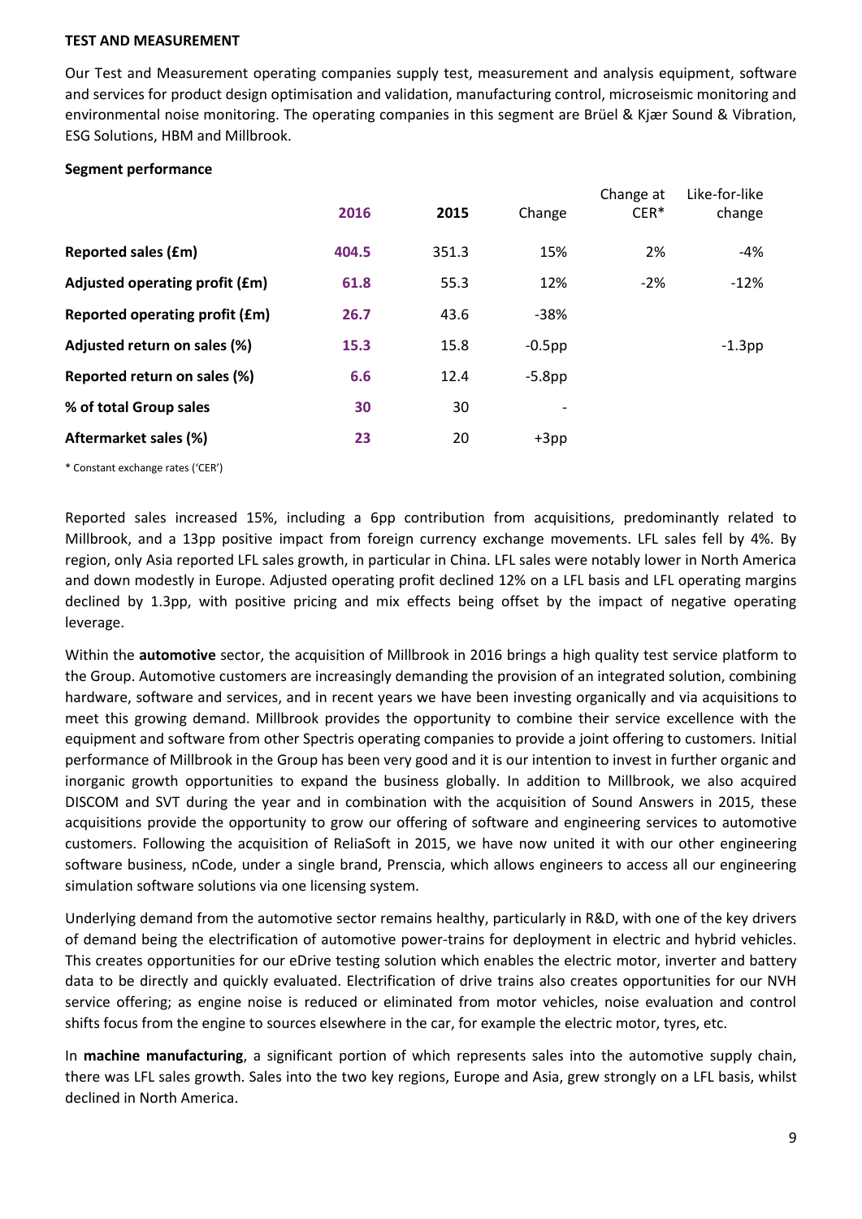## TEST AND MEASUREMENT

Our Test and Measurement operating companies supply test, measurement and analysis equipment, software and services for product design optimisation and validation, manufacturing control, microseismic monitoring and environmental noise monitoring. The operating companies in this segment are Brüel & Kjær Sound & Vibration, ESG Solutions, HBM and Millbrook.

### Segment performance

| | 2016 | 2015 | Change | Change at CER* | Like-for-like change |
|---|---|---|---|---|---|
| **Reported sales (£m)** | **404.5** | 351.3 | 15% | 2% | -4% |
| **Adjusted operating profit (£m)** | **61.8** | 55.3 | 12% | -2% | -12% |
| **Reported operating profit (£m)** | **26.7** | 43.6 | -38% | | |
| **Adjusted return on sales (%)** | **15.3** | 15.8 | -0.5pp | | -1.3pp |
| **Reported return on sales (%)** | **6.6** | 12.4 | -5.8pp | | |
| **% of total Group sales** | **30** | 30 | - | | |
| **Aftermarket sales (%)** | **23** | 20 | +3pp | | |

\* Constant exchange rates ('CER')

Reported sales increased 15%, including a 6pp contribution from acquisitions, predominantly related to Millbrook, and a 13pp positive impact from foreign currency exchange movements. LFL sales fell by 4%. By region, only Asia reported LFL sales growth, in particular in China. LFL sales were notably lower in North America and down modestly in Europe. Adjusted operating profit declined 12% on a LFL basis and LFL operating margins declined by 1.3pp, with positive pricing and mix effects being offset by the impact of negative operating leverage.

Within the **automotive** sector, the acquisition of Millbrook in 2016 brings a high quality test service platform to the Group. Automotive customers are increasingly demanding the provision of an integrated solution, combining hardware, software and services, and in recent years we have been investing organically and via acquisitions to meet this growing demand. Millbrook provides the opportunity to combine their service excellence with the equipment and software from other Spectris operating companies to provide a joint offering to customers. Initial performance of Millbrook in the Group has been very good and it is our intention to invest in further organic and inorganic growth opportunities to expand the business globally. In addition to Millbrook, we also acquired DISCOM and SVT during the year and in combination with the acquisition of Sound Answers in 2015, these acquisitions provide the opportunity to grow our offering of software and engineering services to automotive customers. Following the acquisition of ReliaSoft in 2015, we have now united it with our other engineering software business, nCode, under a single brand, Prenscia, which allows engineers to access all our engineering simulation software solutions via one licensing system.

Underlying demand from the automotive sector remains healthy, particularly in R&D, with one of the key drivers of demand being the electrification of automotive power-trains for deployment in electric and hybrid vehicles. This creates opportunities for our eDrive testing solution which enables the electric motor, inverter and battery data to be directly and quickly evaluated. Electrification of drive trains also creates opportunities for our NVH service offering; as engine noise is reduced or eliminated from motor vehicles, noise evaluation and control shifts focus from the engine to sources elsewhere in the car, for example the electric motor, tyres, etc.

In **machine manufacturing**, a significant portion of which represents sales into the automotive supply chain, there was LFL sales growth. Sales into the two key regions, Europe and Asia, grew strongly on a LFL basis, whilst declined in North America.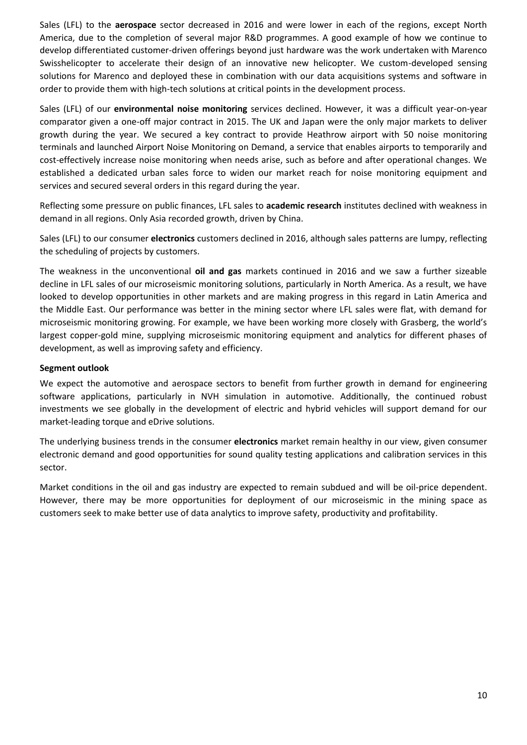Sales (LFL) to the **aerospace** sector decreased in 2016 and were lower in each of the regions, except North America, due to the completion of several major R&D programmes. A good example of how we continue to develop differentiated customer-driven offerings beyond just hardware was the work undertaken with Marenco Swisshelicopter to accelerate their design of an innovative new helicopter. We custom-developed sensing solutions for Marenco and deployed these in combination with our data acquisitions systems and software in order to provide them with high-tech solutions at critical points in the development process.

Sales (LFL) of our **environmental noise monitoring** services declined. However, it was a difficult year-on-year comparator given a one-off major contract in 2015. The UK and Japan were the only major markets to deliver growth during the year. We secured a key contract to provide Heathrow airport with 50 noise monitoring terminals and launched Airport Noise Monitoring on Demand, a service that enables airports to temporarily and cost-effectively increase noise monitoring when needs arise, such as before and after operational changes. We established a dedicated urban sales force to widen our market reach for noise monitoring equipment and services and secured several orders in this regard during the year.

Reflecting some pressure on public finances, LFL sales to **academic research** institutes declined with weakness in demand in all regions. Only Asia recorded growth, driven by China.

Sales (LFL) to our consumer **electronics** customers declined in 2016, although sales patterns are lumpy, reflecting the scheduling of projects by customers.

The weakness in the unconventional **oil and gas** markets continued in 2016 and we saw a further sizeable decline in LFL sales of our microseismic monitoring solutions, particularly in North America. As a result, we have looked to develop opportunities in other markets and are making progress in this regard in Latin America and the Middle East. Our performance was better in the mining sector where LFL sales were flat, with demand for microseismic monitoring growing. For example, we have been working more closely with Grasberg, the world's largest copper-gold mine, supplying microseismic monitoring equipment and analytics for different phases of development, as well as improving safety and efficiency.

**Segment outlook**

We expect the automotive and aerospace sectors to benefit from further growth in demand for engineering software applications, particularly in NVH simulation in automotive. Additionally, the continued robust investments we see globally in the development of electric and hybrid vehicles will support demand for our market-leading torque and eDrive solutions.

The underlying business trends in the consumer **electronics** market remain healthy in our view, given consumer electronic demand and good opportunities for sound quality testing applications and calibration services in this sector.

Market conditions in the oil and gas industry are expected to remain subdued and will be oil-price dependent. However, there may be more opportunities for deployment of our microseismic in the mining space as customers seek to make better use of data analytics to improve safety, productivity and profitability.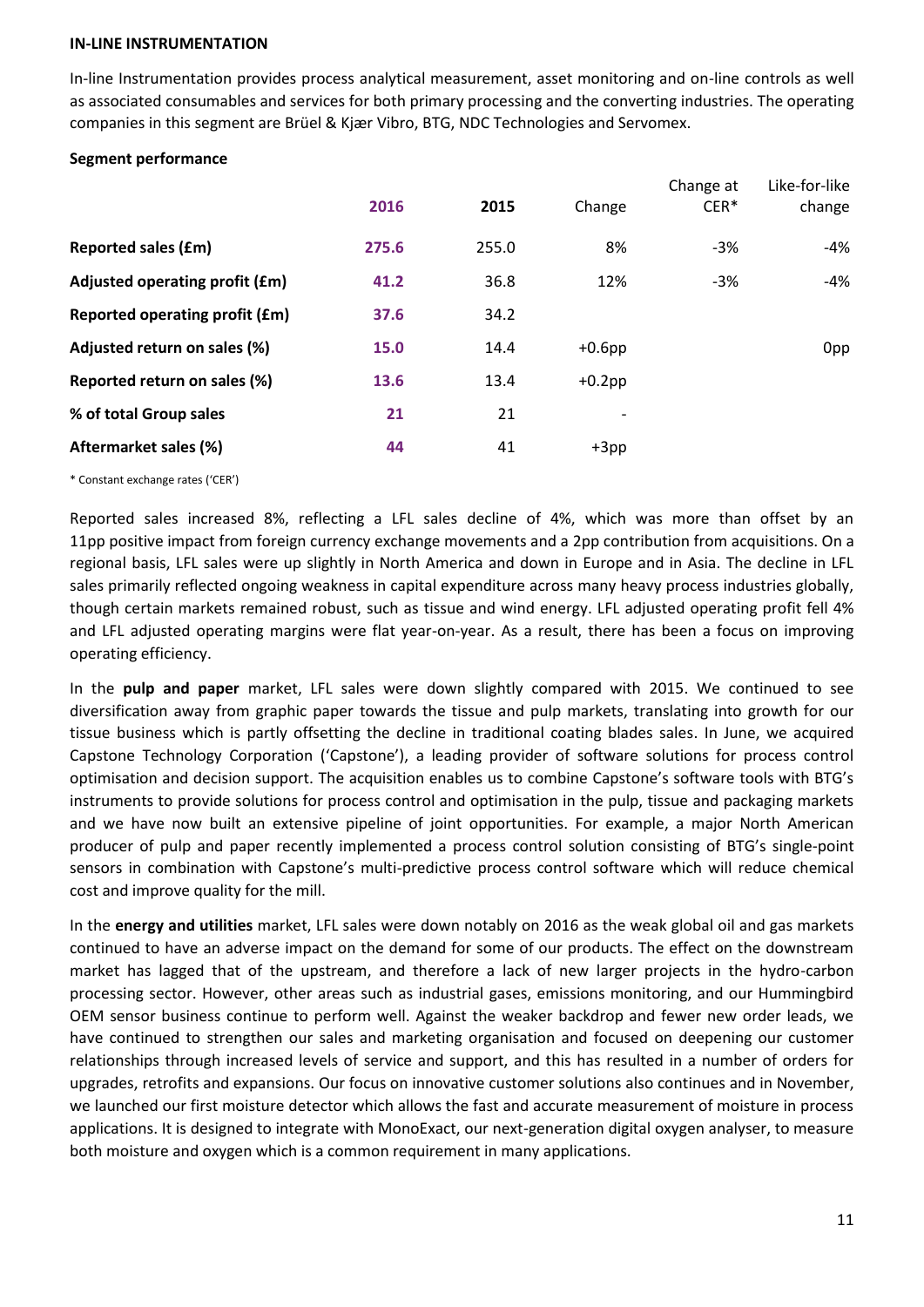## IN-LINE INSTRUMENTATION

In-line Instrumentation provides process analytical measurement, asset monitoring and on-line controls as well as associated consumables and services for both primary processing and the converting industries. The operating companies in this segment are Brüel & Kjær Vibro, BTG, NDC Technologies and Servomex.

### Segment performance

| | 2016 | 2015 | Change | Change at CER* | Like-for-like change |
|---|---|---|---|---|---|
| **Reported sales (£m)** | **275.6** | 255.0 | 8% | -3% | -4% |
| **Adjusted operating profit (£m)** | **41.2** | 36.8 | 12% | -3% | -4% |
| **Reported operating profit (£m)** | **37.6** | 34.2 | | | |
| **Adjusted return on sales (%)** | **15.0** | 14.4 | +0.6pp | | 0pp |
| **Reported return on sales (%)** | **13.6** | 13.4 | +0.2pp | | |
| **% of total Group sales** | **21** | 21 | - | | |
| **Aftermarket sales (%)** | **44** | 41 | +3pp | | |

\* Constant exchange rates ('CER')

Reported sales increased 8%, reflecting a LFL sales decline of 4%, which was more than offset by an 11pp positive impact from foreign currency exchange movements and a 2pp contribution from acquisitions. On a regional basis, LFL sales were up slightly in North America and down in Europe and in Asia. The decline in LFL sales primarily reflected ongoing weakness in capital expenditure across many heavy process industries globally, though certain markets remained robust, such as tissue and wind energy. LFL adjusted operating profit fell 4% and LFL adjusted operating margins were flat year-on-year. As a result, there has been a focus on improving operating efficiency.

In the **pulp and paper** market, LFL sales were down slightly compared with 2015. We continued to see diversification away from graphic paper towards the tissue and pulp markets, translating into growth for our tissue business which is partly offsetting the decline in traditional coating blades sales. In June, we acquired Capstone Technology Corporation ('Capstone'), a leading provider of software solutions for process control optimisation and decision support. The acquisition enables us to combine Capstone's software tools with BTG's instruments to provide solutions for process control and optimisation in the pulp, tissue and packaging markets and we have now built an extensive pipeline of joint opportunities. For example, a major North American producer of pulp and paper recently implemented a process control solution consisting of BTG's single-point sensors in combination with Capstone's multi-predictive process control software which will reduce chemical cost and improve quality for the mill.

In the **energy and utilities** market, LFL sales were down notably on 2016 as the weak global oil and gas markets continued to have an adverse impact on the demand for some of our products. The effect on the downstream market has lagged that of the upstream, and therefore a lack of new larger projects in the hydro-carbon processing sector. However, other areas such as industrial gases, emissions monitoring, and our Hummingbird OEM sensor business continue to perform well. Against the weaker backdrop and fewer new order leads, we have continued to strengthen our sales and marketing organisation and focused on deepening our customer relationships through increased levels of service and support, and this has resulted in a number of orders for upgrades, retrofits and expansions. Our focus on innovative customer solutions also continues and in November, we launched our first moisture detector which allows the fast and accurate measurement of moisture in process applications. It is designed to integrate with MonoExact, our next-generation digital oxygen analyser, to measure both moisture and oxygen which is a common requirement in many applications.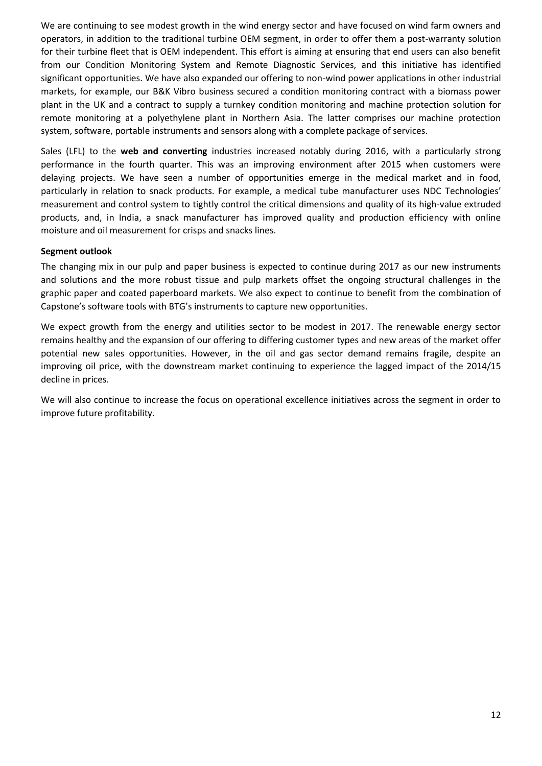We are continuing to see modest growth in the wind energy sector and have focused on wind farm owners and operators, in addition to the traditional turbine OEM segment, in order to offer them a post-warranty solution for their turbine fleet that is OEM independent. This effort is aiming at ensuring that end users can also benefit from our Condition Monitoring System and Remote Diagnostic Services, and this initiative has identified significant opportunities. We have also expanded our offering to non-wind power applications in other industrial markets, for example, our B&K Vibro business secured a condition monitoring contract with a biomass power plant in the UK and a contract to supply a turnkey condition monitoring and machine protection solution for remote monitoring at a polyethylene plant in Northern Asia. The latter comprises our machine protection system, software, portable instruments and sensors along with a complete package of services.

Sales (LFL) to the **web and converting** industries increased notably during 2016, with a particularly strong performance in the fourth quarter. This was an improving environment after 2015 when customers were delaying projects. We have seen a number of opportunities emerge in the medical market and in food, particularly in relation to snack products. For example, a medical tube manufacturer uses NDC Technologies' measurement and control system to tightly control the critical dimensions and quality of its high-value extruded products, and, in India, a snack manufacturer has improved quality and production efficiency with online moisture and oil measurement for crisps and snacks lines.

**Segment outlook**

The changing mix in our pulp and paper business is expected to continue during 2017 as our new instruments and solutions and the more robust tissue and pulp markets offset the ongoing structural challenges in the graphic paper and coated paperboard markets. We also expect to continue to benefit from the combination of Capstone's software tools with BTG's instruments to capture new opportunities.

We expect growth from the energy and utilities sector to be modest in 2017. The renewable energy sector remains healthy and the expansion of our offering to differing customer types and new areas of the market offer potential new sales opportunities. However, in the oil and gas sector demand remains fragile, despite an improving oil price, with the downstream market continuing to experience the lagged impact of the 2014/15 decline in prices.

We will also continue to increase the focus on operational excellence initiatives across the segment in order to improve future profitability.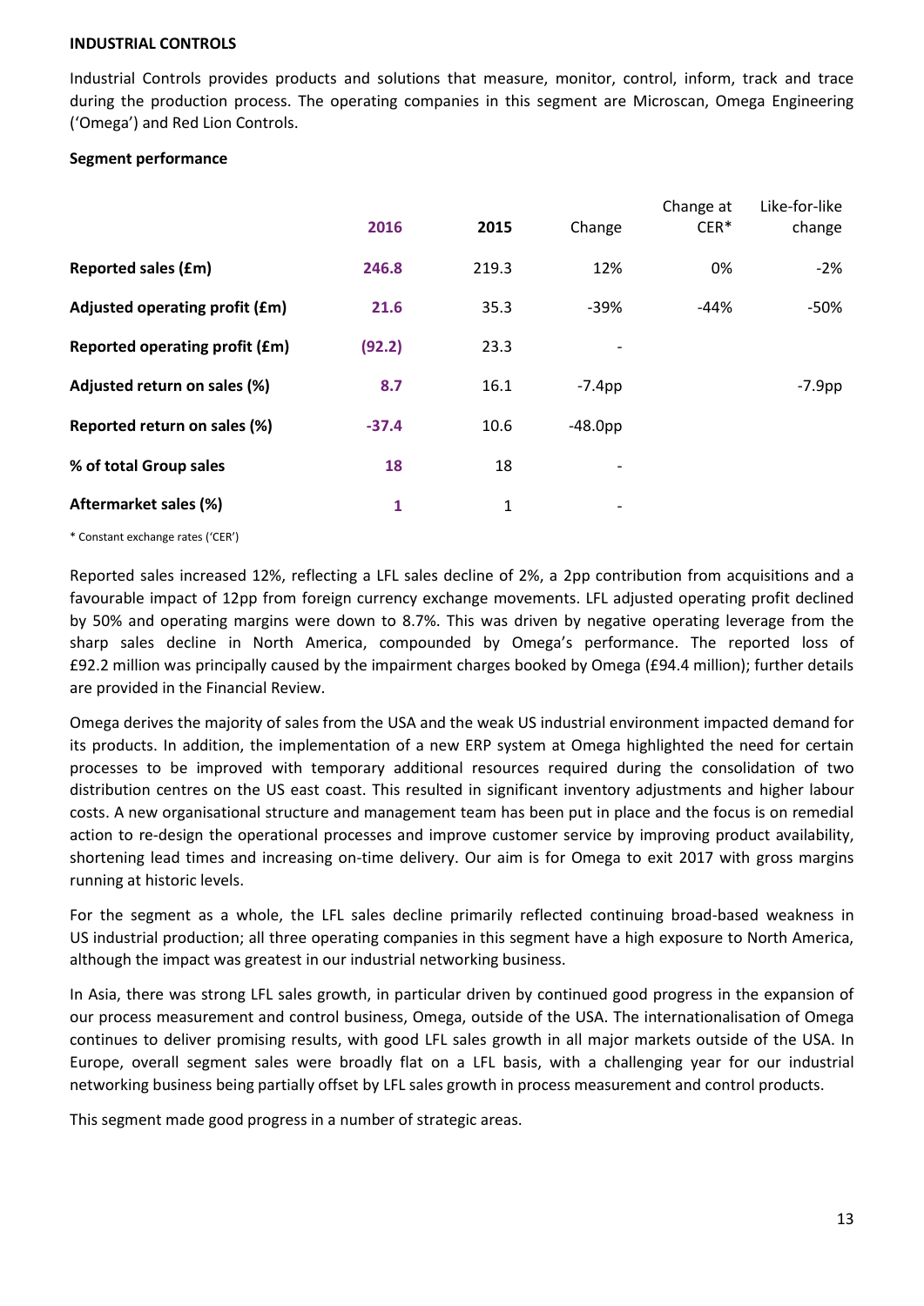## INDUSTRIAL CONTROLS

Industrial Controls provides products and solutions that measure, monitor, control, inform, track and trace during the production process. The operating companies in this segment are Microscan, Omega Engineering ('Omega') and Red Lion Controls.

### Segment performance

| | 2016 | 2015 | Change | Change at CER* | Like-for-like change |
|---|---|---|---|---|---|
| **Reported sales (£m)** | **246.8** | 219.3 | 12% | 0% | -2% |
| **Adjusted operating profit (£m)** | **21.6** | 35.3 | -39% | -44% | -50% |
| **Reported operating profit (£m)** | **(92.2)** | 23.3 | - | | |
| **Adjusted return on sales (%)** | **8.7** | 16.1 | -7.4pp | | -7.9pp |
| **Reported return on sales (%)** | **-37.4** | 10.6 | -48.0pp | | |
| **% of total Group sales** | **18** | 18 | - | | |
| **Aftermarket sales (%)** | **1** | 1 | - | | |

\* Constant exchange rates ('CER')

Reported sales increased 12%, reflecting a LFL sales decline of 2%, a 2pp contribution from acquisitions and a favourable impact of 12pp from foreign currency exchange movements. LFL adjusted operating profit declined by 50% and operating margins were down to 8.7%. This was driven by negative operating leverage from the sharp sales decline in North America, compounded by Omega's performance. The reported loss of £92.2 million was principally caused by the impairment charges booked by Omega (£94.4 million); further details are provided in the Financial Review.

Omega derives the majority of sales from the USA and the weak US industrial environment impacted demand for its products. In addition, the implementation of a new ERP system at Omega highlighted the need for certain processes to be improved with temporary additional resources required during the consolidation of two distribution centres on the US east coast. This resulted in significant inventory adjustments and higher labour costs. A new organisational structure and management team has been put in place and the focus is on remedial action to re-design the operational processes and improve customer service by improving product availability, shortening lead times and increasing on-time delivery. Our aim is for Omega to exit 2017 with gross margins running at historic levels.

For the segment as a whole, the LFL sales decline primarily reflected continuing broad-based weakness in US industrial production; all three operating companies in this segment have a high exposure to North America, although the impact was greatest in our industrial networking business.

In Asia, there was strong LFL sales growth, in particular driven by continued good progress in the expansion of our process measurement and control business, Omega, outside of the USA. The internationalisation of Omega continues to deliver promising results, with good LFL sales growth in all major markets outside of the USA. In Europe, overall segment sales were broadly flat on a LFL basis, with a challenging year for our industrial networking business being partially offset by LFL sales growth in process measurement and control products.

This segment made good progress in a number of strategic areas.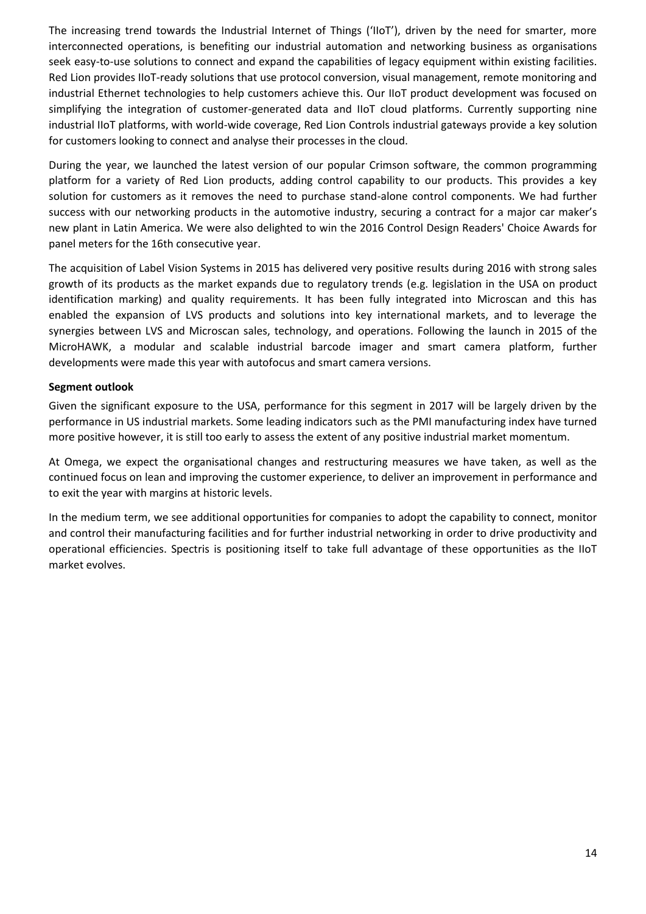The increasing trend towards the Industrial Internet of Things ('IIoT'), driven by the need for smarter, more interconnected operations, is benefiting our industrial automation and networking business as organisations seek easy-to-use solutions to connect and expand the capabilities of legacy equipment within existing facilities. Red Lion provides IIoT-ready solutions that use protocol conversion, visual management, remote monitoring and industrial Ethernet technologies to help customers achieve this. Our IIoT product development was focused on simplifying the integration of customer-generated data and IIoT cloud platforms. Currently supporting nine industrial IIoT platforms, with world-wide coverage, Red Lion Controls industrial gateways provide a key solution for customers looking to connect and analyse their processes in the cloud.

During the year, we launched the latest version of our popular Crimson software, the common programming platform for a variety of Red Lion products, adding control capability to our products. This provides a key solution for customers as it removes the need to purchase stand-alone control components. We had further success with our networking products in the automotive industry, securing a contract for a major car maker's new plant in Latin America. We were also delighted to win the 2016 Control Design Readers' Choice Awards for panel meters for the 16th consecutive year.

The acquisition of Label Vision Systems in 2015 has delivered very positive results during 2016 with strong sales growth of its products as the market expands due to regulatory trends (e.g. legislation in the USA on product identification marking) and quality requirements. It has been fully integrated into Microscan and this has enabled the expansion of LVS products and solutions into key international markets, and to leverage the synergies between LVS and Microscan sales, technology, and operations. Following the launch in 2015 of the MicroHAWK, a modular and scalable industrial barcode imager and smart camera platform, further developments were made this year with autofocus and smart camera versions.

**Segment outlook**

Given the significant exposure to the USA, performance for this segment in 2017 will be largely driven by the performance in US industrial markets. Some leading indicators such as the PMI manufacturing index have turned more positive however, it is still too early to assess the extent of any positive industrial market momentum.

At Omega, we expect the organisational changes and restructuring measures we have taken, as well as the continued focus on lean and improving the customer experience, to deliver an improvement in performance and to exit the year with margins at historic levels.

In the medium term, we see additional opportunities for companies to adopt the capability to connect, monitor and control their manufacturing facilities and for further industrial networking in order to drive productivity and operational efficiencies. Spectris is positioning itself to take full advantage of these opportunities as the IIoT market evolves.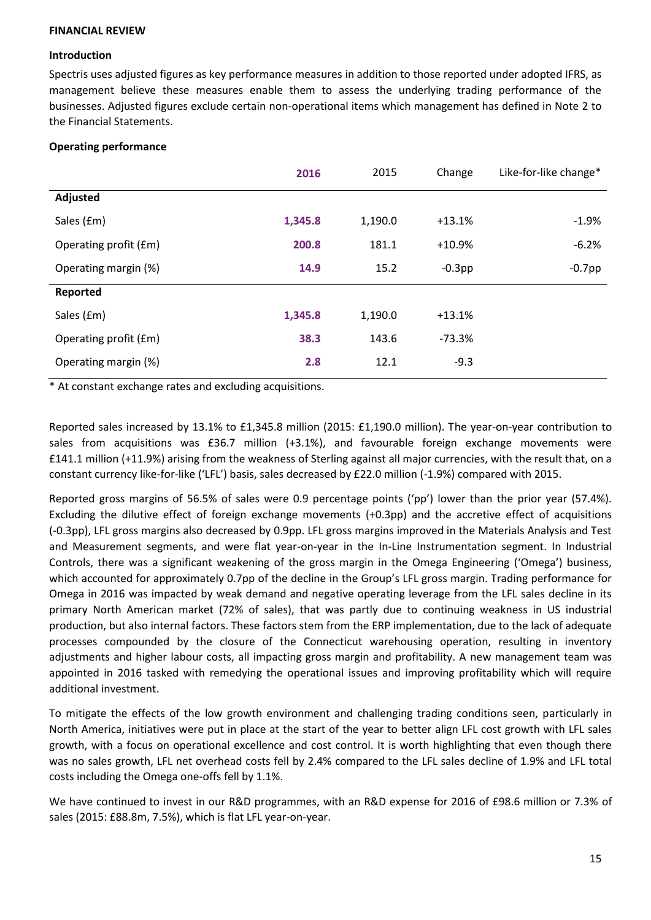## FINANCIAL REVIEW

### Introduction

Spectris uses adjusted figures as key performance measures in addition to those reported under adopted IFRS, as management believe these measures enable them to assess the underlying trading performance of the businesses. Adjusted figures exclude certain non-operational items which management has defined in Note 2 to the Financial Statements.

### Operating performance

| | **2016** | 2015 | Change | Like-for-like change* |
|---|---|---|---|---|
| **Adjusted** | | | | |
| Sales (£m) | **1,345.8** | 1,190.0 | +13.1% | -1.9% |
| Operating profit (£m) | **200.8** | 181.1 | +10.9% | -6.2% |
| Operating margin (%) | **14.9** | 15.2 | -0.3pp | -0.7pp |
| **Reported** | | | | |
| Sales (£m) | **1,345.8** | 1,190.0 | +13.1% | |
| Operating profit (£m) | **38.3** | 143.6 | -73.3% | |
| Operating margin (%) | **2.8** | 12.1 | -9.3 | |

\* At constant exchange rates and excluding acquisitions.

Reported sales increased by 13.1% to £1,345.8 million (2015: £1,190.0 million). The year-on-year contribution to sales from acquisitions was £36.7 million (+3.1%), and favourable foreign exchange movements were £141.1 million (+11.9%) arising from the weakness of Sterling against all major currencies, with the result that, on a constant currency like-for-like ('LFL') basis, sales decreased by £22.0 million (-1.9%) compared with 2015.

Reported gross margins of 56.5% of sales were 0.9 percentage points ('pp') lower than the prior year (57.4%). Excluding the dilutive effect of foreign exchange movements (+0.3pp) and the accretive effect of acquisitions (-0.3pp), LFL gross margins also decreased by 0.9pp. LFL gross margins improved in the Materials Analysis and Test and Measurement segments, and were flat year-on-year in the In-Line Instrumentation segment. In Industrial Controls, there was a significant weakening of the gross margin in the Omega Engineering ('Omega') business, which accounted for approximately 0.7pp of the decline in the Group's LFL gross margin. Trading performance for Omega in 2016 was impacted by weak demand and negative operating leverage from the LFL sales decline in its primary North American market (72% of sales), that was partly due to continuing weakness in US industrial production, but also internal factors. These factors stem from the ERP implementation, due to the lack of adequate processes compounded by the closure of the Connecticut warehousing operation, resulting in inventory adjustments and higher labour costs, all impacting gross margin and profitability. A new management team was appointed in 2016 tasked with remedying the operational issues and improving profitability which will require additional investment.

To mitigate the effects of the low growth environment and challenging trading conditions seen, particularly in North America, initiatives were put in place at the start of the year to better align LFL cost growth with LFL sales growth, with a focus on operational excellence and cost control. It is worth highlighting that even though there was no sales growth, LFL net overhead costs fell by 2.4% compared to the LFL sales decline of 1.9% and LFL total costs including the Omega one-offs fell by 1.1%.

We have continued to invest in our R&D programmes, with an R&D expense for 2016 of £98.6 million or 7.3% of sales (2015: £88.8m, 7.5%), which is flat LFL year-on-year.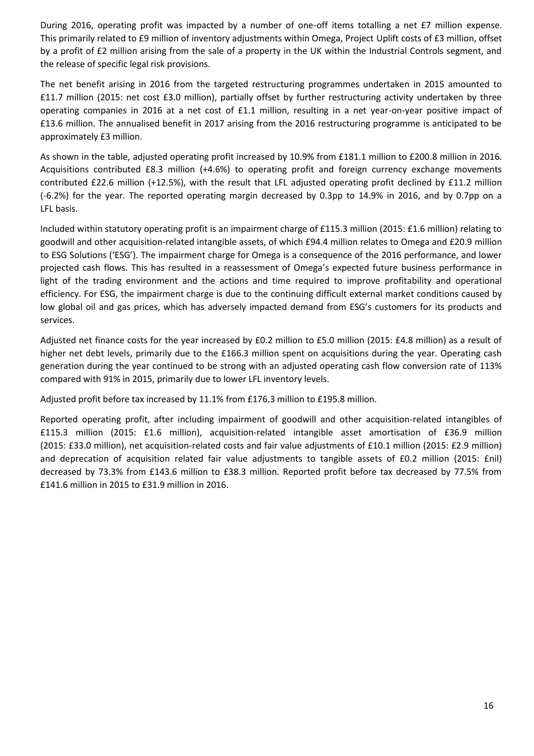During 2016, operating profit was impacted by a number of one-off items totalling a net £7 million expense. This primarily related to £9 million of inventory adjustments within Omega, Project Uplift costs of £3 million, offset by a profit of £2 million arising from the sale of a property in the UK within the Industrial Controls segment, and the release of specific legal risk provisions.

The net benefit arising in 2016 from the targeted restructuring programmes undertaken in 2015 amounted to £11.7 million (2015: net cost £3.0 million), partially offset by further restructuring activity undertaken by three operating companies in 2016 at a net cost of £1.1 million, resulting in a net year-on-year positive impact of £13.6 million. The annualised benefit in 2017 arising from the 2016 restructuring programme is anticipated to be approximately £3 million.

As shown in the table, adjusted operating profit increased by 10.9% from £181.1 million to £200.8 million in 2016. Acquisitions contributed £8.3 million (+4.6%) to operating profit and foreign currency exchange movements contributed £22.6 million (+12.5%), with the result that LFL adjusted operating profit declined by £11.2 million (-6.2%) for the year. The reported operating margin decreased by 0.3pp to 14.9% in 2016, and by 0.7pp on a LFL basis.

Included within statutory operating profit is an impairment charge of £115.3 million (2015: £1.6 million) relating to goodwill and other acquisition-related intangible assets, of which £94.4 million relates to Omega and £20.9 million to ESG Solutions ('ESG'). The impairment charge for Omega is a consequence of the 2016 performance, and lower projected cash flows. This has resulted in a reassessment of Omega's expected future business performance in light of the trading environment and the actions and time required to improve profitability and operational efficiency. For ESG, the impairment charge is due to the continuing difficult external market conditions caused by low global oil and gas prices, which has adversely impacted demand from ESG's customers for its products and services.

Adjusted net finance costs for the year increased by £0.2 million to £5.0 million (2015: £4.8 million) as a result of higher net debt levels, primarily due to the £166.3 million spent on acquisitions during the year. Operating cash generation during the year continued to be strong with an adjusted operating cash flow conversion rate of 113% compared with 91% in 2015, primarily due to lower LFL inventory levels.

Adjusted profit before tax increased by 11.1% from £176.3 million to £195.8 million.

Reported operating profit, after including impairment of goodwill and other acquisition-related intangibles of £115.3 million (2015: £1.6 million), acquisition-related intangible asset amortisation of £36.9 million (2015: £33.0 million), net acquisition-related costs and fair value adjustments of £10.1 million (2015: £2.9 million) and deprecation of acquisition related fair value adjustments to tangible assets of £0.2 million (2015: £nil) decreased by 73.3% from £143.6 million to £38.3 million. Reported profit before tax decreased by 77.5% from £141.6 million in 2015 to £31.9 million in 2016.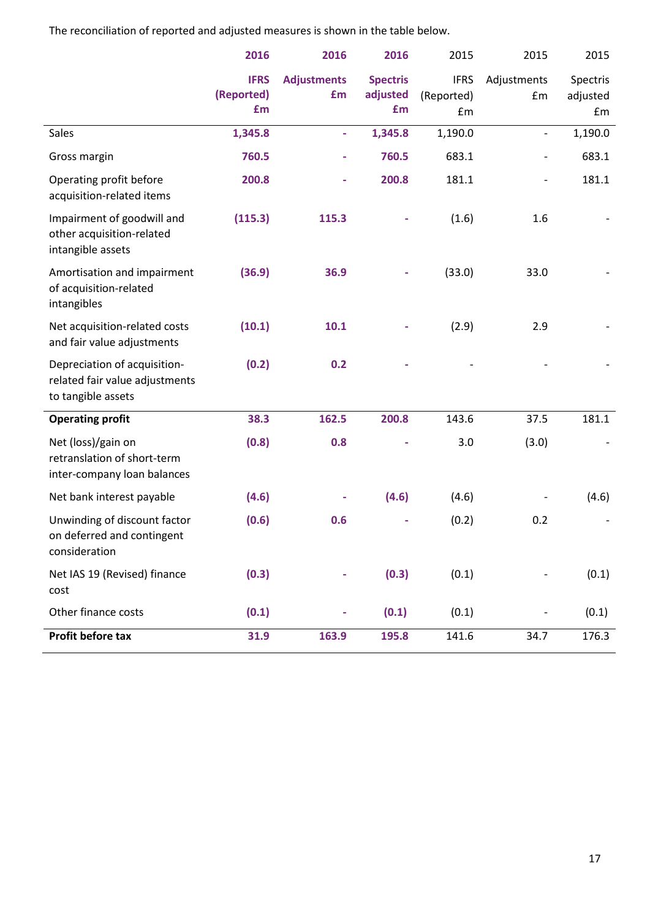The reconciliation of reported and adjusted measures is shown in the table below.

| | 2016 | 2016 | 2016 | 2015 | 2015 | 2015 |
|---|---|---|---|---|---|---|
| | IFRS (Reported) £m | Adjustments £m | Spectris adjusted £m | IFRS (Reported) £m | Adjustments £m | Spectris adjusted £m |
| Sales | 1,345.8 | - | 1,345.8 | 1,190.0 | - | 1,190.0 |
| Gross margin | 760.5 | - | 760.5 | 683.1 | - | 683.1 |
| Operating profit before acquisition-related items | 200.8 | - | 200.8 | 181.1 | - | 181.1 |
| Impairment of goodwill and other acquisition-related intangible assets | (115.3) | 115.3 | - | (1.6) | 1.6 | - |
| Amortisation and impairment of acquisition-related intangibles | (36.9) | 36.9 | - | (33.0) | 33.0 | - |
| Net acquisition-related costs and fair value adjustments | (10.1) | 10.1 | - | (2.9) | 2.9 | - |
| Depreciation of acquisition-related fair value adjustments to tangible assets | (0.2) | 0.2 | - | - | - | - |
| **Operating profit** | 38.3 | 162.5 | 200.8 | 143.6 | 37.5 | 181.1 |
| Net (loss)/gain on retranslation of short-term inter-company loan balances | (0.8) | 0.8 | - | 3.0 | (3.0) | - |
| Net bank interest payable | (4.6) | - | (4.6) | (4.6) | - | (4.6) |
| Unwinding of discount factor on deferred and contingent consideration | (0.6) | 0.6 | - | (0.2) | 0.2 | - |
| Net IAS 19 (Revised) finance cost | (0.3) | - | (0.3) | (0.1) | - | (0.1) |
| Other finance costs | (0.1) | - | (0.1) | (0.1) | - | (0.1) |
| **Profit before tax** | 31.9 | 163.9 | 195.8 | 141.6 | 34.7 | 176.3 |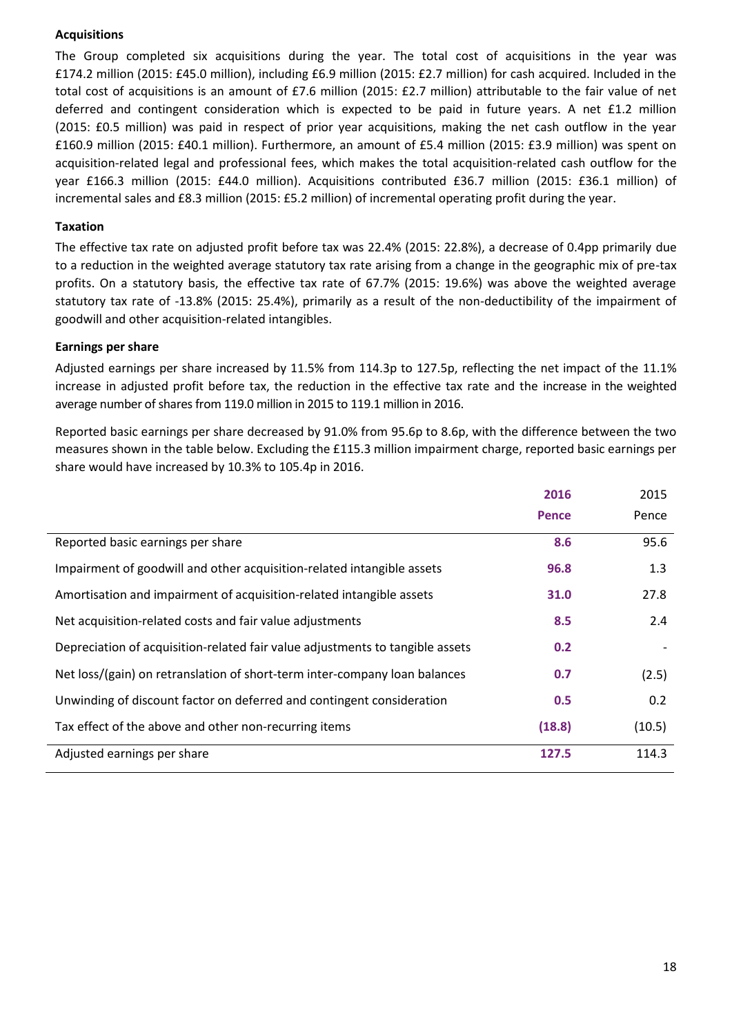**Acquisitions**

The Group completed six acquisitions during the year. The total cost of acquisitions in the year was £174.2 million (2015: £45.0 million), including £6.9 million (2015: £2.7 million) for cash acquired. Included in the total cost of acquisitions is an amount of £7.6 million (2015: £2.7 million) attributable to the fair value of net deferred and contingent consideration which is expected to be paid in future years. A net £1.2 million (2015: £0.5 million) was paid in respect of prior year acquisitions, making the net cash outflow in the year £160.9 million (2015: £40.1 million). Furthermore, an amount of £5.4 million (2015: £3.9 million) was spent on acquisition-related legal and professional fees, which makes the total acquisition-related cash outflow for the year £166.3 million (2015: £44.0 million). Acquisitions contributed £36.7 million (2015: £36.1 million) of incremental sales and £8.3 million (2015: £5.2 million) of incremental operating profit during the year.

**Taxation**

The effective tax rate on adjusted profit before tax was 22.4% (2015: 22.8%), a decrease of 0.4pp primarily due to a reduction in the weighted average statutory tax rate arising from a change in the geographic mix of pre-tax profits. On a statutory basis, the effective tax rate of 67.7% (2015: 19.6%) was above the weighted average statutory tax rate of -13.8% (2015: 25.4%), primarily as a result of the non-deductibility of the impairment of goodwill and other acquisition-related intangibles.

**Earnings per share**

Adjusted earnings per share increased by 11.5% from 114.3p to 127.5p, reflecting the net impact of the 11.1% increase in adjusted profit before tax, the reduction in the effective tax rate and the increase in the weighted average number of shares from 119.0 million in 2015 to 119.1 million in 2016.

Reported basic earnings per share decreased by 91.0% from 95.6p to 8.6p, with the difference between the two measures shown in the table below. Excluding the £115.3 million impairment charge, reported basic earnings per share would have increased by 10.3% to 105.4p in 2016.

| | **2016** | 2015 |
|---|---|---|
| | **Pence** | Pence |
| Reported basic earnings per share | **8.6** | 95.6 |
| Impairment of goodwill and other acquisition-related intangible assets | **96.8** | 1.3 |
| Amortisation and impairment of acquisition-related intangible assets | **31.0** | 27.8 |
| Net acquisition-related costs and fair value adjustments | **8.5** | 2.4 |
| Depreciation of acquisition-related fair value adjustments to tangible assets | **0.2** | - |
| Net loss/(gain) on retranslation of short-term inter-company loan balances | **0.7** | (2.5) |
| Unwinding of discount factor on deferred and contingent consideration | **0.5** | 0.2 |
| Tax effect of the above and other non-recurring items | **(18.8)** | (10.5) |
| Adjusted earnings per share | **127.5** | 114.3 |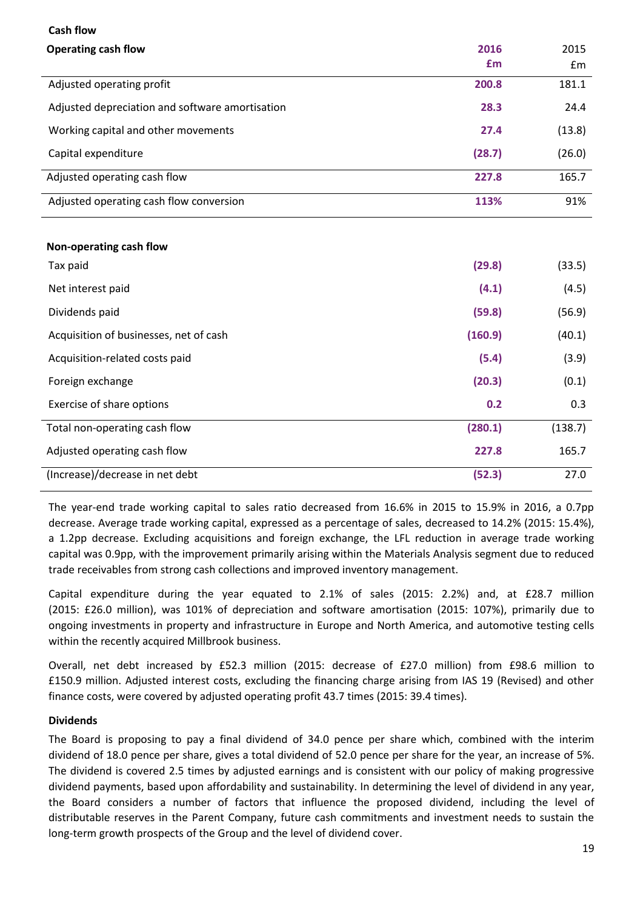### Cash flow

| Operating cash flow | 2016<br>£m | 2015<br>£m |
|---|---|---|
| Adjusted operating profit | **200.8** | 181.1 |
| Adjusted depreciation and software amortisation | **28.3** | 24.4 |
| Working capital and other movements | **27.4** | (13.8) |
| Capital expenditure | **(28.7)** | (26.0) |
| Adjusted operating cash flow | **227.8** | 165.7 |
| Adjusted operating cash flow conversion | **113%** | 91% |

| Non-operating cash flow | 2016<br>£m | 2015<br>£m |
|---|---|---|
| Tax paid | **(29.8)** | (33.5) |
| Net interest paid | **(4.1)** | (4.5) |
| Dividends paid | **(59.8)** | (56.9) |
| Acquisition of businesses, net of cash | **(160.9)** | (40.1) |
| Acquisition-related costs paid | **(5.4)** | (3.9) |
| Foreign exchange | **(20.3)** | (0.1) |
| Exercise of share options | **0.2** | 0.3 |
| Total non-operating cash flow | **(280.1)** | (138.7) |
| Adjusted operating cash flow | **227.8** | 165.7 |
| (Increase)/decrease in net debt | **(52.3)** | 27.0 |

The year-end trade working capital to sales ratio decreased from 16.6% in 2015 to 15.9% in 2016, a 0.7pp decrease. Average trade working capital, expressed as a percentage of sales, decreased to 14.2% (2015: 15.4%), a 1.2pp decrease. Excluding acquisitions and foreign exchange, the LFL reduction in average trade working capital was 0.9pp, with the improvement primarily arising within the Materials Analysis segment due to reduced trade receivables from strong cash collections and improved inventory management.

Capital expenditure during the year equated to 2.1% of sales (2015: 2.2%) and, at £28.7 million (2015: £26.0 million), was 101% of depreciation and software amortisation (2015: 107%), primarily due to ongoing investments in property and infrastructure in Europe and North America, and automotive testing cells within the recently acquired Millbrook business.

Overall, net debt increased by £52.3 million (2015: decrease of £27.0 million) from £98.6 million to £150.9 million. Adjusted interest costs, excluding the financing charge arising from IAS 19 (Revised) and other finance costs, were covered by adjusted operating profit 43.7 times (2015: 39.4 times).

### Dividends

The Board is proposing to pay a final dividend of 34.0 pence per share which, combined with the interim dividend of 18.0 pence per share, gives a total dividend of 52.0 pence per share for the year, an increase of 5%. The dividend is covered 2.5 times by adjusted earnings and is consistent with our policy of making progressive dividend payments, based upon affordability and sustainability. In determining the level of dividend in any year, the Board considers a number of factors that influence the proposed dividend, including the level of distributable reserves in the Parent Company, future cash commitments and investment needs to sustain the long-term growth prospects of the Group and the level of dividend cover.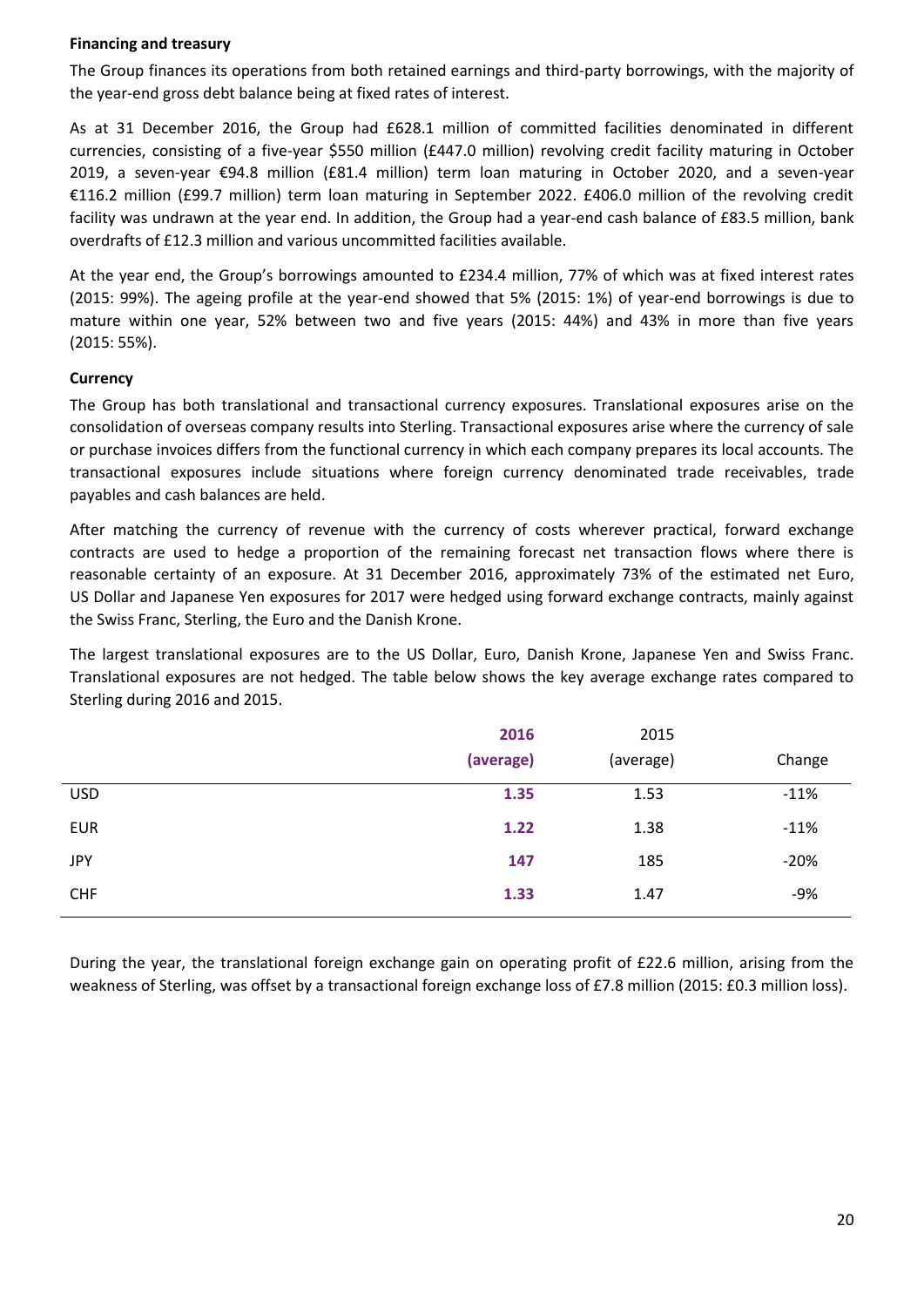**Financing and treasury**

The Group finances its operations from both retained earnings and third-party borrowings, with the majority of the year-end gross debt balance being at fixed rates of interest.

As at 31 December 2016, the Group had £628.1 million of committed facilities denominated in different currencies, consisting of a five-year $550 million (£447.0 million) revolving credit facility maturing in October 2019, a seven-year €94.8 million (£81.4 million) term loan maturing in October 2020, and a seven-year €116.2 million (£99.7 million) term loan maturing in September 2022. £406.0 million of the revolving credit facility was undrawn at the year end. In addition, the Group had a year-end cash balance of £83.5 million, bank overdrafts of £12.3 million and various uncommitted facilities available.

At the year end, the Group's borrowings amounted to £234.4 million, 77% of which was at fixed interest rates (2015: 99%). The ageing profile at the year-end showed that 5% (2015: 1%) of year-end borrowings is due to mature within one year, 52% between two and five years (2015: 44%) and 43% in more than five years (2015: 55%).

**Currency**

The Group has both translational and transactional currency exposures. Translational exposures arise on the consolidation of overseas company results into Sterling. Transactional exposures arise where the currency of sale or purchase invoices differs from the functional currency in which each company prepares its local accounts. The transactional exposures include situations where foreign currency denominated trade receivables, trade payables and cash balances are held.

After matching the currency of revenue with the currency of costs wherever practical, forward exchange contracts are used to hedge a proportion of the remaining forecast net transaction flows where there is reasonable certainty of an exposure. At 31 December 2016, approximately 73% of the estimated net Euro, US Dollar and Japanese Yen exposures for 2017 were hedged using forward exchange contracts, mainly against the Swiss Franc, Sterling, the Euro and the Danish Krone.

The largest translational exposures are to the US Dollar, Euro, Danish Krone, Japanese Yen and Swiss Franc. Translational exposures are not hedged. The table below shows the key average exchange rates compared to Sterling during 2016 and 2015.

| | **2016 (average)** | 2015 (average) | Change |
|---|---|---|---|
| USD | **1.35** | 1.53 | -11% |
| EUR | **1.22** | 1.38 | -11% |
| JPY | **147** | 185 | -20% |
| CHF | **1.33** | 1.47 | -9% |

During the year, the translational foreign exchange gain on operating profit of £22.6 million, arising from the weakness of Sterling, was offset by a transactional foreign exchange loss of £7.8 million (2015: £0.3 million loss).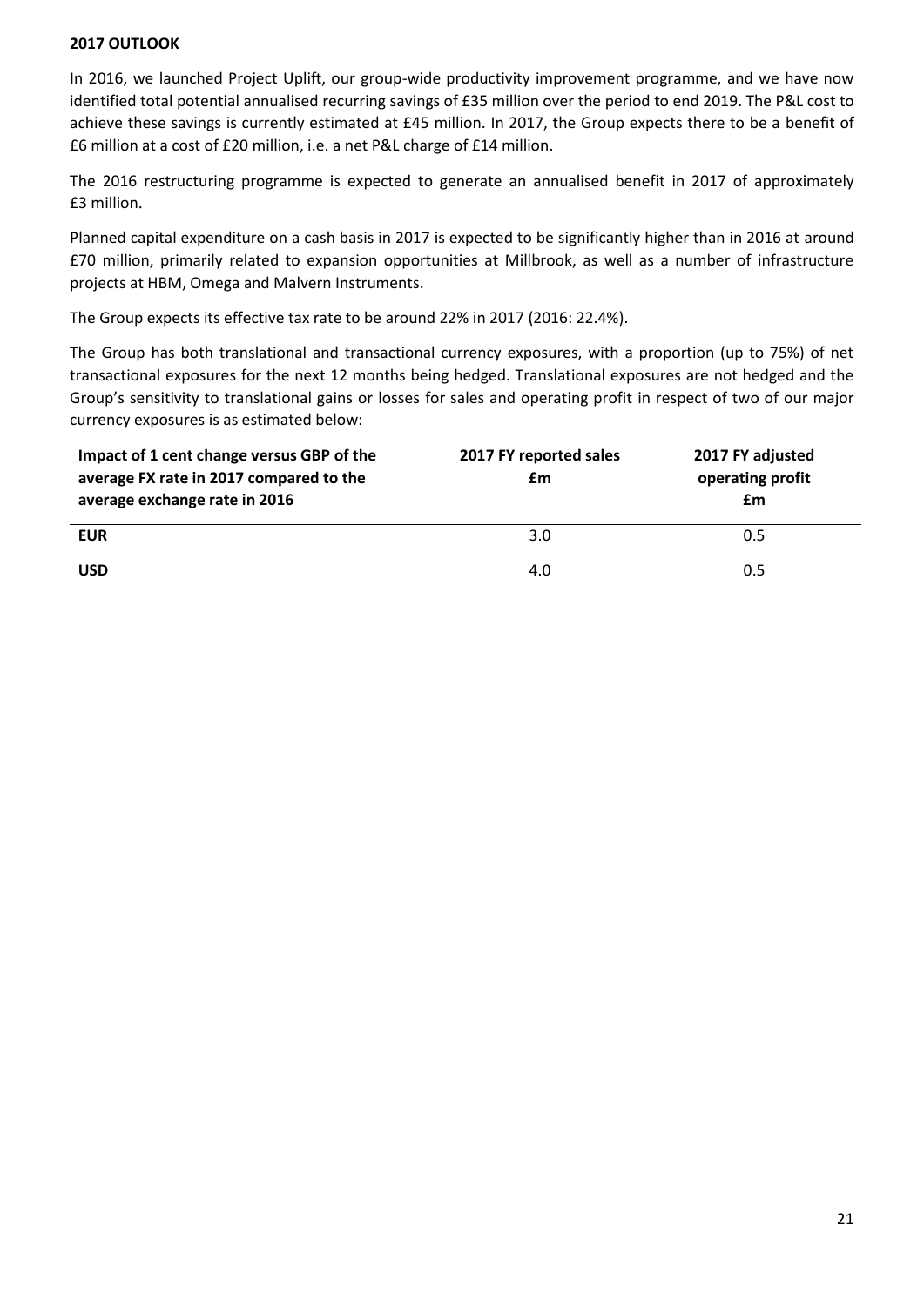**2017 OUTLOOK**

In 2016, we launched Project Uplift, our group-wide productivity improvement programme, and we have now identified total potential annualised recurring savings of £35 million over the period to end 2019. The P&L cost to achieve these savings is currently estimated at £45 million. In 2017, the Group expects there to be a benefit of £6 million at a cost of £20 million, i.e. a net P&L charge of £14 million.

The 2016 restructuring programme is expected to generate an annualised benefit in 2017 of approximately £3 million.

Planned capital expenditure on a cash basis in 2017 is expected to be significantly higher than in 2016 at around £70 million, primarily related to expansion opportunities at Millbrook, as well as a number of infrastructure projects at HBM, Omega and Malvern Instruments.

The Group expects its effective tax rate to be around 22% in 2017 (2016: 22.4%).

The Group has both translational and transactional currency exposures, with a proportion (up to 75%) of net transactional exposures for the next 12 months being hedged. Translational exposures are not hedged and the Group's sensitivity to translational gains or losses for sales and operating profit in respect of two of our major currency exposures is as estimated below:

| Impact of 1 cent change versus GBP of the average FX rate in 2017 compared to the average exchange rate in 2016 | 2017 FY reported sales £m | 2017 FY adjusted operating profit £m |
|---|---|---|
| **EUR** | 3.0 | 0.5 |
| **USD** | 4.0 | 0.5 |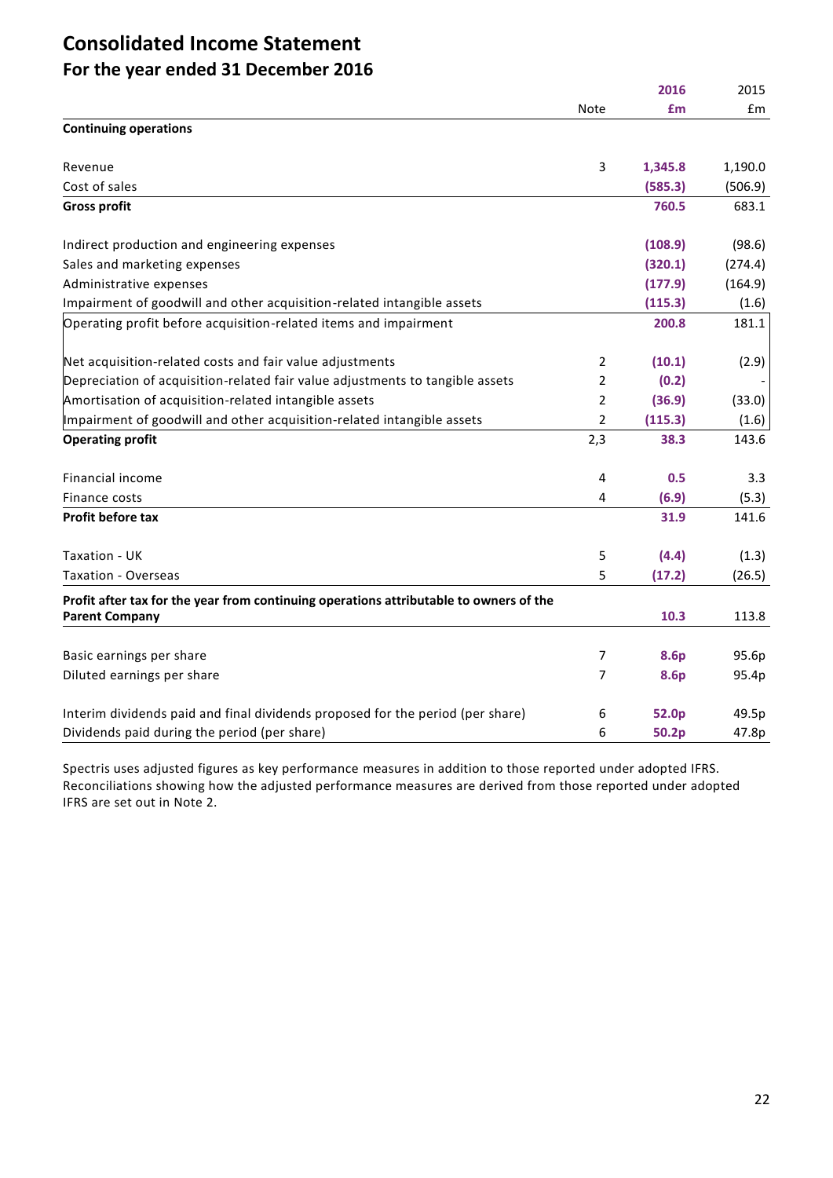# Consolidated Income Statement

## For the year ended 31 December 2016

| | Note | 2016 £m | 2015 £m |
|---|---|---|---|
| **Continuing operations** | | | |
| Revenue | 3 | **1,345.8** | 1,190.0 |
| Cost of sales | | **(585.3)** | (506.9) |
| **Gross profit** | | **760.5** | 683.1 |
| Indirect production and engineering expenses | | **(108.9)** | (98.6) |
| Sales and marketing expenses | | **(320.1)** | (274.4) |
| Administrative expenses | | **(177.9)** | (164.9) |
| Impairment of goodwill and other acquisition-related intangible assets | | **(115.3)** | (1.6) |
| Operating profit before acquisition-related items and impairment | | **200.8** | 181.1 |
| Net acquisition-related costs and fair value adjustments | 2 | **(10.1)** | (2.9) |
| Depreciation of acquisition-related fair value adjustments to tangible assets | 2 | **(0.2)** | - |
| Amortisation of acquisition-related intangible assets | 2 | **(36.9)** | (33.0) |
| Impairment of goodwill and other acquisition-related intangible assets | 2 | **(115.3)** | (1.6) |
| **Operating profit** | 2,3 | **38.3** | 143.6 |
| Financial income | 4 | **0.5** | 3.3 |
| Finance costs | 4 | **(6.9)** | (5.3) |
| **Profit before tax** | | **31.9** | 141.6 |
| Taxation - UK | 5 | **(4.4)** | (1.3) |
| Taxation - Overseas | 5 | **(17.2)** | (26.5) |
| **Profit after tax for the year from continuing operations attributable to owners of the Parent Company** | | **10.3** | 113.8 |
| Basic earnings per share | 7 | **8.6p** | 95.6p |
| Diluted earnings per share | 7 | **8.6p** | 95.4p |
| Interim dividends paid and final dividends proposed for the period (per share) | 6 | **52.0p** | 49.5p |
| Dividends paid during the period (per share) | 6 | **50.2p** | 47.8p |

Spectris uses adjusted figures as key performance measures in addition to those reported under adopted IFRS. Reconciliations showing how the adjusted performance measures are derived from those reported under adopted IFRS are set out in Note 2.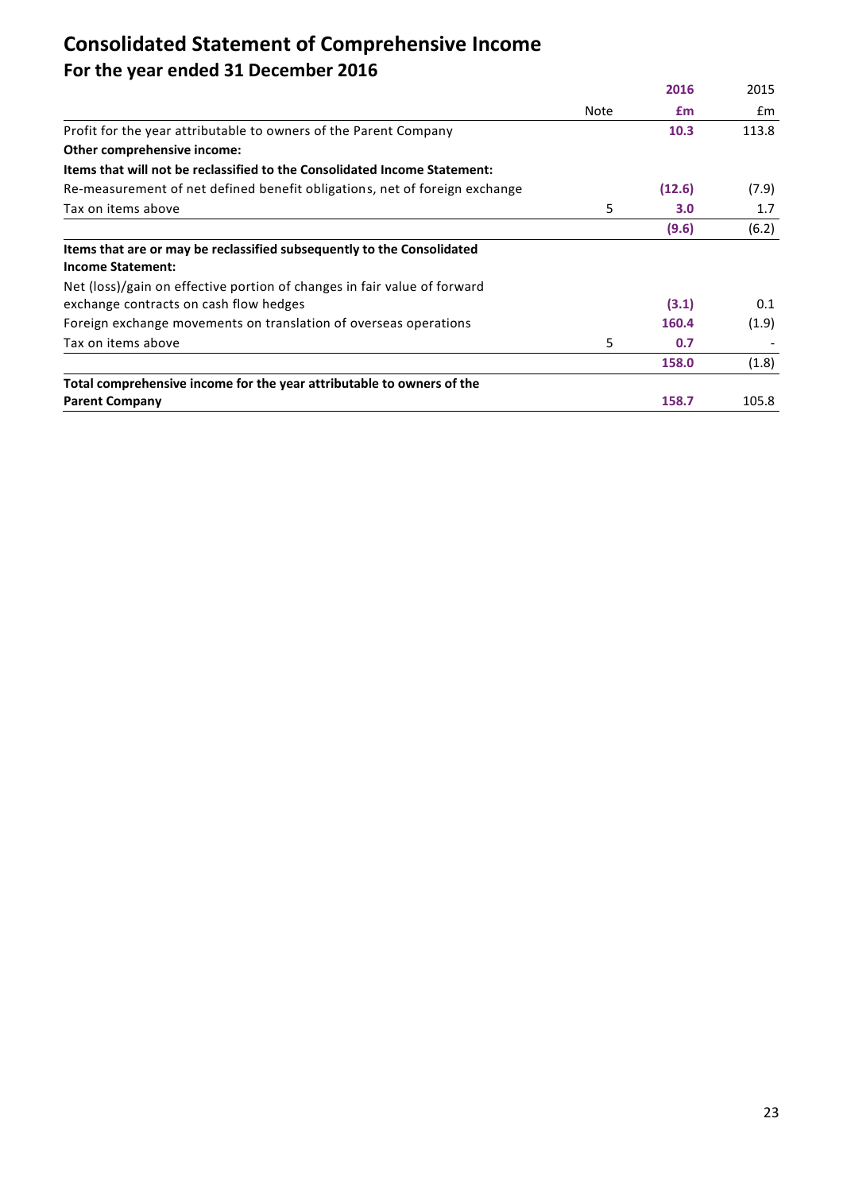# Consolidated Statement of Comprehensive Income

## For the year ended 31 December 2016

| | Note | 2016 | 2015 |
|---|---|---|---|
| | | **£m** | £m |
| Profit for the year attributable to owners of the Parent Company | | **10.3** | 113.8 |
| **Other comprehensive income:** | | | |
| **Items that will not be reclassified to the Consolidated Income Statement:** | | | |
| Re-measurement of net defined benefit obligations, net of foreign exchange | | **(12.6)** | (7.9) |
| Tax on items above | 5 | **3.0** | 1.7 |
| | | **(9.6)** | (6.2) |
| **Items that are or may be reclassified subsequently to the Consolidated Income Statement:** | | | |
| Net (loss)/gain on effective portion of changes in fair value of forward exchange contracts on cash flow hedges | | **(3.1)** | 0.1 |
| Foreign exchange movements on translation of overseas operations | | **160.4** | (1.9) |
| Tax on items above | 5 | **0.7** | - |
| | | **158.0** | (1.8) |
| **Total comprehensive income for the year attributable to owners of the Parent Company** | | **158.7** | 105.8 |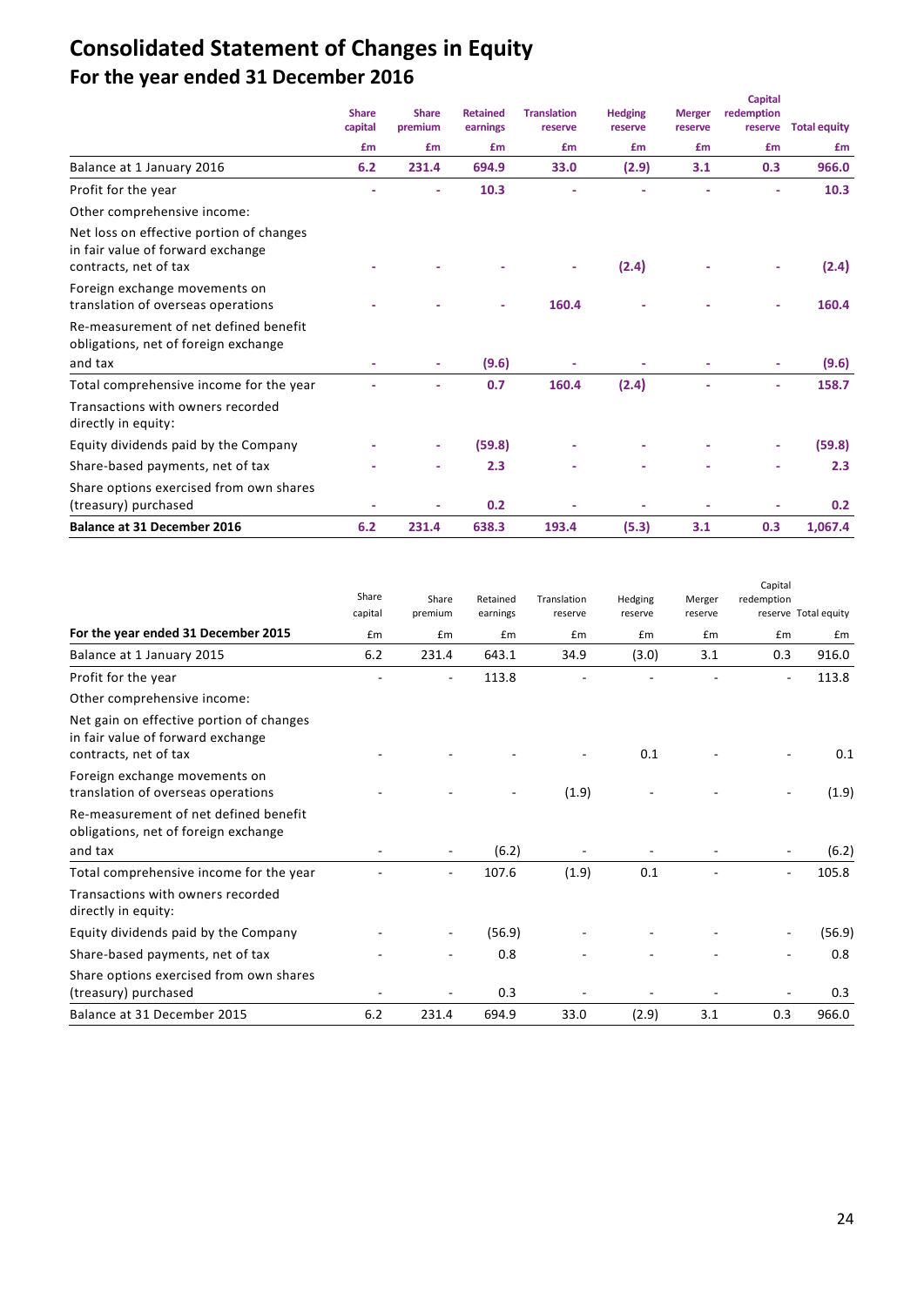# Consolidated Statement of Changes in Equity

## For the year ended 31 December 2016

| | Share capital | Share premium | Retained earnings | Translation reserve | Hedging reserve | Merger reserve | Capital redemption reserve | Total equity |
|---|---|---|---|---|---|---|---|---|
| | £m | £m | £m | £m | £m | £m | £m | £m |
| Balance at 1 January 2016 | 6.2 | 231.4 | 694.9 | 33.0 | (2.9) | 3.1 | 0.3 | 966.0 |
| Profit for the year | - | - | 10.3 | - | - | - | - | 10.3 |
| Other comprehensive income: | | | | | | | | |
| Net loss on effective portion of changes in fair value of forward exchange contracts, net of tax | - | - | - | - | (2.4) | - | - | (2.4) |
| Foreign exchange movements on translation of overseas operations | - | - | - | 160.4 | - | - | - | 160.4 |
| Re-measurement of net defined benefit obligations, net of foreign exchange and tax | - | - | (9.6) | - | - | - | - | (9.6) |
| Total comprehensive income for the year | - | - | 0.7 | 160.4 | (2.4) | - | - | 158.7 |
| Transactions with owners recorded directly in equity: | | | | | | | | |
| Equity dividends paid by the Company | - | - | (59.8) | - | - | - | - | (59.8) |
| Share-based payments, net of tax | - | - | 2.3 | - | - | - | - | 2.3 |
| Share options exercised from own shares (treasury) purchased | - | - | 0.2 | - | - | - | - | 0.2 |
| **Balance at 31 December 2016** | **6.2** | **231.4** | **638.3** | **193.4** | **(5.3)** | **3.1** | **0.3** | **1,067.4** |

| For the year ended 31 December 2015 | Share capital | Share premium | Retained earnings | Translation reserve | Hedging reserve | Merger reserve | Capital redemption reserve | Total equity |
|---|---|---|---|---|---|---|---|---|
| | £m | £m | £m | £m | £m | £m | £m | £m |
| Balance at 1 January 2015 | 6.2 | 231.4 | 643.1 | 34.9 | (3.0) | 3.1 | 0.3 | 916.0 |
| Profit for the year | - | - | 113.8 | - | - | - | - | 113.8 |
| Other comprehensive income: | | | | | | | | |
| Net gain on effective portion of changes in fair value of forward exchange contracts, net of tax | - | - | - | - | 0.1 | - | - | 0.1 |
| Foreign exchange movements on translation of overseas operations | - | - | - | (1.9) | - | - | - | (1.9) |
| Re-measurement of net defined benefit obligations, net of foreign exchange and tax | - | - | (6.2) | - | - | - | - | (6.2) |
| Total comprehensive income for the year | - | - | 107.6 | (1.9) | 0.1 | - | - | 105.8 |
| Transactions with owners recorded directly in equity: | | | | | | | | |
| Equity dividends paid by the Company | - | - | (56.9) | - | - | - | - | (56.9) |
| Share-based payments, net of tax | - | - | 0.8 | - | - | - | - | 0.8 |
| Share options exercised from own shares (treasury) purchased | - | - | 0.3 | - | - | - | - | 0.3 |
| Balance at 31 December 2015 | 6.2 | 231.4 | 694.9 | 33.0 | (2.9) | 3.1 | 0.3 | 966.0 |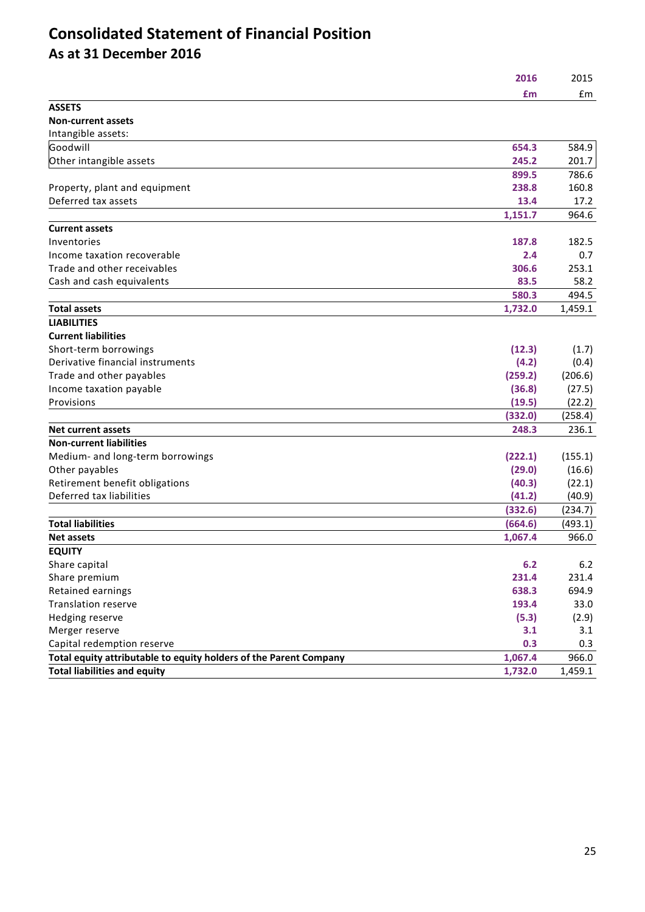# Consolidated Statement of Financial Position

## As at 31 December 2016

| | 2016 | 2015 |
|---|---|---|
| | £m | £m |
| **ASSETS** | | |
| **Non-current assets** | | |
| Intangible assets: | | |
| Goodwill | 654.3 | 584.9 |
| Other intangible assets | 245.2 | 201.7 |
| | 899.5 | 786.6 |
| Property, plant and equipment | 238.8 | 160.8 |
| Deferred tax assets | 13.4 | 17.2 |
| | 1,151.7 | 964.6 |
| **Current assets** | | |
| Inventories | 187.8 | 182.5 |
| Income taxation recoverable | 2.4 | 0.7 |
| Trade and other receivables | 306.6 | 253.1 |
| Cash and cash equivalents | 83.5 | 58.2 |
| | 580.3 | 494.5 |
| **Total assets** | 1,732.0 | 1,459.1 |
| **LIABILITIES** | | |
| **Current liabilities** | | |
| Short-term borrowings | (12.3) | (1.7) |
| Derivative financial instruments | (4.2) | (0.4) |
| Trade and other payables | (259.2) | (206.6) |
| Income taxation payable | (36.8) | (27.5) |
| Provisions | (19.5) | (22.2) |
| | (332.0) | (258.4) |
| **Net current assets** | 248.3 | 236.1 |
| **Non-current liabilities** | | |
| Medium- and long-term borrowings | (222.1) | (155.1) |
| Other payables | (29.0) | (16.6) |
| Retirement benefit obligations | (40.3) | (22.1) |
| Deferred tax liabilities | (41.2) | (40.9) |
| | (332.6) | (234.7) |
| **Total liabilities** | (664.6) | (493.1) |
| **Net assets** | 1,067.4 | 966.0 |
| **EQUITY** | | |
| Share capital | 6.2 | 6.2 |
| Share premium | 231.4 | 231.4 |
| Retained earnings | 638.3 | 694.9 |
| Translation reserve | 193.4 | 33.0 |
| Hedging reserve | (5.3) | (2.9) |
| Merger reserve | 3.1 | 3.1 |
| Capital redemption reserve | 0.3 | 0.3 |
| **Total equity attributable to equity holders of the Parent Company** | 1,067.4 | 966.0 |
| **Total liabilities and equity** | 1,732.0 | 1,459.1 |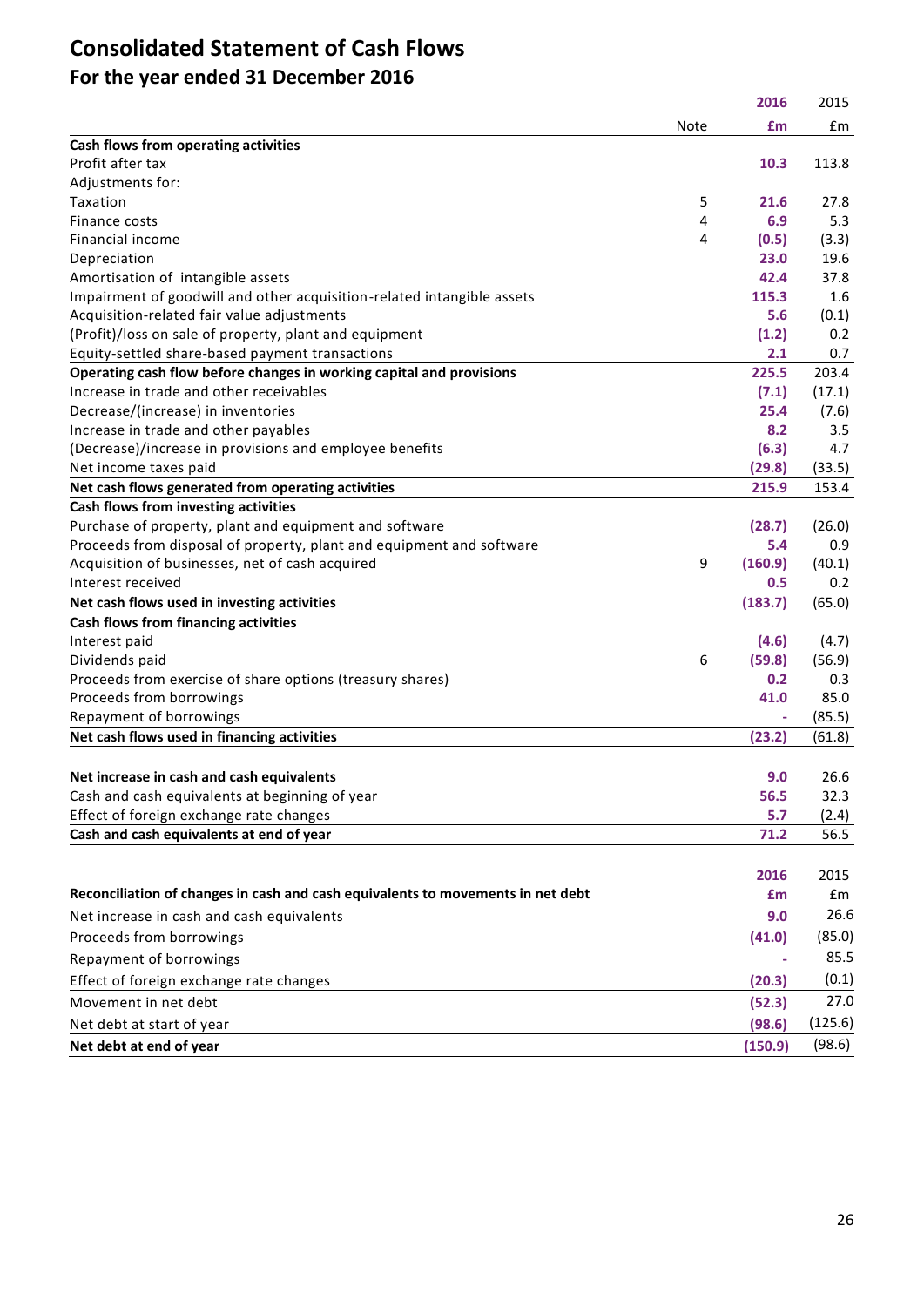# Consolidated Statement of Cash Flows

## For the year ended 31 December 2016

| | Note | 2016<br>£m | 2015<br>£m |
|---|---|---|---|
| **Cash flows from operating activities** | | | |
| Profit after tax | | **10.3** | 113.8 |
| Adjustments for: | | | |
| Taxation | 5 | **21.6** | 27.8 |
| Finance costs | 4 | **6.9** | 5.3 |
| Financial income | 4 | **(0.5)** | (3.3) |
| Depreciation | | **23.0** | 19.6 |
| Amortisation of intangible assets | | **42.4** | 37.8 |
| Impairment of goodwill and other acquisition-related intangible assets | | **115.3** | 1.6 |
| Acquisition-related fair value adjustments | | **5.6** | (0.1) |
| (Profit)/loss on sale of property, plant and equipment | | **(1.2)** | 0.2 |
| Equity-settled share-based payment transactions | | **2.1** | 0.7 |
| **Operating cash flow before changes in working capital and provisions** | | **225.5** | 203.4 |
| Increase in trade and other receivables | | **(7.1)** | (17.1) |
| Decrease/(increase) in inventories | | **25.4** | (7.6) |
| Increase in trade and other payables | | **8.2** | 3.5 |
| (Decrease)/increase in provisions and employee benefits | | **(6.3)** | 4.7 |
| Net income taxes paid | | **(29.8)** | (33.5) |
| **Net cash flows generated from operating activities** | | **215.9** | 153.4 |
| **Cash flows from investing activities** | | | |
| Purchase of property, plant and equipment and software | | **(28.7)** | (26.0) |
| Proceeds from disposal of property, plant and equipment and software | | **5.4** | 0.9 |
| Acquisition of businesses, net of cash acquired | 9 | **(160.9)** | (40.1) |
| Interest received | | **0.5** | 0.2 |
| **Net cash flows used in investing activities** | | **(183.7)** | (65.0) |
| **Cash flows from financing activities** | | | |
| Interest paid | | **(4.6)** | (4.7) |
| Dividends paid | 6 | **(59.8)** | (56.9) |
| Proceeds from exercise of share options (treasury shares) | | **0.2** | 0.3 |
| Proceeds from borrowings | | **41.0** | 85.0 |
| Repayment of borrowings | | **-** | (85.5) |
| **Net cash flows used in financing activities** | | **(23.2)** | (61.8) |
| | | | |
| **Net increase in cash and cash equivalents** | | **9.0** | 26.6 |
| Cash and cash equivalents at beginning of year | | **56.5** | 32.3 |
| Effect of foreign exchange rate changes | | **5.7** | (2.4) |
| **Cash and cash equivalents at end of year** | | **71.2** | 56.5 |

| **Reconciliation of changes in cash and cash equivalents to movements in net debt** | 2016<br>£m | 2015<br>£m |
|---|---|---|
| Net increase in cash and cash equivalents | **9.0** | 26.6 |
| Proceeds from borrowings | **(41.0)** | (85.0) |
| Repayment of borrowings | **-** | 85.5 |
| Effect of foreign exchange rate changes | **(20.3)** | (0.1) |
| Movement in net debt | **(52.3)** | 27.0 |
| Net debt at start of year | **(98.6)** | (125.6) |
| **Net debt at end of year** | **(150.9)** | (98.6) |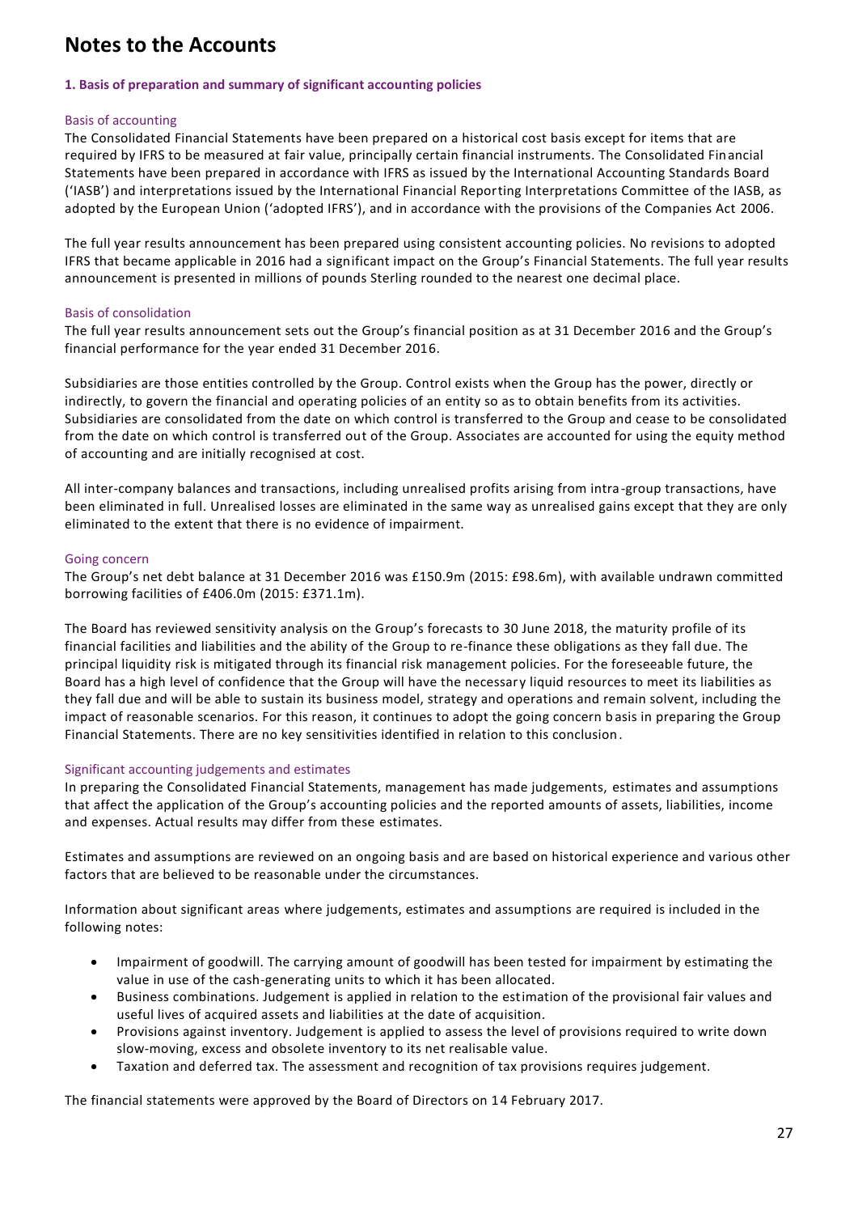# Notes to the Accounts

### 1. Basis of preparation and summary of significant accounting policies

#### Basis of accounting

The Consolidated Financial Statements have been prepared on a historical cost basis except for items that are required by IFRS to be measured at fair value, principally certain financial instruments. The Consolidated Financial Statements have been prepared in accordance with IFRS as issued by the International Accounting Standards Board ('IASB') and interpretations issued by the International Financial Reporting Interpretations Committee of the IASB, as adopted by the European Union ('adopted IFRS'), and in accordance with the provisions of the Companies Act 2006.

The full year results announcement has been prepared using consistent accounting policies. No revisions to adopted IFRS that became applicable in 2016 had a significant impact on the Group's Financial Statements. The full year results announcement is presented in millions of pounds Sterling rounded to the nearest one decimal place.

#### Basis of consolidation

The full year results announcement sets out the Group's financial position as at 31 December 2016 and the Group's financial performance for the year ended 31 December 2016.

Subsidiaries are those entities controlled by the Group. Control exists when the Group has the power, directly or indirectly, to govern the financial and operating policies of an entity so as to obtain benefits from its activities. Subsidiaries are consolidated from the date on which control is transferred to the Group and cease to be consolidated from the date on which control is transferred out of the Group. Associates are accounted for using the equity method of accounting and are initially recognised at cost.

All inter-company balances and transactions, including unrealised profits arising from intra-group transactions, have been eliminated in full. Unrealised losses are eliminated in the same way as unrealised gains except that they are only eliminated to the extent that there is no evidence of impairment.

#### Going concern

The Group's net debt balance at 31 December 2016 was £150.9m (2015: £98.6m), with available undrawn committed borrowing facilities of £406.0m (2015: £371.1m).

The Board has reviewed sensitivity analysis on the Group's forecasts to 30 June 2018, the maturity profile of its financial facilities and liabilities and the ability of the Group to re-finance these obligations as they fall due. The principal liquidity risk is mitigated through its financial risk management policies. For the foreseeable future, the Board has a high level of confidence that the Group will have the necessary liquid resources to meet its liabilities as they fall due and will be able to sustain its business model, strategy and operations and remain solvent, including the impact of reasonable scenarios. For this reason, it continues to adopt the going concern basis in preparing the Group Financial Statements. There are no key sensitivities identified in relation to this conclusion.

#### Significant accounting judgements and estimates

In preparing the Consolidated Financial Statements, management has made judgements, estimates and assumptions that affect the application of the Group's accounting policies and the reported amounts of assets, liabilities, income and expenses. Actual results may differ from these estimates.

Estimates and assumptions are reviewed on an ongoing basis and are based on historical experience and various other factors that are believed to be reasonable under the circumstances.

Information about significant areas where judgements, estimates and assumptions are required is included in the following notes:

- Impairment of goodwill. The carrying amount of goodwill has been tested for impairment by estimating the value in use of the cash-generating units to which it has been allocated.
- Business combinations. Judgement is applied in relation to the estimation of the provisional fair values and useful lives of acquired assets and liabilities at the date of acquisition.
- Provisions against inventory. Judgement is applied to assess the level of provisions required to write down slow-moving, excess and obsolete inventory to its net realisable value.
- Taxation and deferred tax. The assessment and recognition of tax provisions requires judgement.

The financial statements were approved by the Board of Directors on 14 February 2017.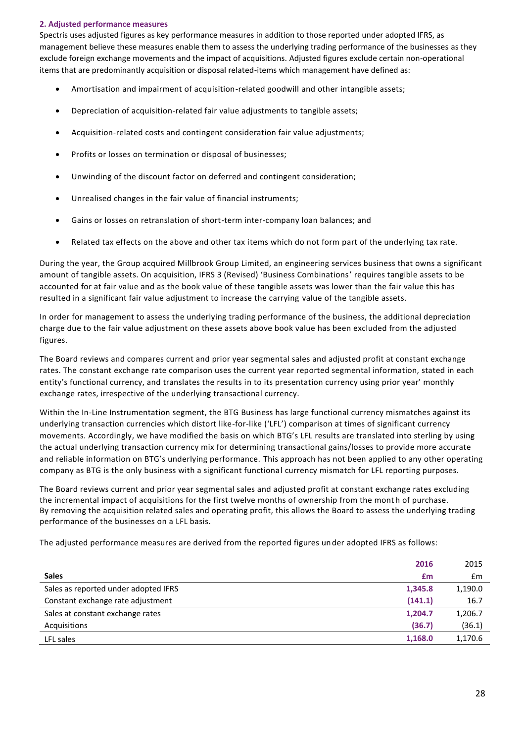## 2. Adjusted performance measures

Spectris uses adjusted figures as key performance measures in addition to those reported under adopted IFRS, as management believe these measures enable them to assess the underlying trading performance of the businesses as they exclude foreign exchange movements and the impact of acquisitions. Adjusted figures exclude certain non-operational items that are predominantly acquisition or disposal related-items which management have defined as:

- Amortisation and impairment of acquisition-related goodwill and other intangible assets;
- Depreciation of acquisition-related fair value adjustments to tangible assets;
- Acquisition-related costs and contingent consideration fair value adjustments;
- Profits or losses on termination or disposal of businesses;
- Unwinding of the discount factor on deferred and contingent consideration;
- Unrealised changes in the fair value of financial instruments;
- Gains or losses on retranslation of short-term inter-company loan balances; and
- Related tax effects on the above and other tax items which do not form part of the underlying tax rate.

During the year, the Group acquired Millbrook Group Limited, an engineering services business that owns a significant amount of tangible assets. On acquisition, IFRS 3 (Revised) 'Business Combinations' requires tangible assets to be accounted for at fair value and as the book value of these tangible assets was lower than the fair value this has resulted in a significant fair value adjustment to increase the carrying value of the tangible assets.

In order for management to assess the underlying trading performance of the business, the additional depreciation charge due to the fair value adjustment on these assets above book value has been excluded from the adjusted figures.

The Board reviews and compares current and prior year segmental sales and adjusted profit at constant exchange rates. The constant exchange rate comparison uses the current year reported segmental information, stated in each entity's functional currency, and translates the results in to its presentation currency using prior year' monthly exchange rates, irrespective of the underlying transactional currency.

Within the In-Line Instrumentation segment, the BTG Business has large functional currency mismatches against its underlying transaction currencies which distort like-for-like ('LFL') comparison at times of significant currency movements. Accordingly, we have modified the basis on which BTG's LFL results are translated into sterling by using the actual underlying transaction currency mix for determining transactional gains/losses to provide more accurate and reliable information on BTG's underlying performance. This approach has not been applied to any other operating company as BTG is the only business with a significant functional currency mismatch for LFL reporting purposes.

The Board reviews current and prior year segmental sales and adjusted profit at constant exchange rates excluding the incremental impact of acquisitions for the first twelve months of ownership from the month of purchase. By removing the acquisition related sales and operating profit, this allows the Board to assess the underlying trading performance of the businesses on a LFL basis.

The adjusted performance measures are derived from the reported figures under adopted IFRS as follows:

| | 2016 | 2015 |
|---|---|---|
| **Sales** | **£m** | £m |
| Sales as reported under adopted IFRS | **1,345.8** | 1,190.0 |
| Constant exchange rate adjustment | **(141.1)** | 16.7 |
| Sales at constant exchange rates | **1,204.7** | 1,206.7 |
| Acquisitions | **(36.7)** | (36.1) |
| LFL sales | **1,168.0** | 1,170.6 |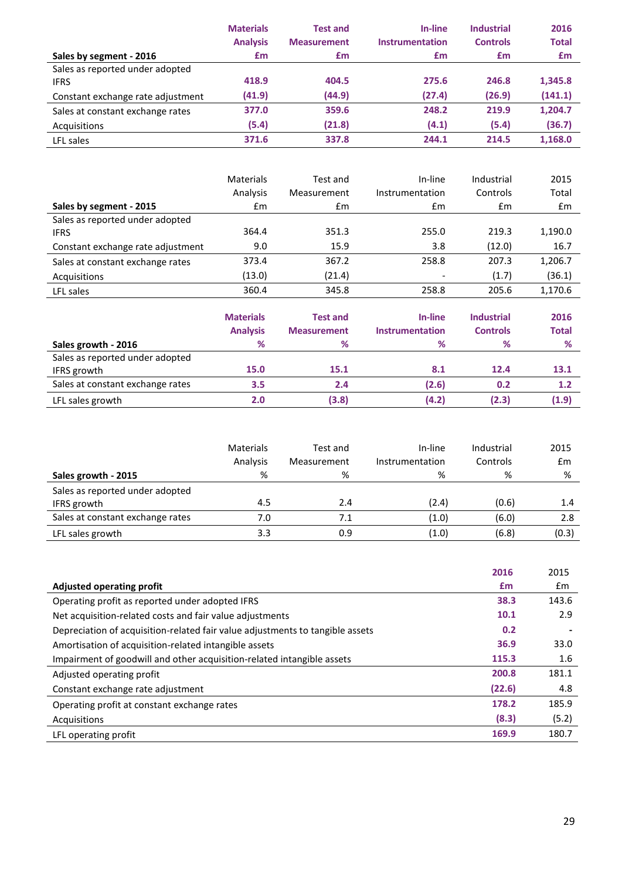| Sales by segment - 2016 | Materials Analysis £m | Test and Measurement £m | In-line Instrumentation £m | Industrial Controls £m | 2016 Total £m |
|---|---|---|---|---|---|
| Sales as reported under adopted IFRS | 418.9 | 404.5 | 275.6 | 246.8 | 1,345.8 |
| Constant exchange rate adjustment | (41.9) | (44.9) | (27.4) | (26.9) | (141.1) |
| Sales at constant exchange rates | 377.0 | 359.6 | 248.2 | 219.9 | 1,204.7 |
| Acquisitions | (5.4) | (21.8) | (4.1) | (5.4) | (36.7) |
| LFL sales | 371.6 | 337.8 | 244.1 | 214.5 | 1,168.0 |

| Sales by segment - 2015 | Materials Analysis £m | Test and Measurement £m | In-line Instrumentation £m | Industrial Controls £m | 2015 Total £m |
|---|---|---|---|---|---|
| Sales as reported under adopted IFRS | 364.4 | 351.3 | 255.0 | 219.3 | 1,190.0 |
| Constant exchange rate adjustment | 9.0 | 15.9 | 3.8 | (12.0) | 16.7 |
| Sales at constant exchange rates | 373.4 | 367.2 | 258.8 | 207.3 | 1,206.7 |
| Acquisitions | (13.0) | (21.4) | - | (1.7) | (36.1) |
| LFL sales | 360.4 | 345.8 | 258.8 | 205.6 | 1,170.6 |

| Sales growth - 2016 | Materials Analysis % | Test and Measurement % | In-line Instrumentation % | Industrial Controls % | 2016 Total % |
|---|---|---|---|---|---|
| Sales as reported under adopted IFRS growth | 15.0 | 15.1 | 8.1 | 12.4 | 13.1 |
| Sales at constant exchange rates | 3.5 | 2.4 | (2.6) | 0.2 | 1.2 |
| LFL sales growth | 2.0 | (3.8) | (4.2) | (2.3) | (1.9) |

| Sales growth - 2015 | Materials Analysis % | Test and Measurement % | In-line Instrumentation % | Industrial Controls % | 2015 £m % |
|---|---|---|---|---|---|
| Sales as reported under adopted IFRS growth | 4.5 | 2.4 | (2.4) | (0.6) | 1.4 |
| Sales at constant exchange rates | 7.0 | 7.1 | (1.0) | (6.0) | 2.8 |
| LFL sales growth | 3.3 | 0.9 | (1.0) | (6.8) | (0.3) |

| Adjusted operating profit | 2016 £m | 2015 £m |
|---|---|---|
| Operating profit as reported under adopted IFRS | 38.3 | 143.6 |
| Net acquisition-related costs and fair value adjustments | 10.1 | 2.9 |
| Depreciation of acquisition-related fair value adjustments to tangible assets | 0.2 | - |
| Amortisation of acquisition-related intangible assets | 36.9 | 33.0 |
| Impairment of goodwill and other acquisition-related intangible assets | 115.3 | 1.6 |
| Adjusted operating profit | 200.8 | 181.1 |
| Constant exchange rate adjustment | (22.6) | 4.8 |
| Operating profit at constant exchange rates | 178.2 | 185.9 |
| Acquisitions | (8.3) | (5.2) |
| LFL operating profit | 169.9 | 180.7 |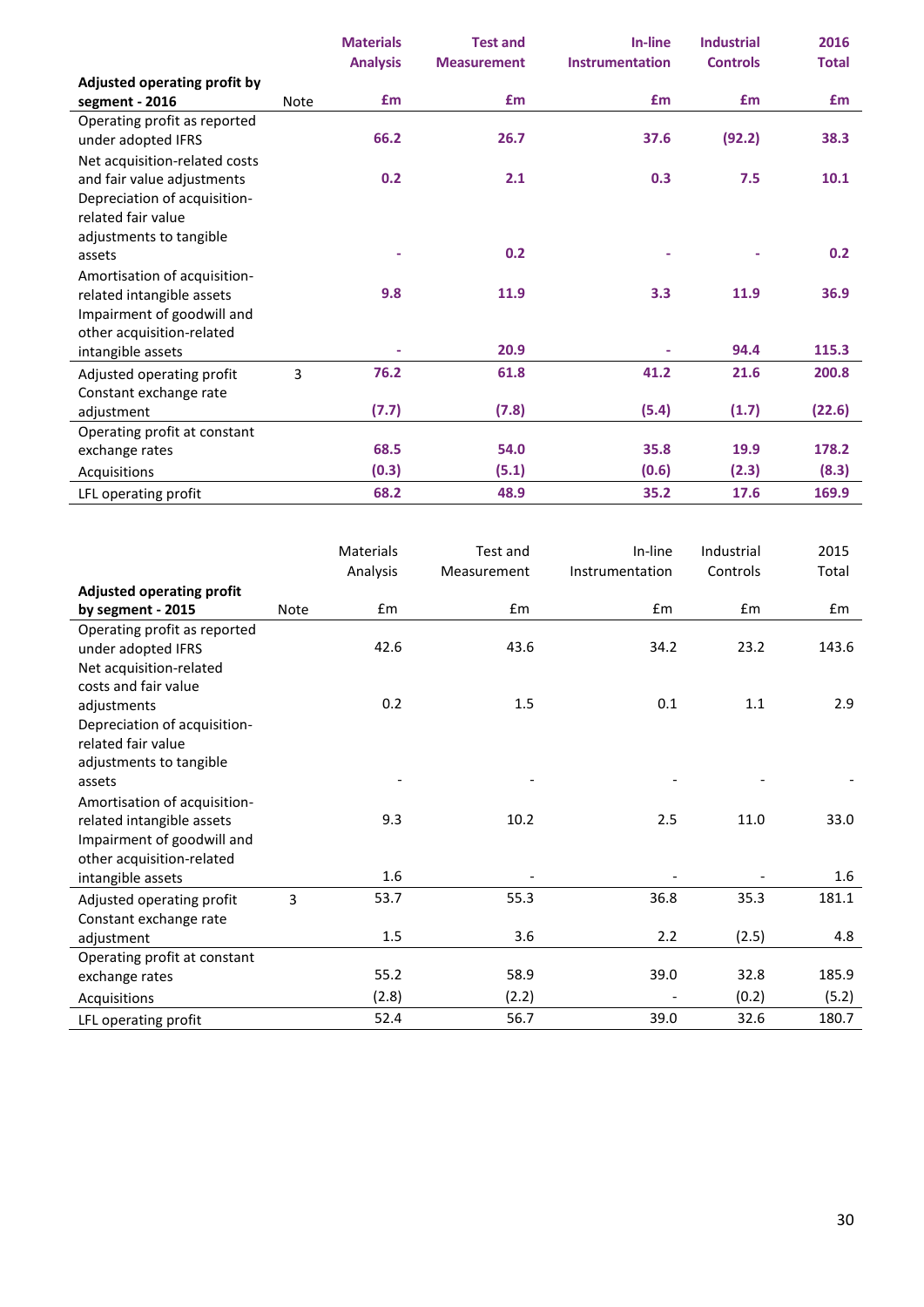| **Adjusted operating profit by segment - 2016** | Note | **Materials Analysis** £m | **Test and Measurement** £m | **In-line Instrumentation** £m | **Industrial Controls** £m | **2016 Total** £m |
|---|---|---|---|---|---|---|
| Operating profit as reported under adopted IFRS | | **66.2** | **26.7** | **37.6** | **(92.2)** | **38.3** |
| Net acquisition-related costs and fair value adjustments | | **0.2** | **2.1** | **0.3** | **7.5** | **10.1** |
| Depreciation of acquisition-related fair value adjustments to tangible assets | | **-** | **0.2** | **-** | **-** | **0.2** |
| Amortisation of acquisition-related intangible assets | | **9.8** | **11.9** | **3.3** | **11.9** | **36.9** |
| Impairment of goodwill and other acquisition-related intangible assets | | **-** | **20.9** | **-** | **94.4** | **115.3** |
| Adjusted operating profit | 3 | **76.2** | **61.8** | **41.2** | **21.6** | **200.8** |
| Constant exchange rate adjustment | | **(7.7)** | **(7.8)** | **(5.4)** | **(1.7)** | **(22.6)** |
| Operating profit at constant exchange rates | | **68.5** | **54.0** | **35.8** | **19.9** | **178.2** |
| Acquisitions | | **(0.3)** | **(5.1)** | **(0.6)** | **(2.3)** | **(8.3)** |
| LFL operating profit | | **68.2** | **48.9** | **35.2** | **17.6** | **169.9** |

| **Adjusted operating profit by segment - 2015** | Note | Materials Analysis £m | Test and Measurement £m | In-line Instrumentation £m | Industrial Controls £m | 2015 Total £m |
|---|---|---|---|---|---|---|
| Operating profit as reported under adopted IFRS | | 42.6 | 43.6 | 34.2 | 23.2 | 143.6 |
| Net acquisition-related costs and fair value adjustments | | 0.2 | 1.5 | 0.1 | 1.1 | 2.9 |
| Depreciation of acquisition-related fair value adjustments to tangible assets | | - | - | - | - | - |
| Amortisation of acquisition-related intangible assets | | 9.3 | 10.2 | 2.5 | 11.0 | 33.0 |
| Impairment of goodwill and other acquisition-related intangible assets | | 1.6 | - | - | - | 1.6 |
| Adjusted operating profit | 3 | 53.7 | 55.3 | 36.8 | 35.3 | 181.1 |
| Constant exchange rate adjustment | | 1.5 | 3.6 | 2.2 | (2.5) | 4.8 |
| Operating profit at constant exchange rates | | 55.2 | 58.9 | 39.0 | 32.8 | 185.9 |
| Acquisitions | | (2.8) | (2.2) | - | (0.2) | (5.2) |
| LFL operating profit | | 52.4 | 56.7 | 39.0 | 32.6 | 180.7 |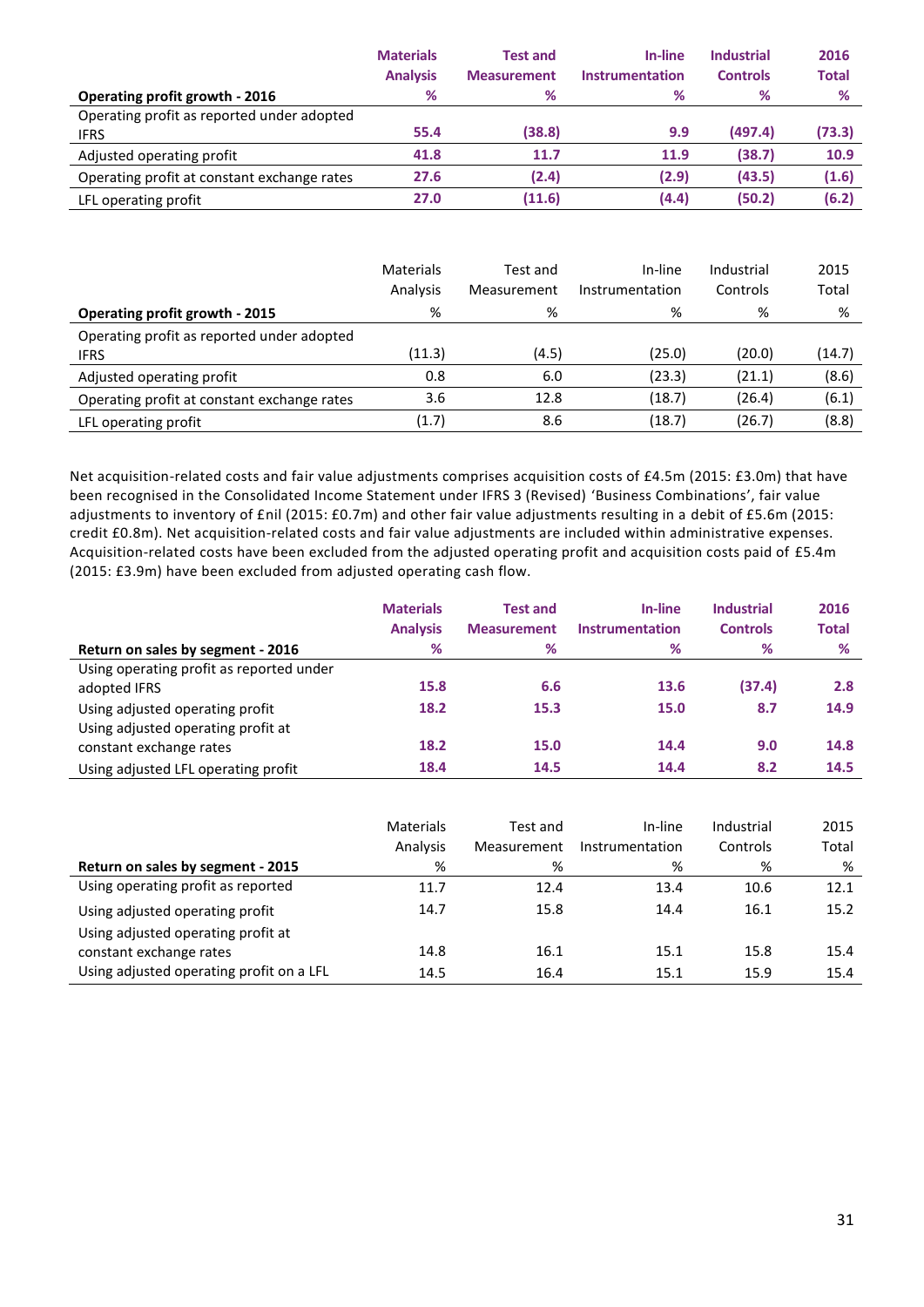| Operating profit growth - 2016 | Materials Analysis % | Test and Measurement % | In-line Instrumentation % | Industrial Controls % | 2016 Total % |
|---|---|---|---|---|---|
| Operating profit as reported under adopted IFRS | **55.4** | **(38.8)** | **9.9** | **(497.4)** | **(73.3)** |
| Adjusted operating profit | **41.8** | **11.7** | **11.9** | **(38.7)** | **10.9** |
| Operating profit at constant exchange rates | **27.6** | **(2.4)** | **(2.9)** | **(43.5)** | **(1.6)** |
| LFL operating profit | **27.0** | **(11.6)** | **(4.4)** | **(50.2)** | **(6.2)** |

| Operating profit growth - 2015 | Materials Analysis % | Test and Measurement % | In-line Instrumentation % | Industrial Controls % | 2015 Total % |
|---|---|---|---|---|---|
| Operating profit as reported under adopted IFRS | (11.3) | (4.5) | (25.0) | (20.0) | (14.7) |
| Adjusted operating profit | 0.8 | 6.0 | (23.3) | (21.1) | (8.6) |
| Operating profit at constant exchange rates | 3.6 | 12.8 | (18.7) | (26.4) | (6.1) |
| LFL operating profit | (1.7) | 8.6 | (18.7) | (26.7) | (8.8) |

Net acquisition-related costs and fair value adjustments comprises acquisition costs of £4.5m (2015: £3.0m) that have been recognised in the Consolidated Income Statement under IFRS 3 (Revised) 'Business Combinations', fair value adjustments to inventory of £nil (2015: £0.7m) and other fair value adjustments resulting in a debit of £5.6m (2015: credit £0.8m). Net acquisition-related costs and fair value adjustments are included within administrative expenses. Acquisition-related costs have been excluded from the adjusted operating profit and acquisition costs paid of £5.4m (2015: £3.9m) have been excluded from adjusted operating cash flow.

| Return on sales by segment - 2016 | Materials Analysis % | Test and Measurement % | In-line Instrumentation % | Industrial Controls % | 2016 Total % |
|---|---|---|---|---|---|
| Using operating profit as reported under adopted IFRS | **15.8** | **6.6** | **13.6** | **(37.4)** | **2.8** |
| Using adjusted operating profit | **18.2** | **15.3** | **15.0** | **8.7** | **14.9** |
| Using adjusted operating profit at constant exchange rates | **18.2** | **15.0** | **14.4** | **9.0** | **14.8** |
| Using adjusted LFL operating profit | **18.4** | **14.5** | **14.4** | **8.2** | **14.5** |

| Return on sales by segment - 2015 | Materials Analysis % | Test and Measurement % | In-line Instrumentation % | Industrial Controls % | 2015 Total % |
|---|---|---|---|---|---|
| Using operating profit as reported | 11.7 | 12.4 | 13.4 | 10.6 | 12.1 |
| Using adjusted operating profit | 14.7 | 15.8 | 14.4 | 16.1 | 15.2 |
| Using adjusted operating profit at constant exchange rates | 14.8 | 16.1 | 15.1 | 15.8 | 15.4 |
| Using adjusted operating profit on a LFL | 14.5 | 16.4 | 15.1 | 15.9 | 15.4 |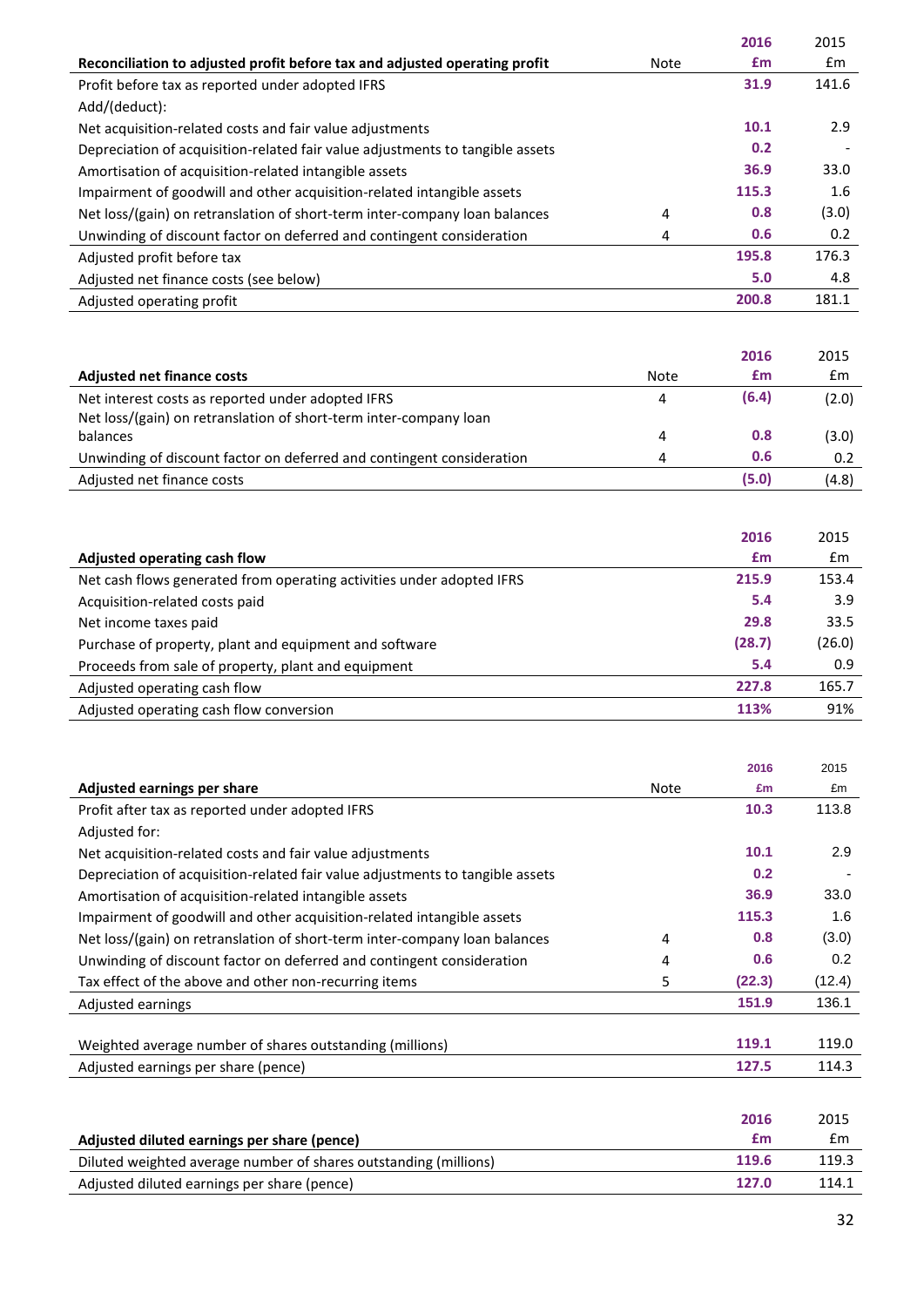| Reconciliation to adjusted profit before tax and adjusted operating profit | Note | 2016 £m | 2015 £m |
|---|---|---|---|
| Profit before tax as reported under adopted IFRS | | 31.9 | 141.6 |
| Add/(deduct): | | | |
| Net acquisition-related costs and fair value adjustments | | 10.1 | 2.9 |
| Depreciation of acquisition-related fair value adjustments to tangible assets | | 0.2 | - |
| Amortisation of acquisition-related intangible assets | | 36.9 | 33.0 |
| Impairment of goodwill and other acquisition-related intangible assets | | 115.3 | 1.6 |
| Net loss/(gain) on retranslation of short-term inter-company loan balances | 4 | 0.8 | (3.0) |
| Unwinding of discount factor on deferred and contingent consideration | 4 | 0.6 | 0.2 |
| Adjusted profit before tax | | 195.8 | 176.3 |
| Adjusted net finance costs (see below) | | 5.0 | 4.8 |
| Adjusted operating profit | | 200.8 | 181.1 |

| Adjusted net finance costs | Note | 2016 £m | 2015 £m |
|---|---|---|---|
| Net interest costs as reported under adopted IFRS | 4 | (6.4) | (2.0) |
| Net loss/(gain) on retranslation of short-term inter-company loan balances | 4 | 0.8 | (3.0) |
| Unwinding of discount factor on deferred and contingent consideration | 4 | 0.6 | 0.2 |
| Adjusted net finance costs | | (5.0) | (4.8) |

| Adjusted operating cash flow | 2016 £m | 2015 £m |
|---|---|---|
| Net cash flows generated from operating activities under adopted IFRS | 215.9 | 153.4 |
| Acquisition-related costs paid | 5.4 | 3.9 |
| Net income taxes paid | 29.8 | 33.5 |
| Purchase of property, plant and equipment and software | (28.7) | (26.0) |
| Proceeds from sale of property, plant and equipment | 5.4 | 0.9 |
| Adjusted operating cash flow | 227.8 | 165.7 |
| Adjusted operating cash flow conversion | 113% | 91% |

| Adjusted earnings per share | Note | 2016 £m | 2015 £m |
|---|---|---|---|
| Profit after tax as reported under adopted IFRS | | 10.3 | 113.8 |
| Adjusted for: | | | |
| Net acquisition-related costs and fair value adjustments | | 10.1 | 2.9 |
| Depreciation of acquisition-related fair value adjustments to tangible assets | | 0.2 | - |
| Amortisation of acquisition-related intangible assets | | 36.9 | 33.0 |
| Impairment of goodwill and other acquisition-related intangible assets | | 115.3 | 1.6 |
| Net loss/(gain) on retranslation of short-term inter-company loan balances | 4 | 0.8 | (3.0) |
| Unwinding of discount factor on deferred and contingent consideration | 4 | 0.6 | 0.2 |
| Tax effect of the above and other non-recurring items | 5 | (22.3) | (12.4) |
| Adjusted earnings | | 151.9 | 136.1 |
| | | | |
| Weighted average number of shares outstanding (millions) | | 119.1 | 119.0 |
| Adjusted earnings per share (pence) | | 127.5 | 114.3 |

| Adjusted diluted earnings per share (pence) | 2016 £m | 2015 £m |
|---|---|---|
| Diluted weighted average number of shares outstanding (millions) | 119.6 | 119.3 |
| Adjusted diluted earnings per share (pence) | 127.0 | 114.1 |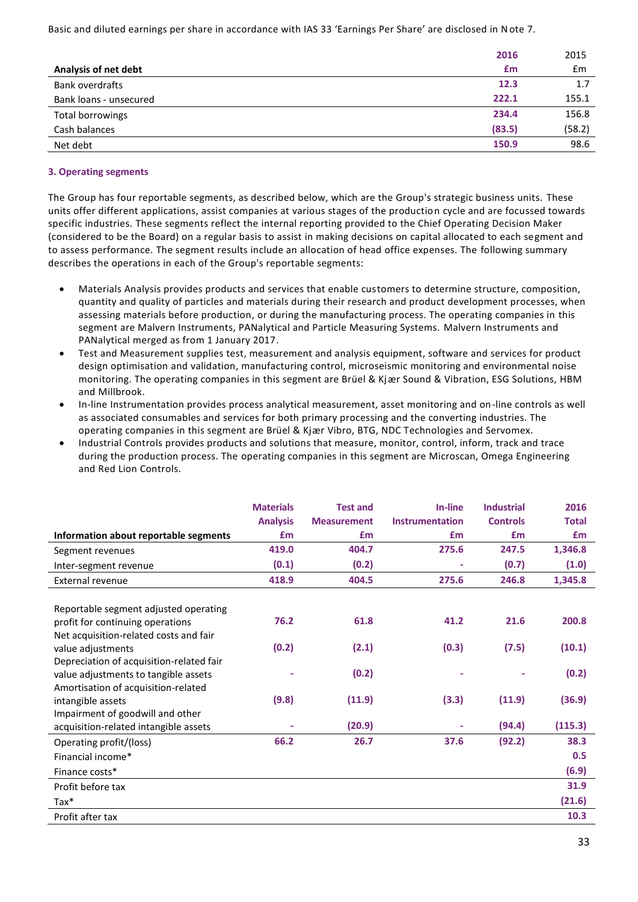Basic and diluted earnings per share in accordance with IAS 33 'Earnings Per Share' are disclosed in Note 7.

| Analysis of net debt | 2016 £m | 2015 £m |
|---|---|---|
| Bank overdrafts | **12.3** | 1.7 |
| Bank loans - unsecured | **222.1** | 155.1 |
| Total borrowings | **234.4** | 156.8 |
| Cash balances | **(83.5)** | (58.2) |
| Net debt | **150.9** | 98.6 |

### 3. Operating segments

The Group has four reportable segments, as described below, which are the Group's strategic business units. These units offer different applications, assist companies at various stages of the production cycle and are focussed towards specific industries. These segments reflect the internal reporting provided to the Chief Operating Decision Maker (considered to be the Board) on a regular basis to assist in making decisions on capital allocated to each segment and to assess performance. The segment results include an allocation of head office expenses. The following summary describes the operations in each of the Group's reportable segments:

- Materials Analysis provides products and services that enable customers to determine structure, composition, quantity and quality of particles and materials during their research and product development processes, when assessing materials before production, or during the manufacturing process. The operating companies in this segment are Malvern Instruments, PANalytical and Particle Measuring Systems. Malvern Instruments and PANalytical merged as from 1 January 2017.
- Test and Measurement supplies test, measurement and analysis equipment, software and services for product design optimisation and validation, manufacturing control, microseismic monitoring and environmental noise monitoring. The operating companies in this segment are Brüel & Kjær Sound & Vibration, ESG Solutions, HBM and Millbrook.
- In-line Instrumentation provides process analytical measurement, asset monitoring and on-line controls as well as associated consumables and services for both primary processing and the converting industries. The operating companies in this segment are Brüel & Kjær Vibro, BTG, NDC Technologies and Servomex.
- Industrial Controls provides products and solutions that measure, monitor, control, inform, track and trace during the production process. The operating companies in this segment are Microscan, Omega Engineering and Red Lion Controls.

| Information about reportable segments | Materials Analysis £m | Test and Measurement £m | In-line Instrumentation £m | Industrial Controls £m | 2016 Total £m |
|---|---|---|---|---|---|
| Segment revenues | **419.0** | **404.7** | **275.6** | **247.5** | **1,346.8** |
| Inter-segment revenue | **(0.1)** | **(0.2)** | **-** | **(0.7)** | **(1.0)** |
| External revenue | **418.9** | **404.5** | **275.6** | **246.8** | **1,345.8** |
| | | | | | |
| Reportable segment adjusted operating profit for continuing operations | **76.2** | **61.8** | **41.2** | **21.6** | **200.8** |
| Net acquisition-related costs and fair value adjustments | **(0.2)** | **(2.1)** | **(0.3)** | **(7.5)** | **(10.1)** |
| Depreciation of acquisition-related fair value adjustments to tangible assets | **-** | **(0.2)** | **-** | **-** | **(0.2)** |
| Amortisation of acquisition-related intangible assets | **(9.8)** | **(11.9)** | **(3.3)** | **(11.9)** | **(36.9)** |
| Impairment of goodwill and other acquisition-related intangible assets | **-** | **(20.9)** | **-** | **(94.4)** | **(115.3)** |
| Operating profit/(loss) | **66.2** | **26.7** | **37.6** | **(92.2)** | **38.3** |
| Financial income* | | | | | **0.5** |
| Finance costs* | | | | | **(6.9)** |
| Profit before tax | | | | | **31.9** |
| Tax* | | | | | **(21.6)** |
| Profit after tax | | | | | **10.3** |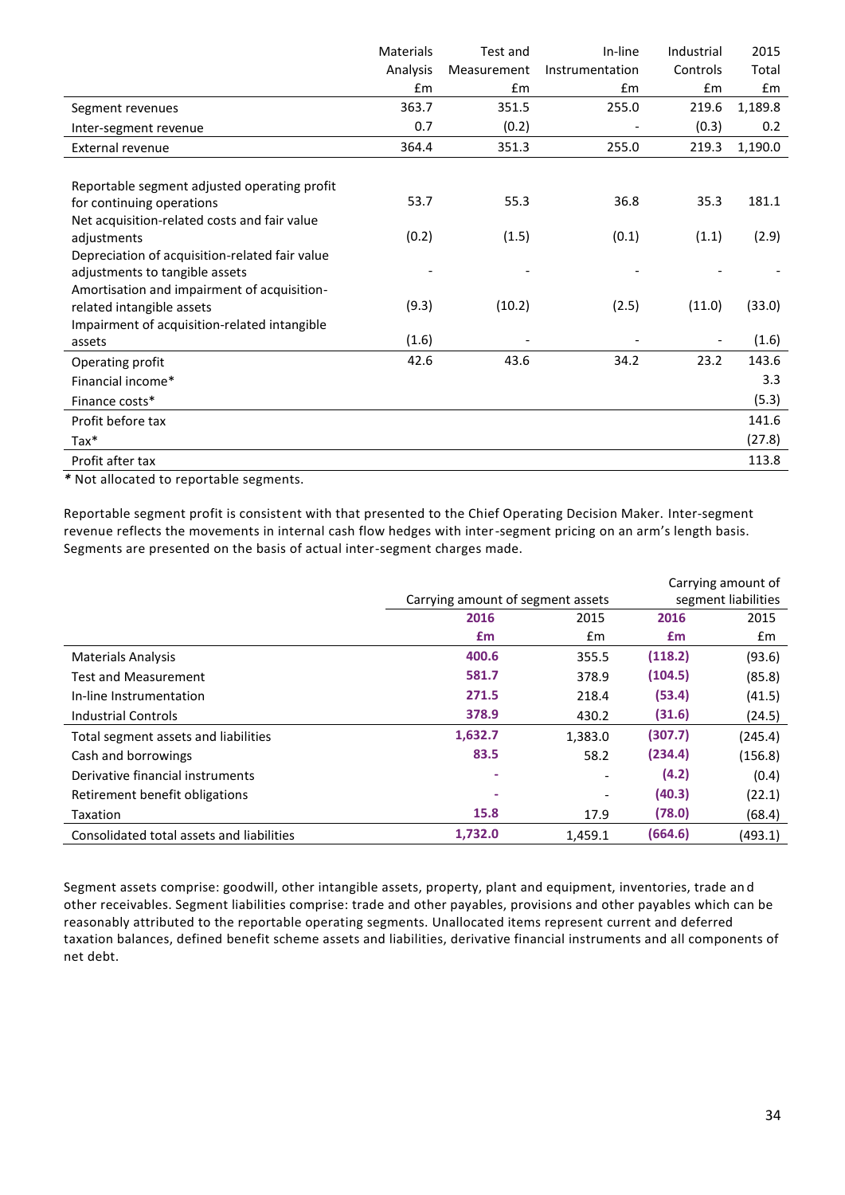| | Materials Analysis £m | Test and Measurement £m | In-line Instrumentation £m | Industrial Controls £m | 2015 Total £m |
|---|---|---|---|---|---|
| Segment revenues | 363.7 | 351.5 | 255.0 | 219.6 | 1,189.8 |
| Inter-segment revenue | 0.7 | (0.2) | - | (0.3) | 0.2 |
| External revenue | 364.4 | 351.3 | 255.0 | 219.3 | 1,190.0 |
| | | | | | |
| Reportable segment adjusted operating profit for continuing operations | 53.7 | 55.3 | 36.8 | 35.3 | 181.1 |
| Net acquisition-related costs and fair value adjustments | (0.2) | (1.5) | (0.1) | (1.1) | (2.9) |
| Depreciation of acquisition-related fair value adjustments to tangible assets | - | - | - | - | - |
| Amortisation and impairment of acquisition-related intangible assets | (9.3) | (10.2) | (2.5) | (11.0) | (33.0) |
| Impairment of acquisition-related intangible assets | (1.6) | - | - | - | (1.6) |
| Operating profit | 42.6 | 43.6 | 34.2 | 23.2 | 143.6 |
| Financial income* | | | | | 3.3 |
| Finance costs* | | | | | (5.3) |
| Profit before tax | | | | | 141.6 |
| Tax* | | | | | (27.8) |
| Profit after tax | | | | | 113.8 |

*\** Not allocated to reportable segments.

Reportable segment profit is consistent with that presented to the Chief Operating Decision Maker. Inter-segment revenue reflects the movements in internal cash flow hedges with inter-segment pricing on an arm's length basis. Segments are presented on the basis of actual inter-segment charges made.

| | Carrying amount of segment assets | | Carrying amount of segment liabilities | |
|---|---|---|---|---|
| | **2016** | 2015 | **2016** | 2015 |
| | **£m** | £m | **£m** | £m |
| Materials Analysis | **400.6** | 355.5 | **(118.2)** | (93.6) |
| Test and Measurement | **581.7** | 378.9 | **(104.5)** | (85.8) |
| In-line Instrumentation | **271.5** | 218.4 | **(53.4)** | (41.5) |
| Industrial Controls | **378.9** | 430.2 | **(31.6)** | (24.5) |
| Total segment assets and liabilities | **1,632.7** | 1,383.0 | **(307.7)** | (245.4) |
| Cash and borrowings | **83.5** | 58.2 | **(234.4)** | (156.8) |
| Derivative financial instruments | **-** | - | **(4.2)** | (0.4) |
| Retirement benefit obligations | **-** | - | **(40.3)** | (22.1) |
| Taxation | **15.8** | 17.9 | **(78.0)** | (68.4) |
| Consolidated total assets and liabilities | **1,732.0** | 1,459.1 | **(664.6)** | (493.1) |

Segment assets comprise: goodwill, other intangible assets, property, plant and equipment, inventories, trade and other receivables. Segment liabilities comprise: trade and other payables, provisions and other payables which can be reasonably attributed to the reportable operating segments. Unallocated items represent current and deferred taxation balances, defined benefit scheme assets and liabilities, derivative financial instruments and all components of net debt.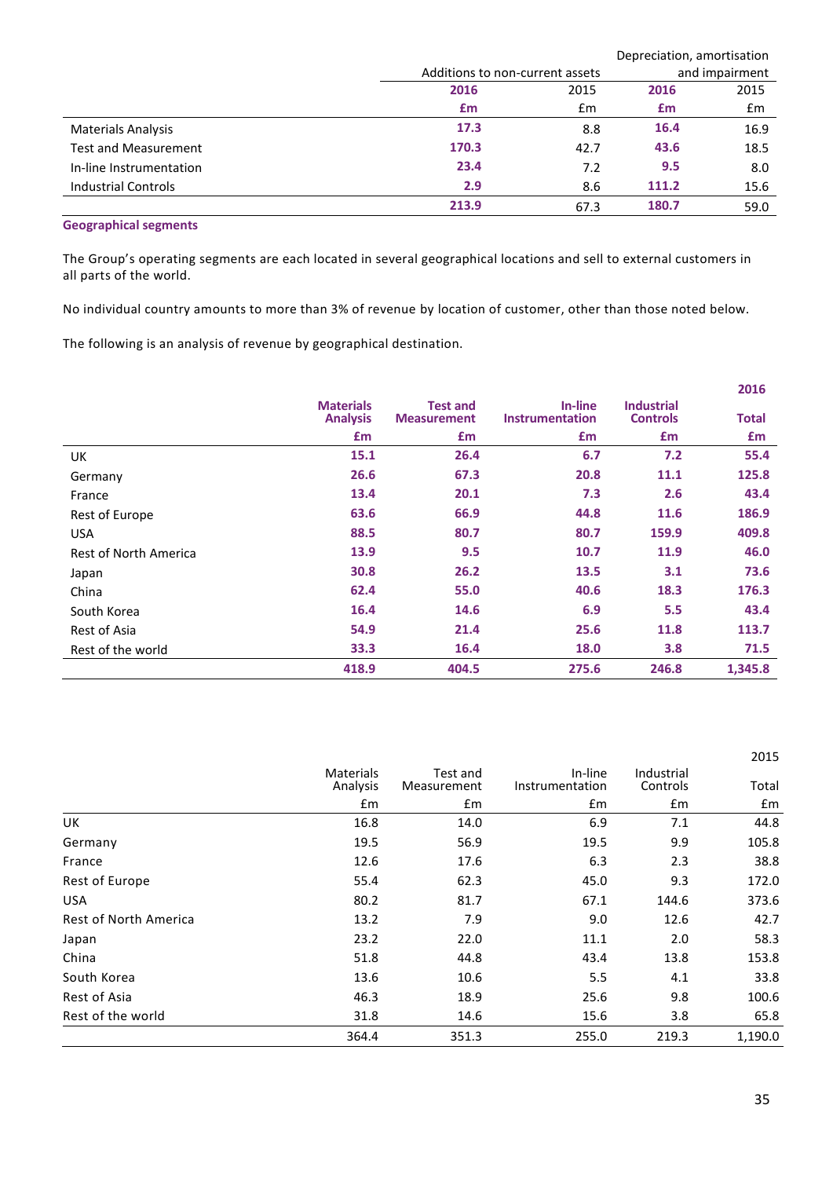| | Additions to non-current assets | | Depreciation, amortisation and impairment | |
|---|---|---|---|---|
| | **2016** | 2015 | **2016** | 2015 |
| | **£m** | £m | **£m** | £m |
| Materials Analysis | **17.3** | 8.8 | **16.4** | 16.9 |
| Test and Measurement | **170.3** | 42.7 | **43.6** | 18.5 |
| In-line Instrumentation | **23.4** | 7.2 | **9.5** | 8.0 |
| Industrial Controls | **2.9** | 8.6 | **111.2** | 15.6 |
| | **213.9** | 67.3 | **180.7** | 59.0 |

**Geographical segments**

The Group's operating segments are each located in several geographical locations and sell to external customers in all parts of the world.

No individual country amounts to more than 3% of revenue by location of customer, other than those noted below.

The following is an analysis of revenue by geographical destination.

| | | | | | **2016** |
|---|---|---|---|---|---|
| | **Materials Analysis** | **Test and Measurement** | **In-line Instrumentation** | **Industrial Controls** | **Total** |
| | **£m** | **£m** | **£m** | **£m** | **£m** |
| UK | **15.1** | **26.4** | **6.7** | **7.2** | **55.4** |
| Germany | **26.6** | **67.3** | **20.8** | **11.1** | **125.8** |
| France | **13.4** | **20.1** | **7.3** | **2.6** | **43.4** |
| Rest of Europe | **63.6** | **66.9** | **44.8** | **11.6** | **186.9** |
| USA | **88.5** | **80.7** | **80.7** | **159.9** | **409.8** |
| Rest of North America | **13.9** | **9.5** | **10.7** | **11.9** | **46.0** |
| Japan | **30.8** | **26.2** | **13.5** | **3.1** | **73.6** |
| China | **62.4** | **55.0** | **40.6** | **18.3** | **176.3** |
| South Korea | **16.4** | **14.6** | **6.9** | **5.5** | **43.4** |
| Rest of Asia | **54.9** | **21.4** | **25.6** | **11.8** | **113.7** |
| Rest of the world | **33.3** | **16.4** | **18.0** | **3.8** | **71.5** |
| | **418.9** | **404.5** | **275.6** | **246.8** | **1,345.8** |

| | | | | | 2015 |
|---|---|---|---|---|---|
| | Materials Analysis | Test and Measurement | In-line Instrumentation | Industrial Controls | Total |
| | £m | £m | £m | £m | £m |
| UK | 16.8 | 14.0 | 6.9 | 7.1 | 44.8 |
| Germany | 19.5 | 56.9 | 19.5 | 9.9 | 105.8 |
| France | 12.6 | 17.6 | 6.3 | 2.3 | 38.8 |
| Rest of Europe | 55.4 | 62.3 | 45.0 | 9.3 | 172.0 |
| USA | 80.2 | 81.7 | 67.1 | 144.6 | 373.6 |
| Rest of North America | 13.2 | 7.9 | 9.0 | 12.6 | 42.7 |
| Japan | 23.2 | 22.0 | 11.1 | 2.0 | 58.3 |
| China | 51.8 | 44.8 | 43.4 | 13.8 | 153.8 |
| South Korea | 13.6 | 10.6 | 5.5 | 4.1 | 33.8 |
| Rest of Asia | 46.3 | 18.9 | 25.6 | 9.8 | 100.6 |
| Rest of the world | 31.8 | 14.6 | 15.6 | 3.8 | 65.8 |
| | 364.4 | 351.3 | 255.0 | 219.3 | 1,190.0 |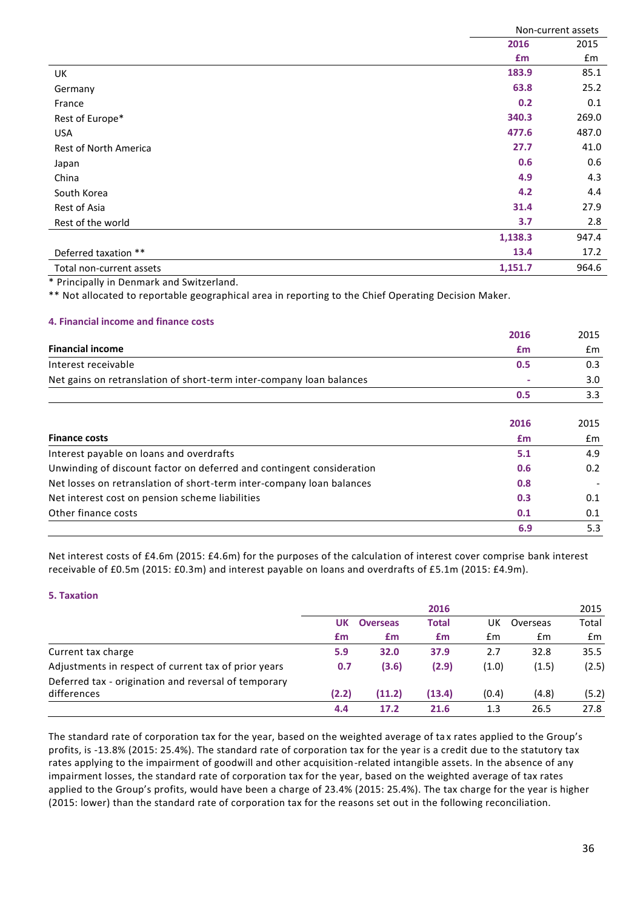| | Non-current assets | |
|---|---|---|
| | **2016** | 2015 |
| | **£m** | £m |
| UK | **183.9** | 85.1 |
| Germany | **63.8** | 25.2 |
| France | **0.2** | 0.1 |
| Rest of Europe* | **340.3** | 269.0 |
| USA | **477.6** | 487.0 |
| Rest of North America | **27.7** | 41.0 |
| Japan | **0.6** | 0.6 |
| China | **4.9** | 4.3 |
| South Korea | **4.2** | 4.4 |
| Rest of Asia | **31.4** | 27.9 |
| Rest of the world | **3.7** | 2.8 |
| | **1,138.3** | 947.4 |
| Deferred taxation ** | **13.4** | 17.2 |
| Total non-current assets | **1,151.7** | 964.6 |

* Principally in Denmark and Switzerland.

** Not allocated to reportable geographical area in reporting to the Chief Operating Decision Maker.

#### 4. Financial income and finance costs

| **Financial income** | **2016** **£m** | 2015 £m |
|---|---|---|
| Interest receivable | **0.5** | 0.3 |
| Net gains on retranslation of short-term inter-company loan balances | **-** | 3.0 |
| | **0.5** | 3.3 |

| **Finance costs** | **2016** **£m** | 2015 £m |
|---|---|---|
| Interest payable on loans and overdrafts | **5.1** | 4.9 |
| Unwinding of discount factor on deferred and contingent consideration | **0.6** | 0.2 |
| Net losses on retranslation of short-term inter-company loan balances | **0.8** | - |
| Net interest cost on pension scheme liabilities | **0.3** | 0.1 |
| Other finance costs | **0.1** | 0.1 |
| | **6.9** | 5.3 |

Net interest costs of £4.6m (2015: £4.6m) for the purposes of the calculation of interest cover comprise bank interest receivable of £0.5m (2015: £0.3m) and interest payable on loans and overdrafts of £5.1m (2015: £4.9m).

#### 5. Taxation

| | | | **2016** | | | 2015 |
|---|---|---|---|---|---|---|
| | **UK** | **Overseas** | **Total** | UK | Overseas | Total |
| | **£m** | **£m** | **£m** | £m | £m | £m |
| Current tax charge | **5.9** | **32.0** | **37.9** | 2.7 | 32.8 | 35.5 |
| Adjustments in respect of current tax of prior years | **0.7** | **(3.6)** | **(2.9)** | (1.0) | (1.5) | (2.5) |
| Deferred tax - origination and reversal of temporary differences | **(2.2)** | **(11.2)** | **(13.4)** | (0.4) | (4.8) | (5.2) |
| | **4.4** | **17.2** | **21.6** | 1.3 | 26.5 | 27.8 |

The standard rate of corporation tax for the year, based on the weighted average of tax rates applied to the Group's profits, is -13.8% (2015: 25.4%). The standard rate of corporation tax for the year is a credit due to the statutory tax rates applying to the impairment of goodwill and other acquisition-related intangible assets. In the absence of any impairment losses, the standard rate of corporation tax for the year, based on the weighted average of tax rates applied to the Group's profits, would have been a charge of 23.4% (2015: 25.4%). The tax charge for the year is higher (2015: lower) than the standard rate of corporation tax for the reasons set out in the following reconciliation.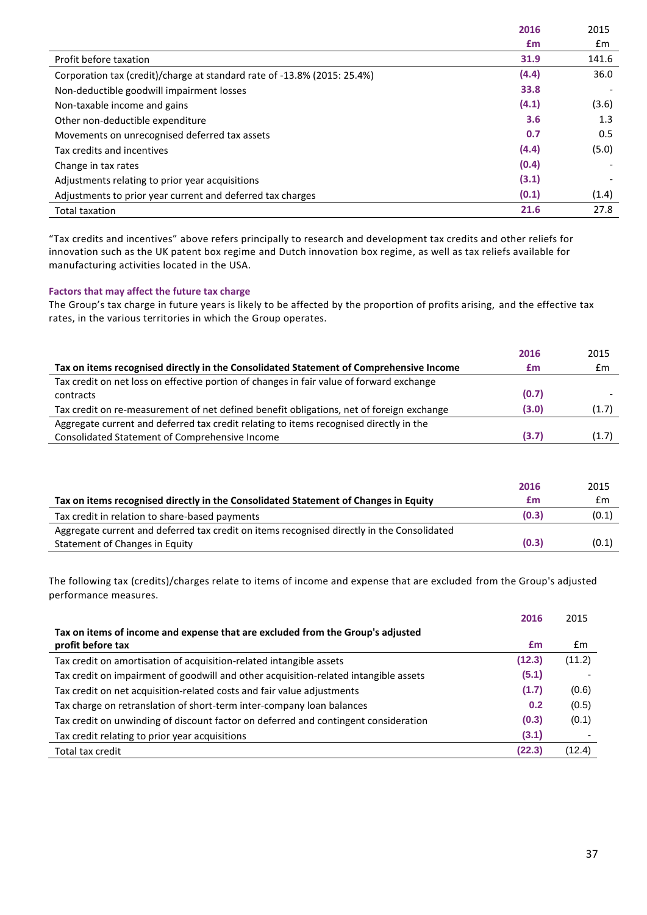| | 2016 | 2015 |
|---|---|---|
| | **£m** | £m |
| Profit before taxation | **31.9** | 141.6 |
| Corporation tax (credit)/charge at standard rate of -13.8% (2015: 25.4%) | **(4.4)** | 36.0 |
| Non-deductible goodwill impairment losses | **33.8** | - |
| Non-taxable income and gains | **(4.1)** | (3.6) |
| Other non-deductible expenditure | **3.6** | 1.3 |
| Movements on unrecognised deferred tax assets | **0.7** | 0.5 |
| Tax credits and incentives | **(4.4)** | (5.0) |
| Change in tax rates | **(0.4)** | - |
| Adjustments relating to prior year acquisitions | **(3.1)** | - |
| Adjustments to prior year current and deferred tax charges | **(0.1)** | (1.4) |
| Total taxation | **21.6** | 27.8 |

"Tax credits and incentives" above refers principally to research and development tax credits and other reliefs for innovation such as the UK patent box regime and Dutch innovation box regime, as well as tax reliefs available for manufacturing activities located in the USA.

### Factors that may affect the future tax charge

The Group's tax charge in future years is likely to be affected by the proportion of profits arising, and the effective tax rates, in the various territories in which the Group operates.

| | 2016 | 2015 |
|---|---|---|
| **Tax on items recognised directly in the Consolidated Statement of Comprehensive Income** | **£m** | £m |
| Tax credit on net loss on effective portion of changes in fair value of forward exchange contracts | **(0.7)** | - |
| Tax credit on re-measurement of net defined benefit obligations, net of foreign exchange | **(3.0)** | (1.7) |
| Aggregate current and deferred tax credit relating to items recognised directly in the Consolidated Statement of Comprehensive Income | **(3.7)** | (1.7) |

| | 2016 | 2015 |
|---|---|---|
| **Tax on items recognised directly in the Consolidated Statement of Changes in Equity** | **£m** | £m |
| Tax credit in relation to share-based payments | **(0.3)** | (0.1) |
| Aggregate current and deferred tax credit on items recognised directly in the Consolidated Statement of Changes in Equity | **(0.3)** | (0.1) |

The following tax (credits)/charges relate to items of income and expense that are excluded from the Group's adjusted performance measures.

| | 2016 | 2015 |
|---|---|---|
| **Tax on items of income and expense that are excluded from the Group's adjusted profit before tax** | **£m** | £m |
| Tax credit on amortisation of acquisition-related intangible assets | **(12.3)** | (11.2) |
| Tax credit on impairment of goodwill and other acquisition-related intangible assets | **(5.1)** | - |
| Tax credit on net acquisition-related costs and fair value adjustments | **(1.7)** | (0.6) |
| Tax charge on retranslation of short-term inter-company loan balances | **0.2** | (0.5) |
| Tax credit on unwinding of discount factor on deferred and contingent consideration | **(0.3)** | (0.1) |
| Tax credit relating to prior year acquisitions | **(3.1)** | - |
| Total tax credit | **(22.3)** | (12.4) |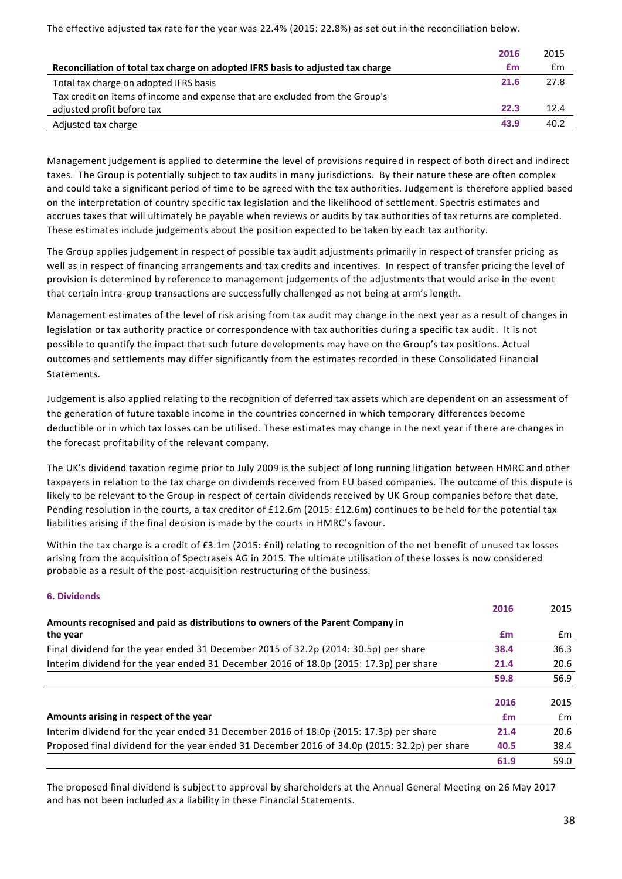The effective adjusted tax rate for the year was 22.4% (2015: 22.8%) as set out in the reconciliation below.

| Reconciliation of total tax charge on adopted IFRS basis to adjusted tax charge | 2016 £m | 2015 £m |
|---|---|---|
| Total tax charge on adopted IFRS basis | **21.6** | 27.8 |
| Tax credit on items of income and expense that are excluded from the Group's adjusted profit before tax | **22.3** | 12.4 |
| Adjusted tax charge | **43.9** | 40.2 |

Management judgement is applied to determine the level of provisions required in respect of both direct and indirect taxes. The Group is potentially subject to tax audits in many jurisdictions. By their nature these are often complex and could take a significant period of time to be agreed with the tax authorities. Judgement is therefore applied based on the interpretation of country specific tax legislation and the likelihood of settlement. Spectris estimates and accrues taxes that will ultimately be payable when reviews or audits by tax authorities of tax returns are completed. These estimates include judgements about the position expected to be taken by each tax authority.

The Group applies judgement in respect of possible tax audit adjustments primarily in respect of transfer pricing as well as in respect of financing arrangements and tax credits and incentives. In respect of transfer pricing the level of provision is determined by reference to management judgements of the adjustments that would arise in the event that certain intra-group transactions are successfully challenged as not being at arm's length.

Management estimates of the level of risk arising from tax audit may change in the next year as a result of changes in legislation or tax authority practice or correspondence with tax authorities during a specific tax audit. It is not possible to quantify the impact that such future developments may have on the Group's tax positions. Actual outcomes and settlements may differ significantly from the estimates recorded in these Consolidated Financial Statements.

Judgement is also applied relating to the recognition of deferred tax assets which are dependent on an assessment of the generation of future taxable income in the countries concerned in which temporary differences become deductible or in which tax losses can be utilised. These estimates may change in the next year if there are changes in the forecast profitability of the relevant company.

The UK's dividend taxation regime prior to July 2009 is the subject of long running litigation between HMRC and other taxpayers in relation to the tax charge on dividends received from EU based companies. The outcome of this dispute is likely to be relevant to the Group in respect of certain dividends received by UK Group companies before that date. Pending resolution in the courts, a tax creditor of £12.6m (2015: £12.6m) continues to be held for the potential tax liabilities arising if the final decision is made by the courts in HMRC's favour.

Within the tax charge is a credit of £3.1m (2015: £nil) relating to recognition of the net benefit of unused tax losses arising from the acquisition of Spectraseis AG in 2015. The ultimate utilisation of these losses is now considered probable as a result of the post-acquisition restructuring of the business.

### 6. Dividends

| Amounts recognised and paid as distributions to owners of the Parent Company in the year | 2016 £m | 2015 £m |
|---|---|---|
| Final dividend for the year ended 31 December 2015 of 32.2p (2014: 30.5p) per share | **38.4** | 36.3 |
| Interim dividend for the year ended 31 December 2016 of 18.0p (2015: 17.3p) per share | **21.4** | 20.6 |
| | **59.8** | 56.9 |

| Amounts arising in respect of the year | 2016 £m | 2015 £m |
|---|---|---|
| Interim dividend for the year ended 31 December 2016 of 18.0p (2015: 17.3p) per share | **21.4** | 20.6 |
| Proposed final dividend for the year ended 31 December 2016 of 34.0p (2015: 32.2p) per share | **40.5** | 38.4 |
| | **61.9** | 59.0 |

The proposed final dividend is subject to approval by shareholders at the Annual General Meeting on 26 May 2017 and has not been included as a liability in these Financial Statements.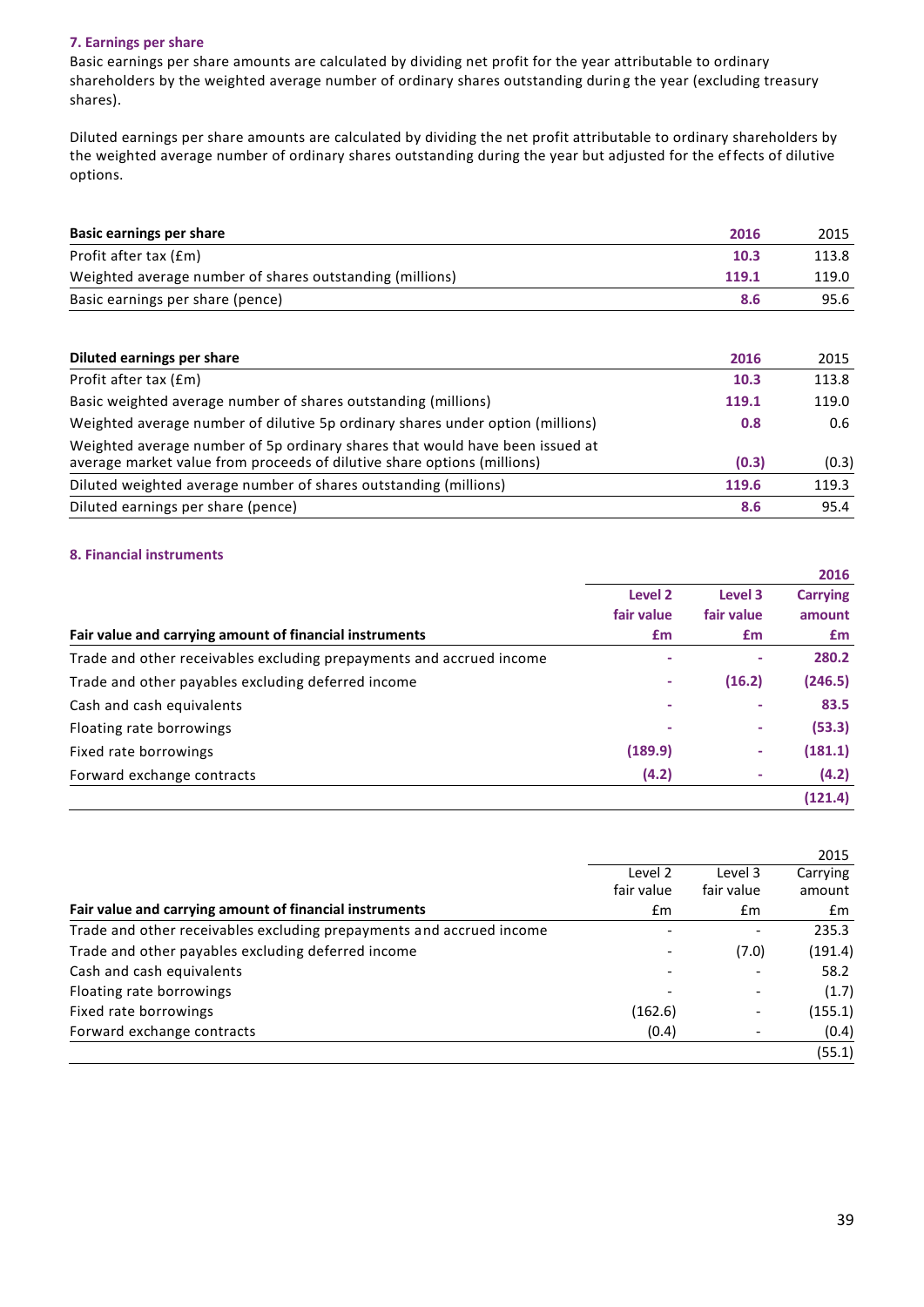### 7. Earnings per share

Basic earnings per share amounts are calculated by dividing net profit for the year attributable to ordinary shareholders by the weighted average number of ordinary shares outstanding during the year (excluding treasury shares).

Diluted earnings per share amounts are calculated by dividing the net profit attributable to ordinary shareholders by the weighted average number of ordinary shares outstanding during the year but adjusted for the effects of dilutive options.

| Basic earnings per share | 2016 | 2015 |
|---|---|---|
| Profit after tax (£m) | 10.3 | 113.8 |
| Weighted average number of shares outstanding (millions) | 119.1 | 119.0 |
| Basic earnings per share (pence) | 8.6 | 95.6 |

| Diluted earnings per share | 2016 | 2015 |
|---|---|---|
| Profit after tax (£m) | 10.3 | 113.8 |
| Basic weighted average number of shares outstanding (millions) | 119.1 | 119.0 |
| Weighted average number of dilutive 5p ordinary shares under option (millions) | 0.8 | 0.6 |
| Weighted average number of 5p ordinary shares that would have been issued at average market value from proceeds of dilutive share options (millions) | (0.3) | (0.3) |
| Diluted weighted average number of shares outstanding (millions) | 119.6 | 119.3 |
| Diluted earnings per share (pence) | 8.6 | 95.4 |

### 8. Financial instruments

| | | | 2016 |
|---|---|---|---|
| Fair value and carrying amount of financial instruments | Level 2 fair value £m | Level 3 fair value £m | Carrying amount £m |
| Trade and other receivables excluding prepayments and accrued income | - | - | 280.2 |
| Trade and other payables excluding deferred income | - | (16.2) | (246.5) |
| Cash and cash equivalents | - | - | 83.5 |
| Floating rate borrowings | - | - | (53.3) |
| Fixed rate borrowings | (189.9) | - | (181.1) |
| Forward exchange contracts | (4.2) | - | (4.2) |
| | | | (121.4) |

| | | | 2015 |
|---|---|---|---|
| Fair value and carrying amount of financial instruments | Level 2 fair value £m | Level 3 fair value £m | Carrying amount £m |
| Trade and other receivables excluding prepayments and accrued income | - | - | 235.3 |
| Trade and other payables excluding deferred income | - | (7.0) | (191.4) |
| Cash and cash equivalents | - | - | 58.2 |
| Floating rate borrowings | - | - | (1.7) |
| Fixed rate borrowings | (162.6) | - | (155.1) |
| Forward exchange contracts | (0.4) | - | (0.4) |
| | | | (55.1) |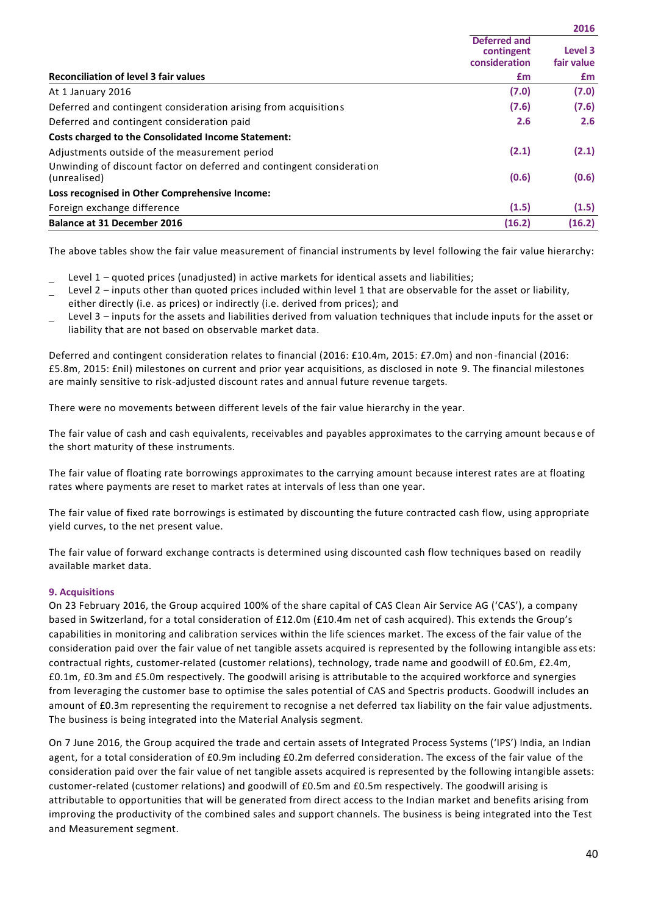| Reconciliation of level 3 fair values | Deferred and contingent consideration £m | 2016 Level 3 fair value £m |
|---|---|---|
| At 1 January 2016 | (7.0) | (7.0) |
| Deferred and contingent consideration arising from acquisitions | (7.6) | (7.6) |
| Deferred and contingent consideration paid | 2.6 | 2.6 |
| **Costs charged to the Consolidated Income Statement:** | | |
| Adjustments outside of the measurement period | (2.1) | (2.1) |
| Unwinding of discount factor on deferred and contingent consideration (unrealised) | (0.6) | (0.6) |
| **Loss recognised in Other Comprehensive Income:** | | |
| Foreign exchange difference | (1.5) | (1.5) |
| **Balance at 31 December 2016** | **(16.2)** | **(16.2)** |

The above tables show the fair value measurement of financial instruments by level following the fair value hierarchy:

- Level 1 – quoted prices (unadjusted) in active markets for identical assets and liabilities;
- Level 2 – inputs other than quoted prices included within level 1 that are observable for the asset or liability, either directly (i.e. as prices) or indirectly (i.e. derived from prices); and
- Level 3 – inputs for the assets and liabilities derived from valuation techniques that include inputs for the asset or liability that are not based on observable market data.

Deferred and contingent consideration relates to financial (2016: £10.4m, 2015: £7.0m) and non-financial (2016: £5.8m, 2015: £nil) milestones on current and prior year acquisitions, as disclosed in note 9. The financial milestones are mainly sensitive to risk-adjusted discount rates and annual future revenue targets.

There were no movements between different levels of the fair value hierarchy in the year.

The fair value of cash and cash equivalents, receivables and payables approximates to the carrying amount because of the short maturity of these instruments.

The fair value of floating rate borrowings approximates to the carrying amount because interest rates are at floating rates where payments are reset to market rates at intervals of less than one year.

The fair value of fixed rate borrowings is estimated by discounting the future contracted cash flow, using appropriate yield curves, to the net present value.

The fair value of forward exchange contracts is determined using discounted cash flow techniques based on readily available market data.

### 9. Acquisitions

On 23 February 2016, the Group acquired 100% of the share capital of CAS Clean Air Service AG ('CAS'), a company based in Switzerland, for a total consideration of £12.0m (£10.4m net of cash acquired). This extends the Group's capabilities in monitoring and calibration services within the life sciences market. The excess of the fair value of the consideration paid over the fair value of net tangible assets acquired is represented by the following intangible assets: contractual rights, customer-related (customer relations), technology, trade name and goodwill of £0.6m, £2.4m, £0.1m, £0.3m and £5.0m respectively. The goodwill arising is attributable to the acquired workforce and synergies from leveraging the customer base to optimise the sales potential of CAS and Spectris products. Goodwill includes an amount of £0.3m representing the requirement to recognise a net deferred tax liability on the fair value adjustments. The business is being integrated into the Material Analysis segment.

On 7 June 2016, the Group acquired the trade and certain assets of Integrated Process Systems ('IPS') India, an Indian agent, for a total consideration of £0.9m including £0.2m deferred consideration. The excess of the fair value of the consideration paid over the fair value of net tangible assets acquired is represented by the following intangible assets: customer-related (customer relations) and goodwill of £0.5m and £0.5m respectively. The goodwill arising is attributable to opportunities that will be generated from direct access to the Indian market and benefits arising from improving the productivity of the combined sales and support channels. The business is being integrated into the Test and Measurement segment.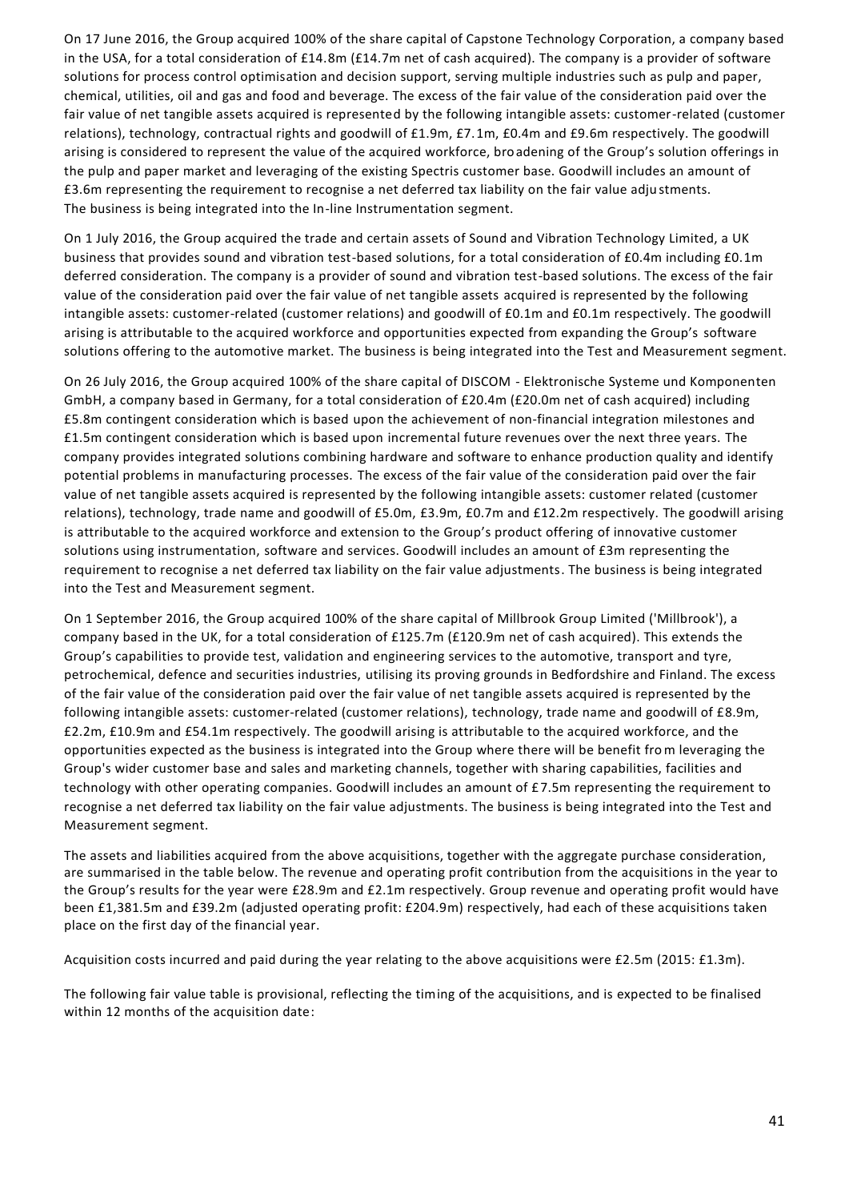On 17 June 2016, the Group acquired 100% of the share capital of Capstone Technology Corporation, a company based in the USA, for a total consideration of £14.8m (£14.7m net of cash acquired). The company is a provider of software solutions for process control optimisation and decision support, serving multiple industries such as pulp and paper, chemical, utilities, oil and gas and food and beverage. The excess of the fair value of the consideration paid over the fair value of net tangible assets acquired is represented by the following intangible assets: customer-related (customer relations), technology, contractual rights and goodwill of £1.9m, £7.1m, £0.4m and £9.6m respectively. The goodwill arising is considered to represent the value of the acquired workforce, broadening of the Group's solution offerings in the pulp and paper market and leveraging of the existing Spectris customer base. Goodwill includes an amount of £3.6m representing the requirement to recognise a net deferred tax liability on the fair value adjustments. The business is being integrated into the In-line Instrumentation segment.

On 1 July 2016, the Group acquired the trade and certain assets of Sound and Vibration Technology Limited, a UK business that provides sound and vibration test-based solutions, for a total consideration of £0.4m including £0.1m deferred consideration. The company is a provider of sound and vibration test-based solutions. The excess of the fair value of the consideration paid over the fair value of net tangible assets acquired is represented by the following intangible assets: customer-related (customer relations) and goodwill of £0.1m and £0.1m respectively. The goodwill arising is attributable to the acquired workforce and opportunities expected from expanding the Group's software solutions offering to the automotive market. The business is being integrated into the Test and Measurement segment.

On 26 July 2016, the Group acquired 100% of the share capital of DISCOM - Elektronische Systeme und Komponenten GmbH, a company based in Germany, for a total consideration of £20.4m (£20.0m net of cash acquired) including £5.8m contingent consideration which is based upon the achievement of non-financial integration milestones and £1.5m contingent consideration which is based upon incremental future revenues over the next three years. The company provides integrated solutions combining hardware and software to enhance production quality and identify potential problems in manufacturing processes. The excess of the fair value of the consideration paid over the fair value of net tangible assets acquired is represented by the following intangible assets: customer related (customer relations), technology, trade name and goodwill of £5.0m, £3.9m, £0.7m and £12.2m respectively. The goodwill arising is attributable to the acquired workforce and extension to the Group's product offering of innovative customer solutions using instrumentation, software and services. Goodwill includes an amount of £3m representing the requirement to recognise a net deferred tax liability on the fair value adjustments. The business is being integrated into the Test and Measurement segment.

On 1 September 2016, the Group acquired 100% of the share capital of Millbrook Group Limited ('Millbrook'), a company based in the UK, for a total consideration of £125.7m (£120.9m net of cash acquired). This extends the Group's capabilities to provide test, validation and engineering services to the automotive, transport and tyre, petrochemical, defence and securities industries, utilising its proving grounds in Bedfordshire and Finland. The excess of the fair value of the consideration paid over the fair value of net tangible assets acquired is represented by the following intangible assets: customer-related (customer relations), technology, trade name and goodwill of £8.9m, £2.2m, £10.9m and £54.1m respectively. The goodwill arising is attributable to the acquired workforce, and the opportunities expected as the business is integrated into the Group where there will be benefit from leveraging the Group's wider customer base and sales and marketing channels, together with sharing capabilities, facilities and technology with other operating companies. Goodwill includes an amount of £7.5m representing the requirement to recognise a net deferred tax liability on the fair value adjustments. The business is being integrated into the Test and Measurement segment.

The assets and liabilities acquired from the above acquisitions, together with the aggregate purchase consideration, are summarised in the table below. The revenue and operating profit contribution from the acquisitions in the year to the Group's results for the year were £28.9m and £2.1m respectively. Group revenue and operating profit would have been £1,381.5m and £39.2m (adjusted operating profit: £204.9m) respectively, had each of these acquisitions taken place on the first day of the financial year.

Acquisition costs incurred and paid during the year relating to the above acquisitions were £2.5m (2015: £1.3m).

The following fair value table is provisional, reflecting the timing of the acquisitions, and is expected to be finalised within 12 months of the acquisition date: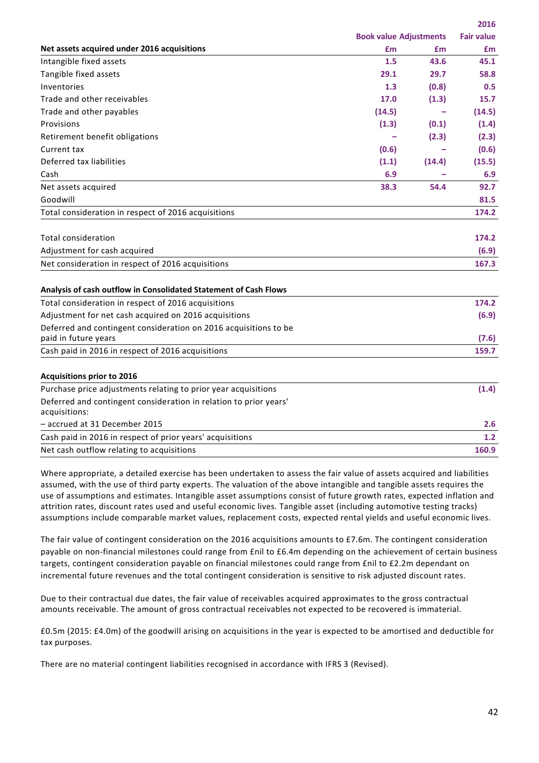| Net assets acquired under 2016 acquisitions | Book value £m | Adjustments £m | 2016 Fair value £m |
|---|---|---|---|
| Intangible fixed assets | **1.5** | **43.6** | **45.1** |
| Tangible fixed assets | **29.1** | **29.7** | **58.8** |
| Inventories | **1.3** | **(0.8)** | **0.5** |
| Trade and other receivables | **17.0** | **(1.3)** | **15.7** |
| Trade and other payables | **(14.5)** | **–** | **(14.5)** |
| Provisions | **(1.3)** | **(0.1)** | **(1.4)** |
| Retirement benefit obligations | **–** | **(2.3)** | **(2.3)** |
| Current tax | **(0.6)** | **–** | **(0.6)** |
| Deferred tax liabilities | **(1.1)** | **(14.4)** | **(15.5)** |
| Cash | **6.9** | **–** | **6.9** |
| Net assets acquired | **38.3** | **54.4** | **92.7** |
| Goodwill | | | **81.5** |
| Total consideration in respect of 2016 acquisitions | | | **174.2** |

| | |
|---|---|
| Total consideration | **174.2** |
| Adjustment for cash acquired | **(6.9)** |
| Net consideration in respect of 2016 acquisitions | **167.3** |

| **Analysis of cash outflow in Consolidated Statement of Cash Flows** | |
|---|---|
| Total consideration in respect of 2016 acquisitions | **174.2** |
| Adjustment for net cash acquired on 2016 acquisitions | **(6.9)** |
| Deferred and contingent consideration on 2016 acquisitions to be paid in future years | **(7.6)** |
| Cash paid in 2016 in respect of 2016 acquisitions | **159.7** |

| **Acquisitions prior to 2016** | |
|---|---|
| Purchase price adjustments relating to prior year acquisitions | **(1.4)** |
| Deferred and contingent consideration in relation to prior years' acquisitions: | |
| – accrued at 31 December 2015 | **2.6** |
| Cash paid in 2016 in respect of prior years' acquisitions | **1.2** |
| Net cash outflow relating to acquisitions | **160.9** |

Where appropriate, a detailed exercise has been undertaken to assess the fair value of assets acquired and liabilities assumed, with the use of third party experts. The valuation of the above intangible and tangible assets requires the use of assumptions and estimates. Intangible asset assumptions consist of future growth rates, expected inflation and attrition rates, discount rates used and useful economic lives. Tangible asset (including automotive testing tracks) assumptions include comparable market values, replacement costs, expected rental yields and useful economic lives.

The fair value of contingent consideration on the 2016 acquisitions amounts to £7.6m. The contingent consideration payable on non-financial milestones could range from £nil to £6.4m depending on the achievement of certain business targets, contingent consideration payable on financial milestones could range from £nil to £2.2m dependant on incremental future revenues and the total contingent consideration is sensitive to risk adjusted discount rates.

Due to their contractual due dates, the fair value of receivables acquired approximates to the gross contractual amounts receivable. The amount of gross contractual receivables not expected to be recovered is immaterial.

£0.5m (2015: £4.0m) of the goodwill arising on acquisitions in the year is expected to be amortised and deductible for tax purposes.

There are no material contingent liabilities recognised in accordance with IFRS 3 (Revised).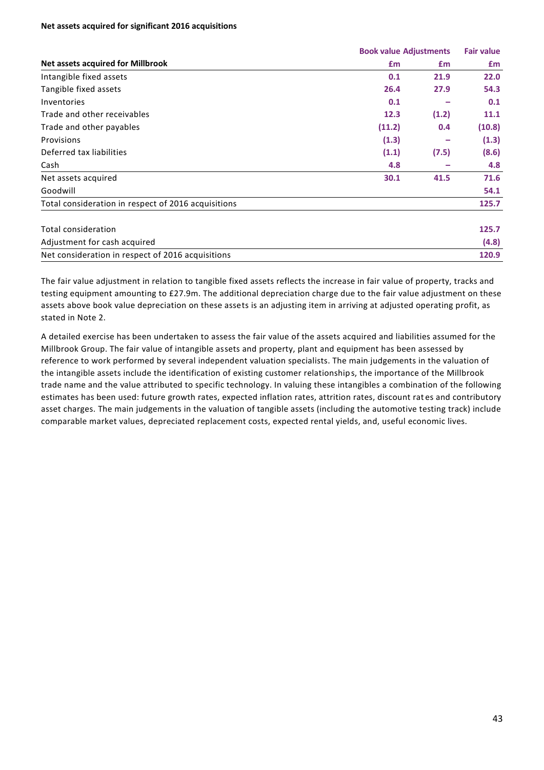**Net assets acquired for significant 2016 acquisitions**

| Net assets acquired for Millbrook | Book value £m | Adjustments £m | Fair value £m |
|---|---|---|---|
| Intangible fixed assets | 0.1 | 21.9 | 22.0 |
| Tangible fixed assets | 26.4 | 27.9 | 54.3 |
| Inventories | 0.1 | – | 0.1 |
| Trade and other receivables | 12.3 | (1.2) | 11.1 |
| Trade and other payables | (11.2) | 0.4 | (10.8) |
| Provisions | (1.3) | – | (1.3) |
| Deferred tax liabilities | (1.1) | (7.5) | (8.6) |
| Cash | 4.8 | – | 4.8 |
| Net assets acquired | 30.1 | 41.5 | 71.6 |
| Goodwill | | | 54.1 |
| Total consideration in respect of 2016 acquisitions | | | 125.7 |
| | | | |
| Total consideration | | | 125.7 |
| Adjustment for cash acquired | | | (4.8) |
| Net consideration in respect of 2016 acquisitions | | | 120.9 |

The fair value adjustment in relation to tangible fixed assets reflects the increase in fair value of property, tracks and testing equipment amounting to £27.9m. The additional depreciation charge due to the fair value adjustment on these assets above book value depreciation on these assets is an adjusting item in arriving at adjusted operating profit, as stated in Note 2.

A detailed exercise has been undertaken to assess the fair value of the assets acquired and liabilities assumed for the Millbrook Group. The fair value of intangible assets and property, plant and equipment has been assessed by reference to work performed by several independent valuation specialists. The main judgements in the valuation of the intangible assets include the identification of existing customer relationships, the importance of the Millbrook trade name and the value attributed to specific technology. In valuing these intangibles a combination of the following estimates has been used: future growth rates, expected inflation rates, attrition rates, discount rates and contributory asset charges. The main judgements in the valuation of tangible assets (including the automotive testing track) include comparable market values, depreciated replacement costs, expected rental yields, and, useful economic lives.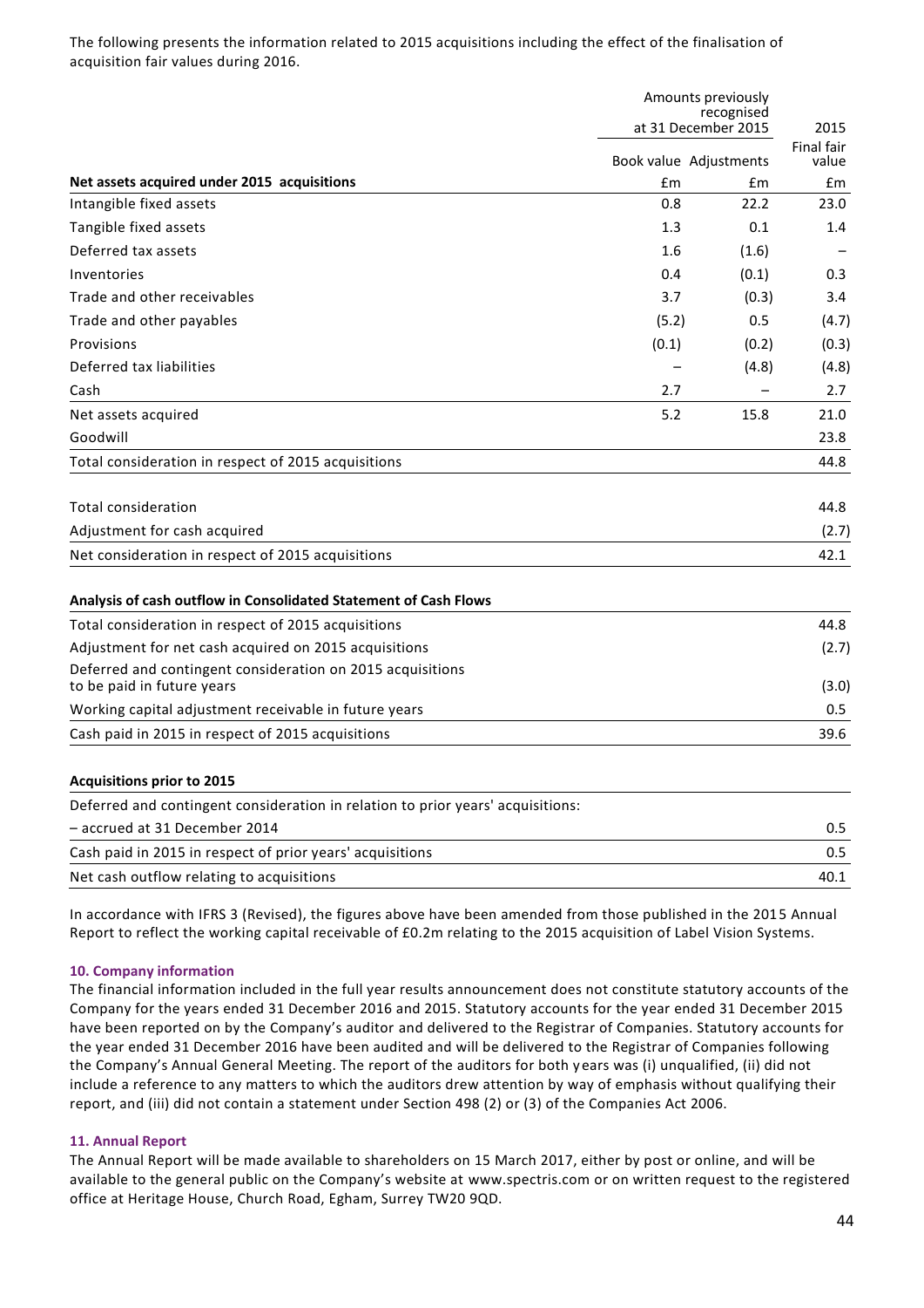The following presents the information related to 2015 acquisitions including the effect of the finalisation of acquisition fair values during 2016.

| | Amounts previously recognised at 31 December 2015 | | 2015 |
|---|---|---|---|
| | Book value | Adjustments | Final fair value |
| **Net assets acquired under 2015 acquisitions** | £m | £m | £m |
| Intangible fixed assets | 0.8 | 22.2 | 23.0 |
| Tangible fixed assets | 1.3 | 0.1 | 1.4 |
| Deferred tax assets | 1.6 | (1.6) | – |
| Inventories | 0.4 | (0.1) | 0.3 |
| Trade and other receivables | 3.7 | (0.3) | 3.4 |
| Trade and other payables | (5.2) | 0.5 | (4.7) |
| Provisions | (0.1) | (0.2) | (0.3) |
| Deferred tax liabilities | – | (4.8) | (4.8) |
| Cash | 2.7 | – | 2.7 |
| Net assets acquired | 5.2 | 15.8 | 21.0 |
| Goodwill | | | 23.8 |
| Total consideration in respect of 2015 acquisitions | | | 44.8 |
| | | | |
| Total consideration | | | 44.8 |
| Adjustment for cash acquired | | | (2.7) |
| Net consideration in respect of 2015 acquisitions | | | 42.1 |

**Analysis of cash outflow in Consolidated Statement of Cash Flows**

| | |
|---|---|
| Total consideration in respect of 2015 acquisitions | 44.8 |
| Adjustment for net cash acquired on 2015 acquisitions | (2.7) |
| Deferred and contingent consideration on 2015 acquisitions to be paid in future years | (3.0) |
| Working capital adjustment receivable in future years | 0.5 |
| Cash paid in 2015 in respect of 2015 acquisitions | 39.6 |

**Acquisitions prior to 2015**

| | |
|---|---|
| Deferred and contingent consideration in relation to prior years' acquisitions: | |
| – accrued at 31 December 2014 | 0.5 |
| Cash paid in 2015 in respect of prior years' acquisitions | 0.5 |
| Net cash outflow relating to acquisitions | 40.1 |

In accordance with IFRS 3 (Revised), the figures above have been amended from those published in the 2015 Annual Report to reflect the working capital receivable of £0.2m relating to the 2015 acquisition of Label Vision Systems.

### 10. Company information

The financial information included in the full year results announcement does not constitute statutory accounts of the Company for the years ended 31 December 2016 and 2015. Statutory accounts for the year ended 31 December 2015 have been reported on by the Company's auditor and delivered to the Registrar of Companies. Statutory accounts for the year ended 31 December 2016 have been audited and will be delivered to the Registrar of Companies following the Company's Annual General Meeting. The report of the auditors for both years was (i) unqualified, (ii) did not include a reference to any matters to which the auditors drew attention by way of emphasis without qualifying their report, and (iii) did not contain a statement under Section 498 (2) or (3) of the Companies Act 2006.

### 11. Annual Report

The Annual Report will be made available to shareholders on 15 March 2017, either by post or online, and will be available to the general public on the Company's website at www.spectris.com or on written request to the registered office at Heritage House, Church Road, Egham, Surrey TW20 9QD.